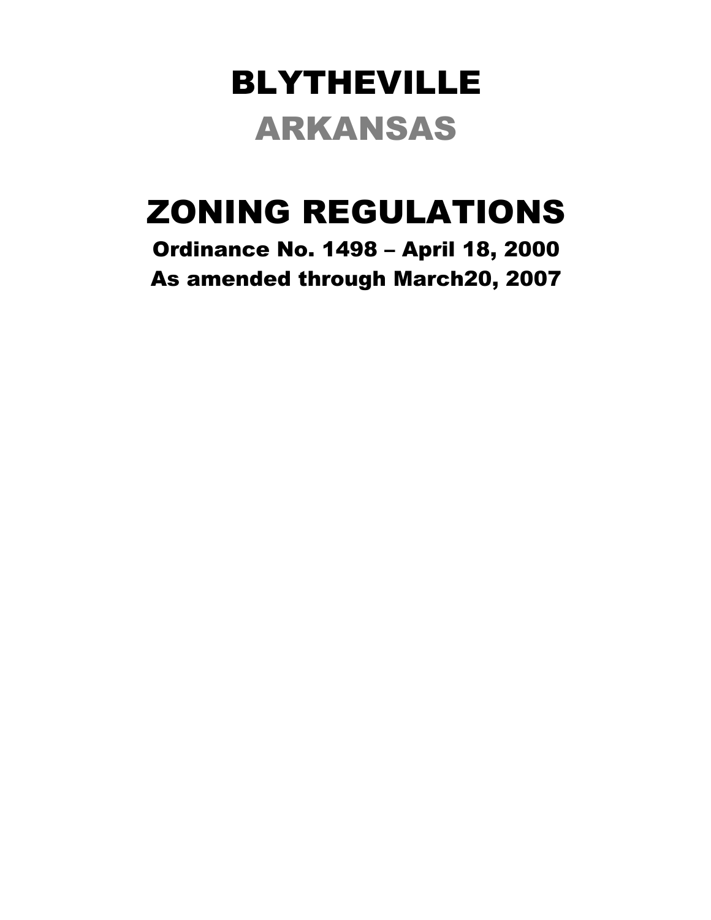# BLYTHEVILLE

# ARKANSAS

# ZONING REGULATIONS

**Ordinance No. 1498 – April 18, 2000**

**As amended through March20, 2007**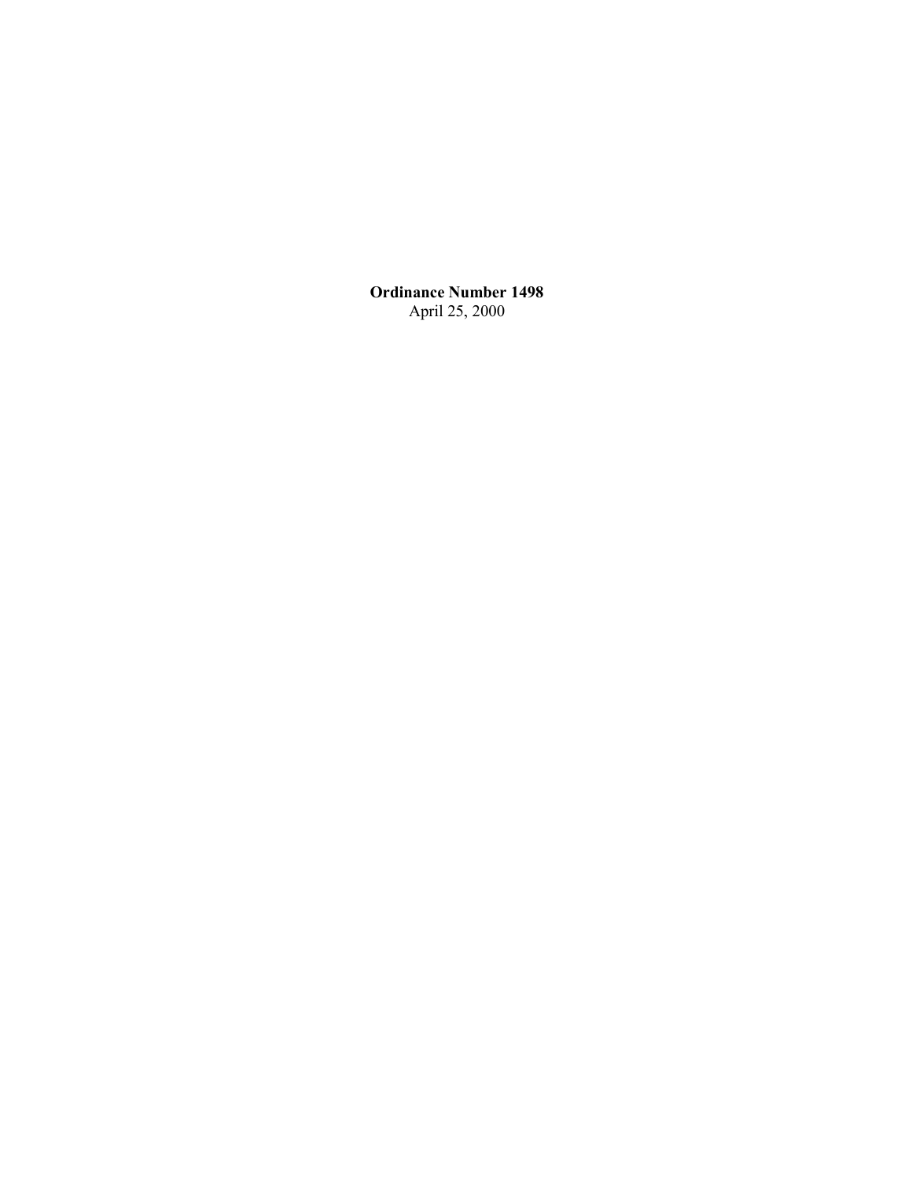**Ordinance Number 1498**

April 25, 2000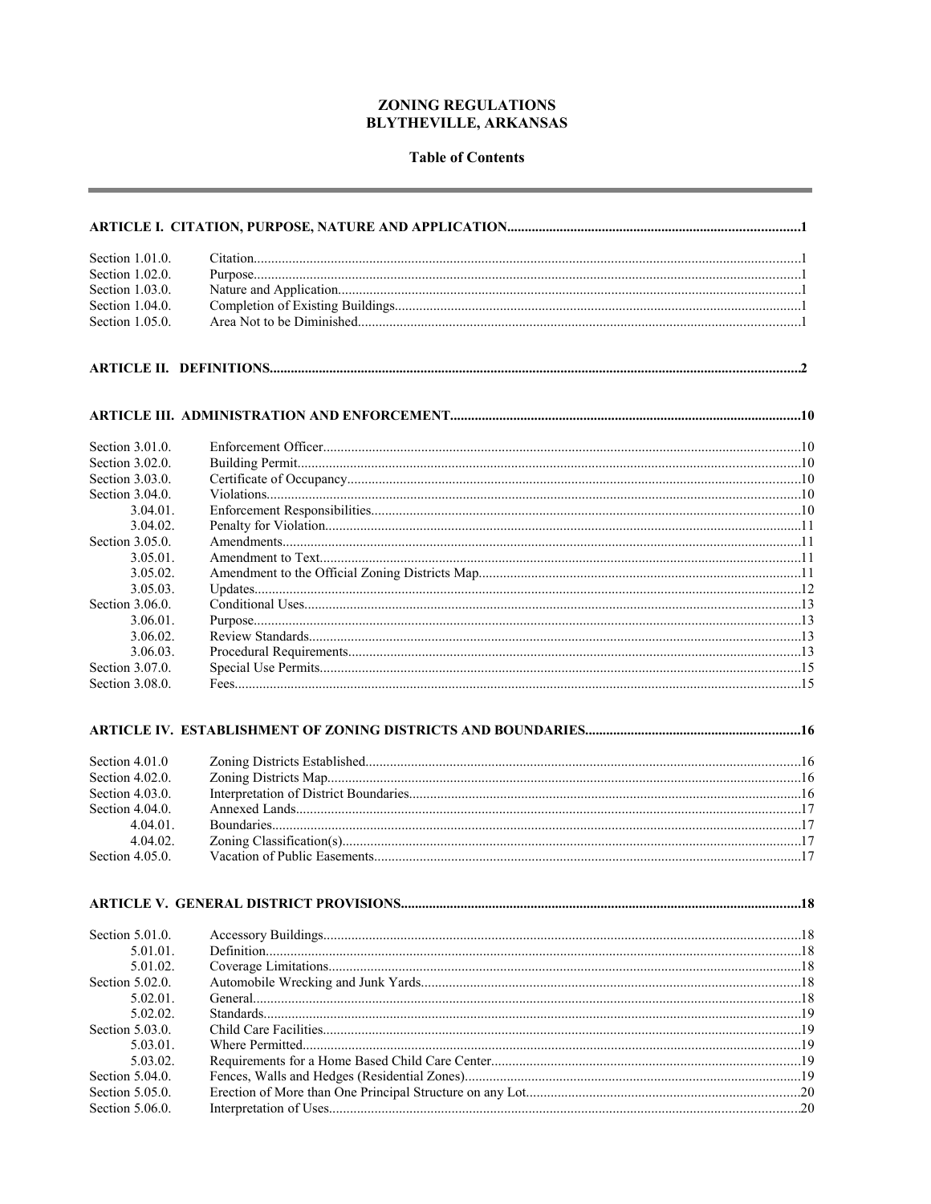# ZONING REGULATIONS
# BLYTHEVILLE, ARKANSAS

## Table of Contents

---

**ARTICLE I. CITATION, PURPOSE, NATURE AND APPLICATION** .....1

| | | |
|---|---|---|
| Section 1.01.0. | Citation | 1 |
| Section 1.02.0. | Purpose | 1 |
| Section 1.03.0. | Nature and Application | 1 |
| Section 1.04.0. | Completion of Existing Buildings | 1 |
| Section 1.05.0. | Area Not to be Diminished | 1 |

**ARTICLE II. DEFINITIONS** .....2

**ARTICLE III. ADMINISTRATION AND ENFORCEMENT** .....10

| | | |
|---|---|---|
| Section 3.01.0. | Enforcement Officer | 10 |
| Section 3.02.0. | Building Permit | 10 |
| Section 3.03.0. | Certificate of Occupancy | 10 |
| Section 3.04.0. | Violations | 10 |
| 3.04.01. | Enforcement Responsibilities | 10 |
| 3.04.02. | Penalty for Violation | 11 |
| Section 3.05.0. | Amendments | 11 |
| 3.05.01. | Amendment to Text | 11 |
| 3.05.02. | Amendment to the Official Zoning Districts Map | 11 |
| 3.05.03. | Updates | 12 |
| Section 3.06.0. | Conditional Uses | 13 |
| 3.06.01. | Purpose | 13 |
| 3.06.02. | Review Standards | 13 |
| 3.06.03. | Procedural Requirements | 13 |
| Section 3.07.0. | Special Use Permits | 15 |
| Section 3.08.0. | Fees | 15 |

**ARTICLE IV. ESTABLISHMENT OF ZONING DISTRICTS AND BOUNDARIES** .....16

| | | |
|---|---|---|
| Section 4.01.0 | Zoning Districts Established | 16 |
| Section 4.02.0. | Zoning Districts Map | 16 |
| Section 4.03.0. | Interpretation of District Boundaries | 16 |
| Section 4.04.0. | Annexed Lands | 17 |
| 4.04.01. | Boundaries | 17 |
| 4.04.02. | Zoning Classification(s) | 17 |
| Section 4.05.0. | Vacation of Public Easements | 17 |

**ARTICLE V. GENERAL DISTRICT PROVISIONS** .....18

| | | |
|---|---|---|
| Section 5.01.0. | Accessory Buildings | 18 |
| 5.01.01. | Definition | 18 |
| 5.01.02. | Coverage Limitations | 18 |
| Section 5.02.0. | Automobile Wrecking and Junk Yards | 18 |
| 5.02.01. | General | 18 |
| 5.02.02. | Standards | 19 |
| Section 5.03.0. | Child Care Facilities | 19 |
| 5.03.01. | Where Permitted | 19 |
| 5.03.02. | Requirements for a Home Based Child Care Center | 19 |
| Section 5.04.0. | Fences, Walls and Hedges (Residential Zones) | 19 |
| Section 5.05.0. | Erection of More than One Principal Structure on any Lot | 20 |
| Section 5.06.0. | Interpretation of Uses | 20 |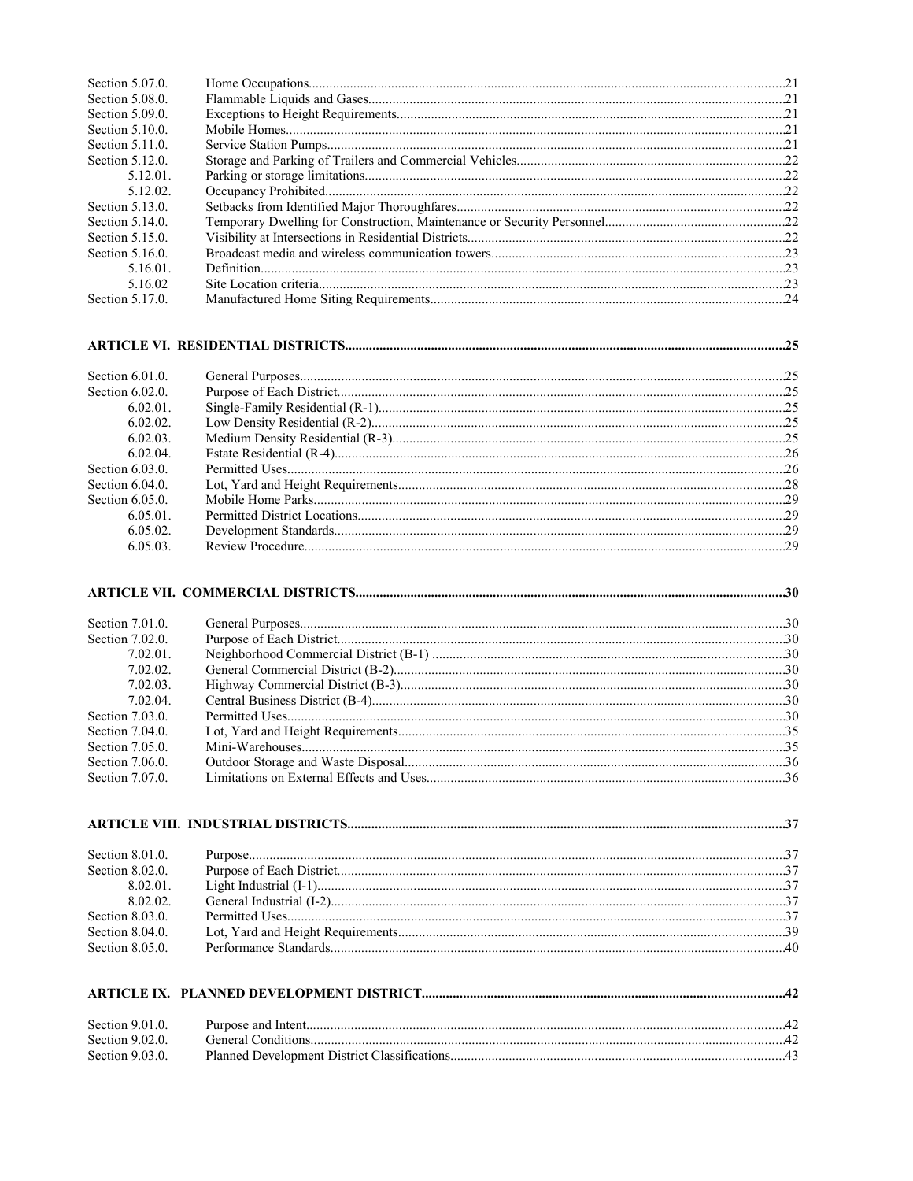| | | |
|---|---|---|
| Section 5.07.0. | Home Occupations | 21 |
| Section 5.08.0. | Flammable Liquids and Gases | 21 |
| Section 5.09.0. | Exceptions to Height Requirements | 21 |
| Section 5.10.0. | Mobile Homes | 21 |
| Section 5.11.0. | Service Station Pumps | 21 |
| Section 5.12.0. | Storage and Parking of Trailers and Commercial Vehicles | 22 |
| 5.12.01. | Parking or storage limitations | 22 |
| 5.12.02. | Occupancy Prohibited | 22 |
| Section 5.13.0. | Setbacks from Identified Major Thoroughfares | 22 |
| Section 5.14.0. | Temporary Dwelling for Construction, Maintenance or Security Personnel | 22 |
| Section 5.15.0. | Visibility at Intersections in Residential Districts | 22 |
| Section 5.16.0. | Broadcast media and wireless communication towers | 23 |
| 5.16.01. | Definition | 23 |
| 5.16.02 | Site Location criteria | 23 |
| Section 5.17.0. | Manufactured Home Siting Requirements | 24 |

**ARTICLE VI. RESIDENTIAL DISTRICTS** ..... 25

| | | |
|---|---|---|
| Section 6.01.0. | General Purposes | 25 |
| Section 6.02.0. | Purpose of Each District | 25 |
| 6.02.01. | Single-Family Residential (R-1) | 25 |
| 6.02.02. | Low Density Residential (R-2) | 25 |
| 6.02.03. | Medium Density Residential (R-3) | 25 |
| 6.02.04. | Estate Residential (R-4) | 26 |
| Section 6.03.0. | Permitted Uses | 26 |
| Section 6.04.0. | Lot, Yard and Height Requirements | 28 |
| Section 6.05.0. | Mobile Home Parks | 29 |
| 6.05.01. | Permitted District Locations | 29 |
| 6.05.02. | Development Standards | 29 |
| 6.05.03. | Review Procedure | 29 |

**ARTICLE VII. COMMERCIAL DISTRICTS** ..... 30

| | | |
|---|---|---|
| Section 7.01.0. | General Purposes | 30 |
| Section 7.02.0. | Purpose of Each District | 30 |
| 7.02.01. | Neighborhood Commercial District (B-1) | 30 |
| 7.02.02. | General Commercial District (B-2) | 30 |
| 7.02.03. | Highway Commercial District (B-3) | 30 |
| 7.02.04. | Central Business District (B-4) | 30 |
| Section 7.03.0. | Permitted Uses | 30 |
| Section 7.04.0. | Lot, Yard and Height Requirements | 35 |
| Section 7.05.0. | Mini-Warehouses | 35 |
| Section 7.06.0. | Outdoor Storage and Waste Disposal | 36 |
| Section 7.07.0. | Limitations on External Effects and Uses | 36 |

**ARTICLE VIII. INDUSTRIAL DISTRICTS** ..... 37

| | | |
|---|---|---|
| Section 8.01.0. | Purpose | 37 |
| Section 8.02.0. | Purpose of Each District | 37 |
| 8.02.01. | Light Industrial (I-1) | 37 |
| 8.02.02. | General Industrial (I-2) | 37 |
| Section 8.03.0. | Permitted Uses | 37 |
| Section 8.04.0. | Lot, Yard and Height Requirements | 39 |
| Section 8.05.0. | Performance Standards | 40 |

**ARTICLE IX. PLANNED DEVELOPMENT DISTRICT** ..... 42

| | | |
|---|---|---|
| Section 9.01.0. | Purpose and Intent | 42 |
| Section 9.02.0. | General Conditions | 42 |
| Section 9.03.0. | Planned Development District Classifications | 43 |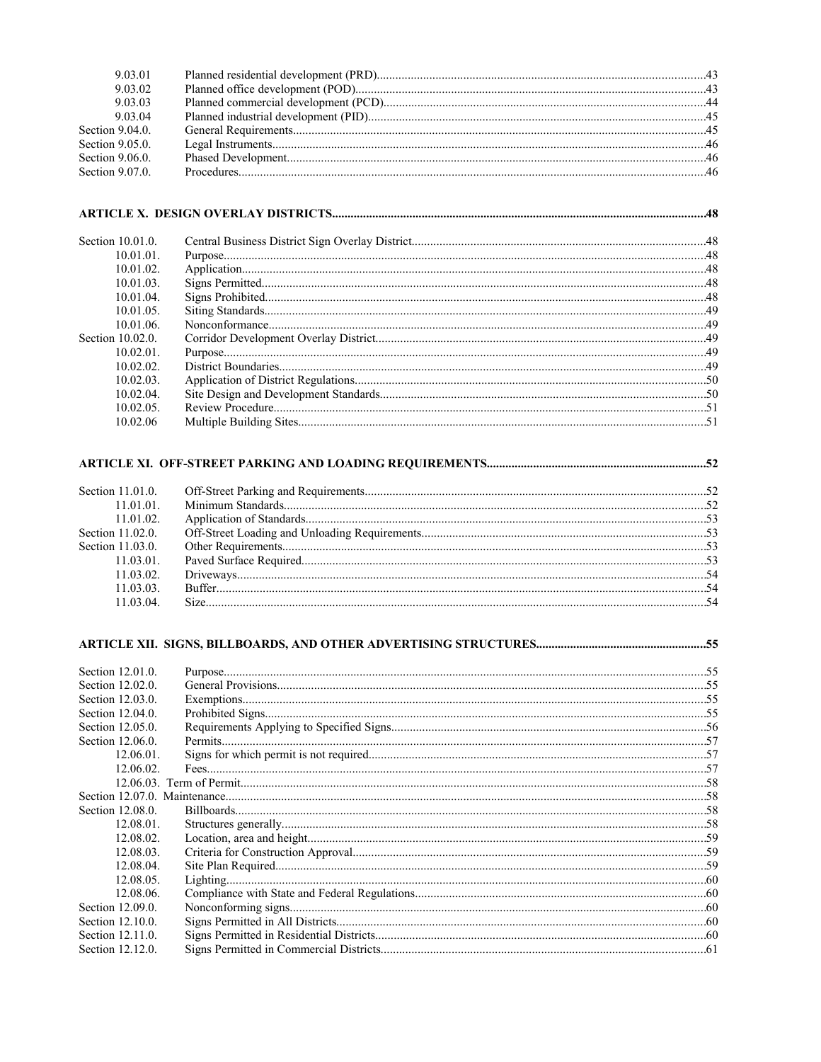| | | |
|---|---|---|
| 9.03.01 | Planned residential development (PRD) | 43 |
| 9.03.02 | Planned office development (POD) | 43 |
| 9.03.03 | Planned commercial development (PCD) | 44 |
| 9.03.04 | Planned industrial development (PID) | 45 |
| Section 9.04.0. | General Requirements | 45 |
| Section 9.05.0. | Legal Instruments | 46 |
| Section 9.06.0. | Phased Development | 46 |
| Section 9.07.0. | Procedures | 46 |

**ARTICLE X. DESIGN OVERLAY DISTRICTS** ..... 48

| | | |
|---|---|---|
| Section 10.01.0. | Central Business District Sign Overlay District | 48 |
| 10.01.01. | Purpose | 48 |
| 10.01.02. | Application | 48 |
| 10.01.03. | Signs Permitted | 48 |
| 10.01.04. | Signs Prohibited | 48 |
| 10.01.05. | Siting Standards | 49 |
| 10.01.06. | Nonconformance | 49 |
| Section 10.02.0. | Corridor Development Overlay District | 49 |
| 10.02.01. | Purpose | 49 |
| 10.02.02. | District Boundaries | 49 |
| 10.02.03. | Application of District Regulations | 50 |
| 10.02.04. | Site Design and Development Standards | 50 |
| 10.02.05. | Review Procedure | 51 |
| 10.02.06 | Multiple Building Sites | 51 |

**ARTICLE XI. OFF-STREET PARKING AND LOADING REQUIREMENTS** ..... 52

| | | |
|---|---|---|
| Section 11.01.0. | Off-Street Parking and Requirements | 52 |
| 11.01.01. | Minimum Standards | 52 |
| 11.01.02. | Application of Standards | 53 |
| Section 11.02.0. | Off-Street Loading and Unloading Requirements | 53 |
| Section 11.03.0. | Other Requirements | 53 |
| 11.03.01. | Paved Surface Required | 53 |
| 11.03.02. | Driveways | 54 |
| 11.03.03. | Buffer | 54 |
| 11.03.04. | Size | 54 |

**ARTICLE XII. SIGNS, BILLBOARDS, AND OTHER ADVERTISING STRUCTURES** ..... 55

| | | |
|---|---|---|
| Section 12.01.0. | Purpose | 55 |
| Section 12.02.0. | General Provisions | 55 |
| Section 12.03.0. | Exemptions | 55 |
| Section 12.04.0. | Prohibited Signs | 55 |
| Section 12.05.0. | Requirements Applying to Specified Signs | 56 |
| Section 12.06.0. | Permits | 57 |
| 12.06.01. | Signs for which permit is not required | 57 |
| 12.06.02. | Fees | 57 |
| 12.06.03. | Term of Permit | 58 |
| Section 12.07.0. | Maintenance | 58 |
| Section 12.08.0. | Billboards | 58 |
| 12.08.01. | Structures generally | 58 |
| 12.08.02. | Location, area and height | 59 |
| 12.08.03. | Criteria for Construction Approval | 59 |
| 12.08.04. | Site Plan Required | 59 |
| 12.08.05. | Lighting | 60 |
| 12.08.06. | Compliance with State and Federal Regulations | 60 |
| Section 12.09.0. | Nonconforming signs | 60 |
| Section 12.10.0. | Signs Permitted in All Districts | 60 |
| Section 12.11.0. | Signs Permitted in Residential Districts | 60 |
| Section 12.12.0. | Signs Permitted in Commercial Districts | 61 |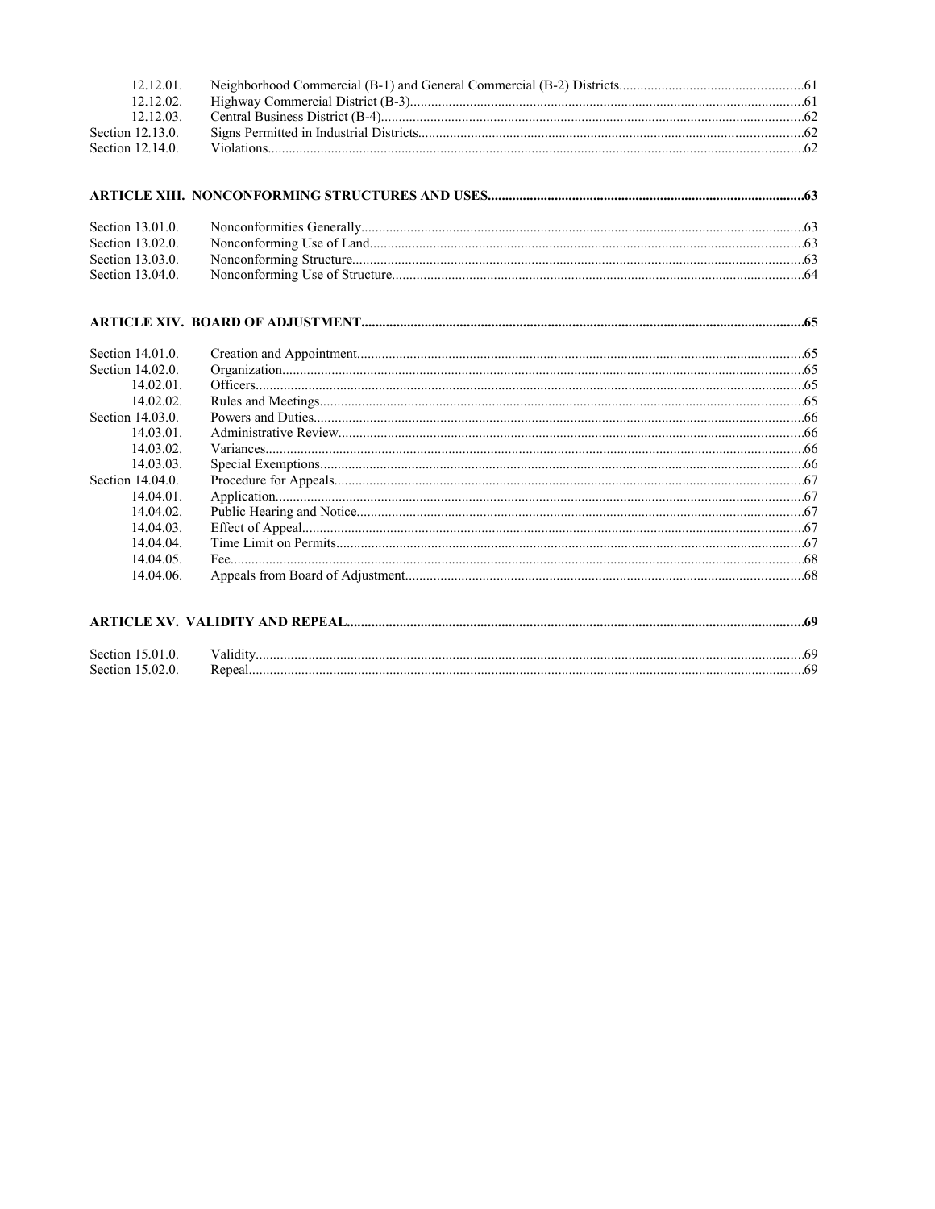| | | |
|---|---|---|
| 12.12.01. | Neighborhood Commercial (B-1) and General Commercial (B-2) Districts | 61 |
| 12.12.02. | Highway Commercial District (B-3) | 61 |
| 12.12.03. | Central Business District (B-4) | 62 |
| Section 12.13.0. | Signs Permitted in Industrial Districts | 62 |
| Section 12.14.0. | Violations | 62 |

**ARTICLE XIII. NONCONFORMING STRUCTURES AND USES......63**

| | | |
|---|---|---|
| Section 13.01.0. | Nonconformities Generally | 63 |
| Section 13.02.0. | Nonconforming Use of Land | 63 |
| Section 13.03.0. | Nonconforming Structure | 63 |
| Section 13.04.0. | Nonconforming Use of Structure | 64 |

**ARTICLE XIV. BOARD OF ADJUSTMENT......65**

| | | |
|---|---|---|
| Section 14.01.0. | Creation and Appointment | 65 |
| Section 14.02.0. | Organization | 65 |
| 14.02.01. | Officers | 65 |
| 14.02.02. | Rules and Meetings | 65 |
| Section 14.03.0. | Powers and Duties | 66 |
| 14.03.01. | Administrative Review | 66 |
| 14.03.02. | Variances | 66 |
| 14.03.03. | Special Exemptions | 66 |
| Section 14.04.0. | Procedure for Appeals | 67 |
| 14.04.01. | Application | 67 |
| 14.04.02. | Public Hearing and Notice | 67 |
| 14.04.03. | Effect of Appeal | 67 |
| 14.04.04. | Time Limit on Permits | 67 |
| 14.04.05. | Fee | 68 |
| 14.04.06. | Appeals from Board of Adjustment | 68 |

**ARTICLE XV. VALIDITY AND REPEAL......69**

| | | |
|---|---|---|
| Section 15.01.0. | Validity | 69 |
| Section 15.02.0. | Repeal | 69 |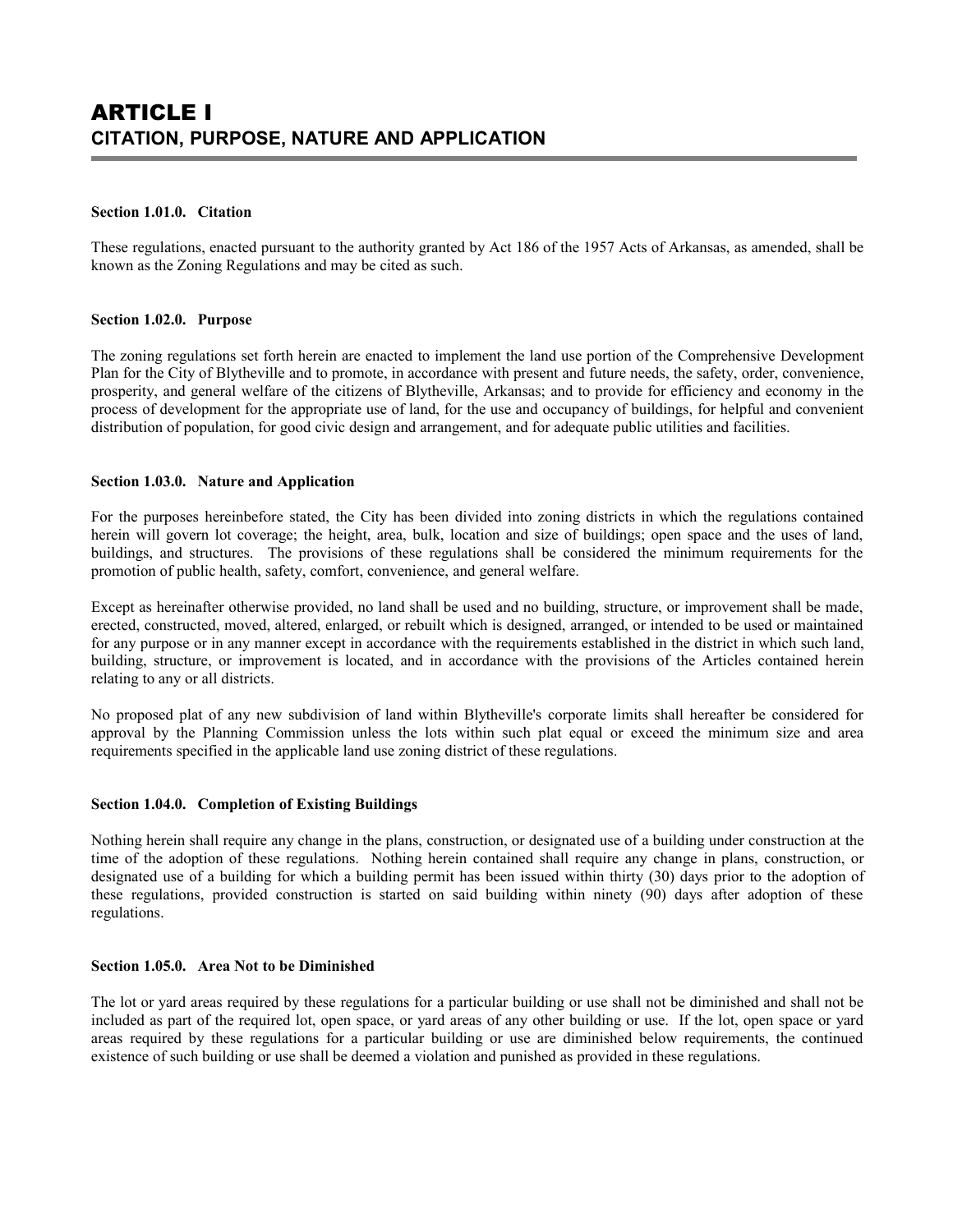# ARTICLE I
## CITATION, PURPOSE, NATURE AND APPLICATION

**Section 1.01.0. Citation**

These regulations, enacted pursuant to the authority granted by Act 186 of the 1957 Acts of Arkansas, as amended, shall be known as the Zoning Regulations and may be cited as such.

**Section 1.02.0. Purpose**

The zoning regulations set forth herein are enacted to implement the land use portion of the Comprehensive Development Plan for the City of Blytheville and to promote, in accordance with present and future needs, the safety, order, convenience, prosperity, and general welfare of the citizens of Blytheville, Arkansas; and to provide for efficiency and economy in the process of development for the appropriate use of land, for the use and occupancy of buildings, for helpful and convenient distribution of population, for good civic design and arrangement, and for adequate public utilities and facilities.

**Section 1.03.0. Nature and Application**

For the purposes hereinbefore stated, the City has been divided into zoning districts in which the regulations contained herein will govern lot coverage; the height, area, bulk, location and size of buildings; open space and the uses of land, buildings, and structures. The provisions of these regulations shall be considered the minimum requirements for the promotion of public health, safety, comfort, convenience, and general welfare.

Except as hereinafter otherwise provided, no land shall be used and no building, structure, or improvement shall be made, erected, constructed, moved, altered, enlarged, or rebuilt which is designed, arranged, or intended to be used or maintained for any purpose or in any manner except in accordance with the requirements established in the district in which such land, building, structure, or improvement is located, and in accordance with the provisions of the Articles contained herein relating to any or all districts.

No proposed plat of any new subdivision of land within Blytheville's corporate limits shall hereafter be considered for approval by the Planning Commission unless the lots within such plat equal or exceed the minimum size and area requirements specified in the applicable land use zoning district of these regulations.

**Section 1.04.0. Completion of Existing Buildings**

Nothing herein shall require any change in the plans, construction, or designated use of a building under construction at the time of the adoption of these regulations. Nothing herein contained shall require any change in plans, construction, or designated use of a building for which a building permit has been issued within thirty (30) days prior to the adoption of these regulations, provided construction is started on said building within ninety (90) days after adoption of these regulations.

**Section 1.05.0. Area Not to be Diminished**

The lot or yard areas required by these regulations for a particular building or use shall not be diminished and shall not be included as part of the required lot, open space, or yard areas of any other building or use. If the lot, open space or yard areas required by these regulations for a particular building or use are diminished below requirements, the continued existence of such building or use shall be deemed a violation and punished as provided in these regulations.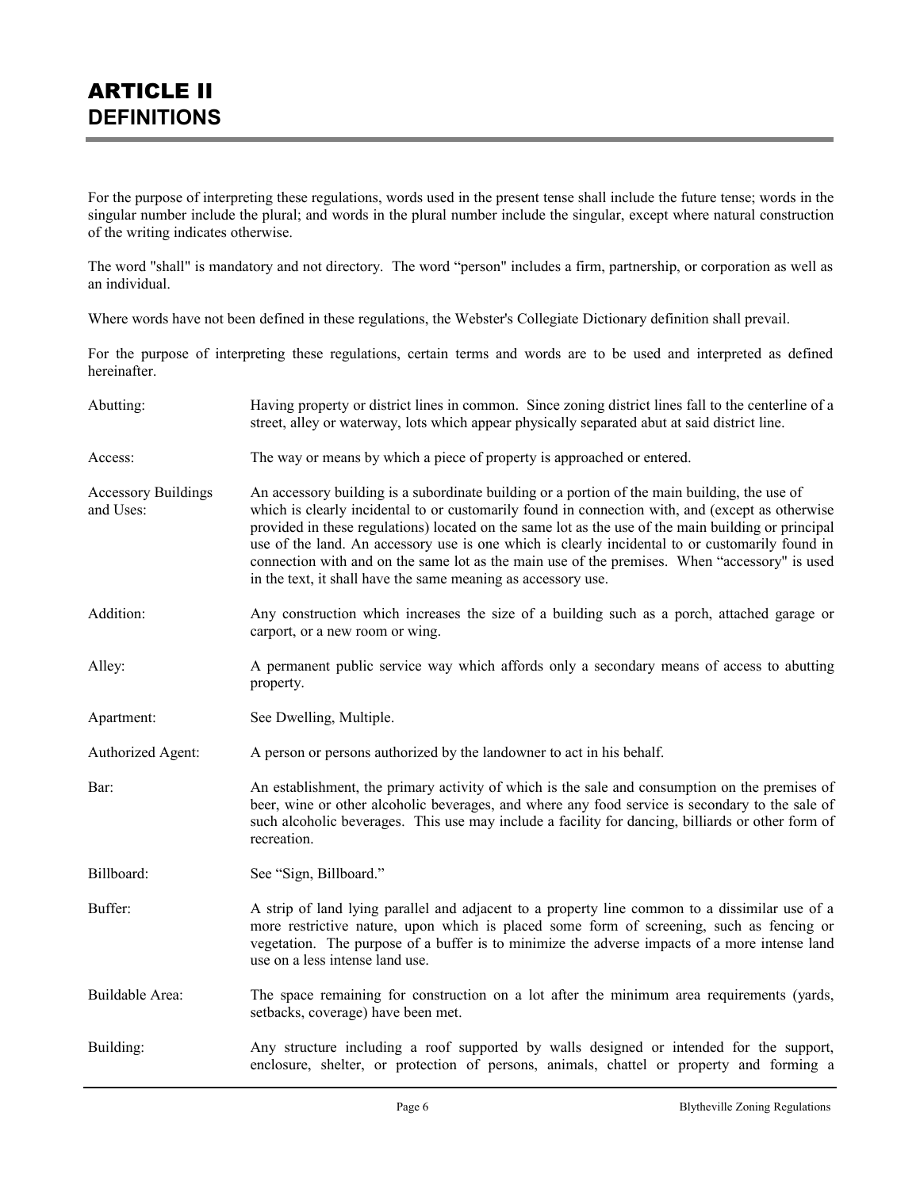# ARTICLE II
## DEFINITIONS

For the purpose of interpreting these regulations, words used in the present tense shall include the future tense; words in the singular number include the plural; and words in the plural number include the singular, except where natural construction of the writing indicates otherwise.

The word "shall" is mandatory and not directory. The word "person" includes a firm, partnership, or corporation as well as an individual.

Where words have not been defined in these regulations, the Webster's Collegiate Dictionary definition shall prevail.

For the purpose of interpreting these regulations, certain terms and words are to be used and interpreted as defined hereinafter.

| | |
|---|---|
| Abutting: | Having property or district lines in common. Since zoning district lines fall to the centerline of a street, alley or waterway, lots which appear physically separated abut at said district line. |
| Access: | The way or means by which a piece of property is approached or entered. |
| Accessory Buildings and Uses: | An accessory building is a subordinate building or a portion of the main building, the use of which is clearly incidental to or customarily found in connection with, and (except as otherwise provided in these regulations) located on the same lot as the use of the main building or principal use of the land. An accessory use is one which is clearly incidental to or customarily found in connection with and on the same lot as the main use of the premises. When "accessory" is used in the text, it shall have the same meaning as accessory use. |
| Addition: | Any construction which increases the size of a building such as a porch, attached garage or carport, or a new room or wing. |
| Alley: | A permanent public service way which affords only a secondary means of access to abutting property. |
| Apartment: | See Dwelling, Multiple. |
| Authorized Agent: | A person or persons authorized by the landowner to act in his behalf. |
| Bar: | An establishment, the primary activity of which is the sale and consumption on the premises of beer, wine or other alcoholic beverages, and where any food service is secondary to the sale of such alcoholic beverages. This use may include a facility for dancing, billiards or other form of recreation. |
| Billboard: | See "Sign, Billboard." |
| Buffer: | A strip of land lying parallel and adjacent to a property line common to a dissimilar use of a more restrictive nature, upon which is placed some form of screening, such as fencing or vegetation. The purpose of a buffer is to minimize the adverse impacts of a more intense land use on a less intense land use. |
| Buildable Area: | The space remaining for construction on a lot after the minimum area requirements (yards, setbacks, coverage) have been met. |
| Building: | Any structure including a roof supported by walls designed or intended for the support, enclosure, shelter, or protection of persons, animals, chattel or property and forming a |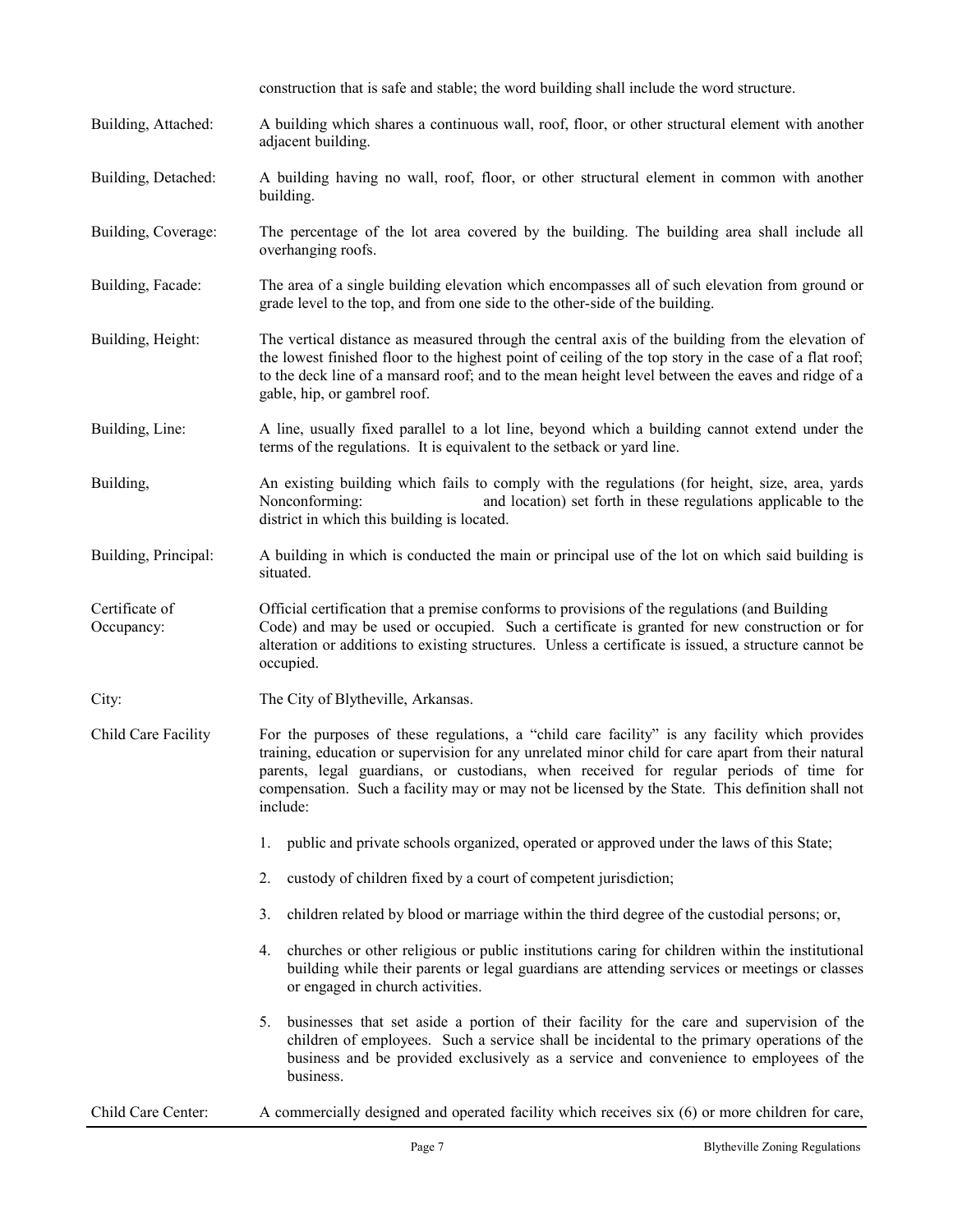construction that is safe and stable; the word building shall include the word structure.

**Building, Attached:** A building which shares a continuous wall, roof, floor, or other structural element with another adjacent building.

**Building, Detached:** A building having no wall, roof, floor, or other structural element in common with another building.

**Building, Coverage:** The percentage of the lot area covered by the building. The building area shall include all overhanging roofs.

**Building, Facade:** The area of a single building elevation which encompasses all of such elevation from ground or grade level to the top, and from one side to the other-side of the building.

**Building, Height:** The vertical distance as measured through the central axis of the building from the elevation of the lowest finished floor to the highest point of ceiling of the top story in the case of a flat roof; to the deck line of a mansard roof; and to the mean height level between the eaves and ridge of a gable, hip, or gambrel roof.

**Building, Line:** A line, usually fixed parallel to a lot line, beyond which a building cannot extend under the terms of the regulations. It is equivalent to the setback or yard line.

**Building, Nonconforming:** An existing building which fails to comply with the regulations (for height, size, area, yards and location) set forth in these regulations applicable to the district in which this building is located.

**Building, Principal:** A building in which is conducted the main or principal use of the lot on which said building is situated.

**Certificate of Occupancy:** Official certification that a premise conforms to provisions of the regulations (and Building Code) and may be used or occupied. Such a certificate is granted for new construction or for alteration or additions to existing structures. Unless a certificate is issued, a structure cannot be occupied.

**City:** The City of Blytheville, Arkansas.

**Child Care Facility** For the purposes of these regulations, a "child care facility" is any facility which provides training, education or supervision for any unrelated minor child for care apart from their natural parents, legal guardians, or custodians, when received for regular periods of time for compensation. Such a facility may or may not be licensed by the State. This definition shall not include:

1. public and private schools organized, operated or approved under the laws of this State;
2. custody of children fixed by a court of competent jurisdiction;
3. children related by blood or marriage within the third degree of the custodial persons; or,
4. churches or other religious or public institutions caring for children within the institutional building while their parents or legal guardians are attending services or meetings or classes or engaged in church activities.
5. businesses that set aside a portion of their facility for the care and supervision of the children of employees. Such a service shall be incidental to the primary operations of the business and be provided exclusively as a service and convenience to employees of the business.

**Child Care Center:** A commercially designed and operated facility which receives six (6) or more children for care,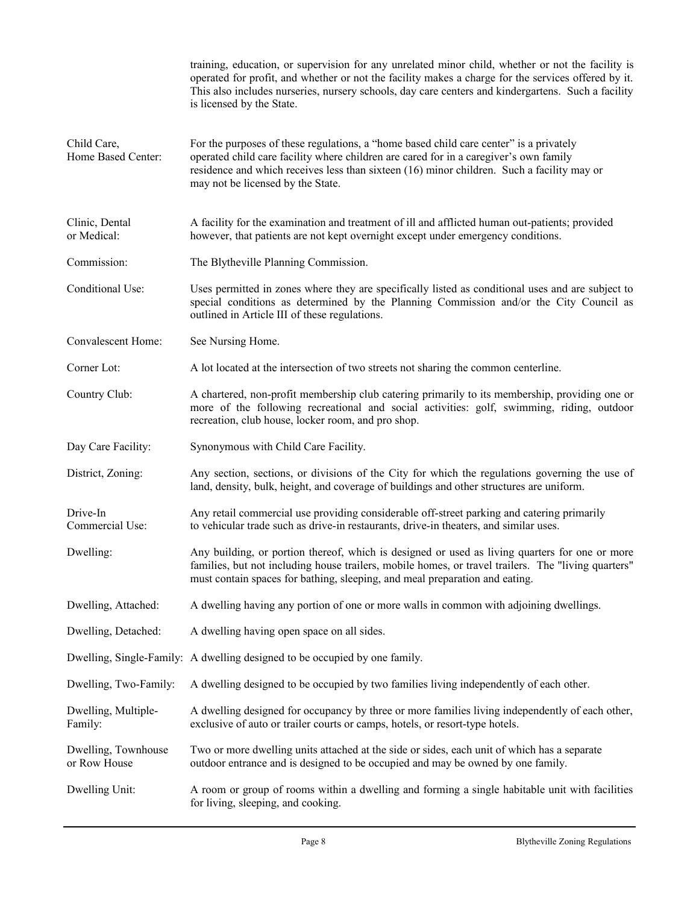training, education, or supervision for any unrelated minor child, whether or not the facility is operated for profit, and whether or not the facility makes a charge for the services offered by it. This also includes nurseries, nursery schools, day care centers and kindergartens. Such a facility is licensed by the State.

**Child Care, Home Based Center:** For the purposes of these regulations, a "home based child care center" is a privately operated child care facility where children are cared for in a caregiver's own family residence and which receives less than sixteen (16) minor children. Such a facility may or may not be licensed by the State.

**Clinic, Dental or Medical:** A facility for the examination and treatment of ill and afflicted human out-patients; provided however, that patients are not kept overnight except under emergency conditions.

**Commission:** The Blytheville Planning Commission.

**Conditional Use:** Uses permitted in zones where they are specifically listed as conditional uses and are subject to special conditions as determined by the Planning Commission and/or the City Council as outlined in Article III of these regulations.

**Convalescent Home:** See Nursing Home.

**Corner Lot:** A lot located at the intersection of two streets not sharing the common centerline.

**Country Club:** A chartered, non-profit membership club catering primarily to its membership, providing one or more of the following recreational and social activities: golf, swimming, riding, outdoor recreation, club house, locker room, and pro shop.

**Day Care Facility:** Synonymous with Child Care Facility.

**District, Zoning:** Any section, sections, or divisions of the City for which the regulations governing the use of land, density, bulk, height, and coverage of buildings and other structures are uniform.

**Drive-In Commercial Use:** Any retail commercial use providing considerable off-street parking and catering primarily to vehicular trade such as drive-in restaurants, drive-in theaters, and similar uses.

**Dwelling:** Any building, or portion thereof, which is designed or used as living quarters for one or more families, but not including house trailers, mobile homes, or travel trailers. The "living quarters" must contain spaces for bathing, sleeping, and meal preparation and eating.

**Dwelling, Attached:** A dwelling having any portion of one or more walls in common with adjoining dwellings.

**Dwelling, Detached:** A dwelling having open space on all sides.

**Dwelling, Single-Family:** A dwelling designed to be occupied by one family.

**Dwelling, Two-Family:** A dwelling designed to be occupied by two families living independently of each other.

**Dwelling, Multiple-Family:** A dwelling designed for occupancy by three or more families living independently of each other, exclusive of auto or trailer courts or camps, hotels, or resort-type hotels.

**Dwelling, Townhouse or Row House** Two or more dwelling units attached at the side or sides, each unit of which has a separate outdoor entrance and is designed to be occupied and may be owned by one family.

**Dwelling Unit:** A room or group of rooms within a dwelling and forming a single habitable unit with facilities for living, sleeping, and cooking.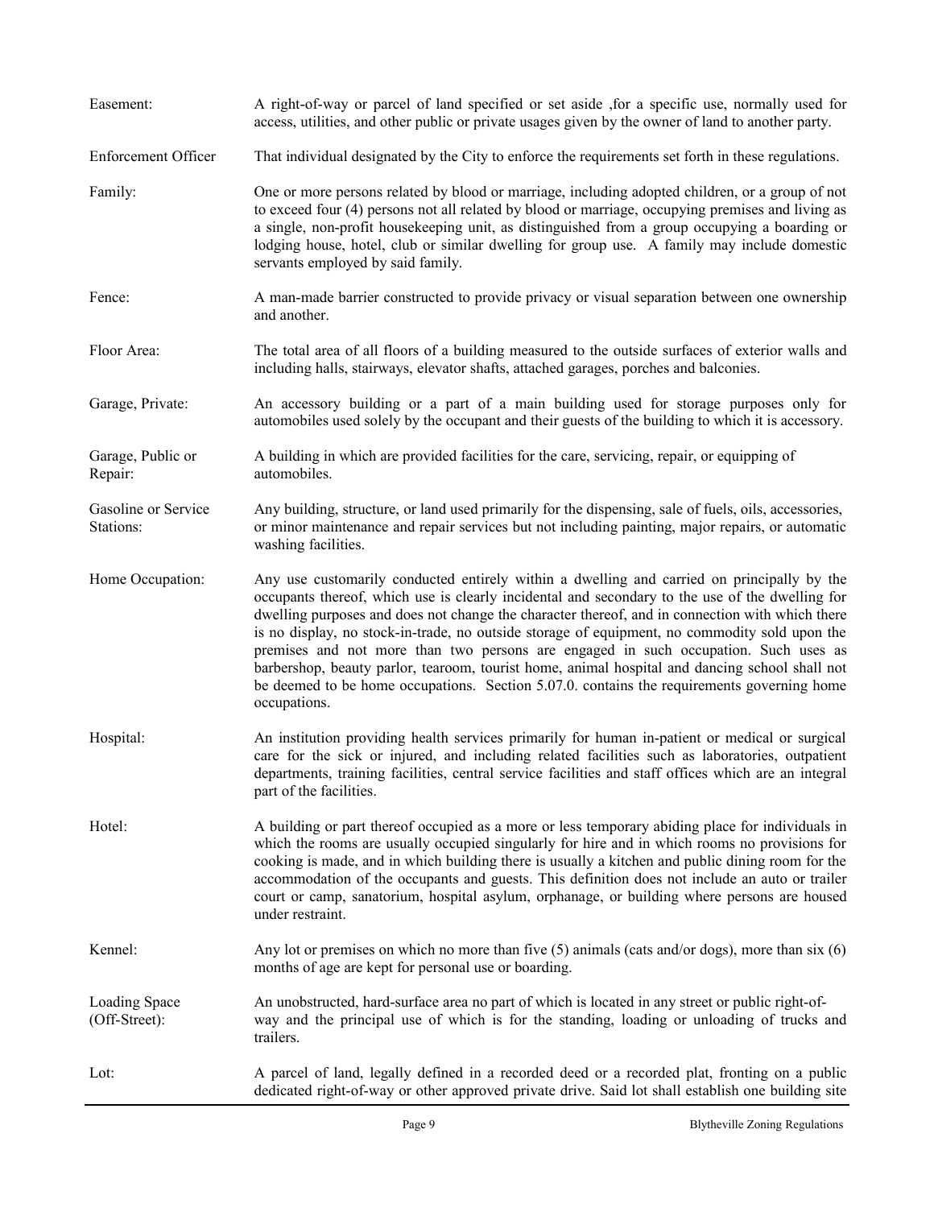**Easement:** A right-of-way or parcel of land specified or set aside ,for a specific use, normally used for access, utilities, and other public or private usages given by the owner of land to another party.

**Enforcement Officer** That individual designated by the City to enforce the requirements set forth in these regulations.

**Family:** One or more persons related by blood or marriage, including adopted children, or a group of not to exceed four (4) persons not all related by blood or marriage, occupying premises and living as a single, non-profit housekeeping unit, as distinguished from a group occupying a boarding or lodging house, hotel, club or similar dwelling for group use. A family may include domestic servants employed by said family.

**Fence:** A man-made barrier constructed to provide privacy or visual separation between one ownership and another.

**Floor Area:** The total area of all floors of a building measured to the outside surfaces of exterior walls and including halls, stairways, elevator shafts, attached garages, porches and balconies.

**Garage, Private:** An accessory building or a part of a main building used for storage purposes only for automobiles used solely by the occupant and their guests of the building to which it is accessory.

**Garage, Public or Repair:** A building in which are provided facilities for the care, servicing, repair, or equipping of automobiles.

**Gasoline or Service Stations:** Any building, structure, or land used primarily for the dispensing, sale of fuels, oils, accessories, or minor maintenance and repair services but not including painting, major repairs, or automatic washing facilities.

**Home Occupation:** Any use customarily conducted entirely within a dwelling and carried on principally by the occupants thereof, which use is clearly incidental and secondary to the use of the dwelling for dwelling purposes and does not change the character thereof, and in connection with which there is no display, no stock-in-trade, no outside storage of equipment, no commodity sold upon the premises and not more than two persons are engaged in such occupation. Such uses as barbershop, beauty parlor, tearoom, tourist home, animal hospital and dancing school shall not be deemed to be home occupations. Section 5.07.0. contains the requirements governing home occupations.

**Hospital:** An institution providing health services primarily for human in-patient or medical or surgical care for the sick or injured, and including related facilities such as laboratories, outpatient departments, training facilities, central service facilities and staff offices which are an integral part of the facilities.

**Hotel:** A building or part thereof occupied as a more or less temporary abiding place for individuals in which the rooms are usually occupied singularly for hire and in which rooms no provisions for cooking is made, and in which building there is usually a kitchen and public dining room for the accommodation of the occupants and guests. This definition does not include an auto or trailer court or camp, sanatorium, hospital asylum, orphanage, or building where persons are housed under restraint.

**Kennel:** Any lot or premises on which no more than five (5) animals (cats and/or dogs), more than six (6) months of age are kept for personal use or boarding.

**Loading Space (Off-Street):** An unobstructed, hard-surface area no part of which is located in any street or public right-of-way and the principal use of which is for the standing, loading or unloading of trucks and trailers.

**Lot:** A parcel of land, legally defined in a recorded deed or a recorded plat, fronting on a public dedicated right-of-way or other approved private drive. Said lot shall establish one building site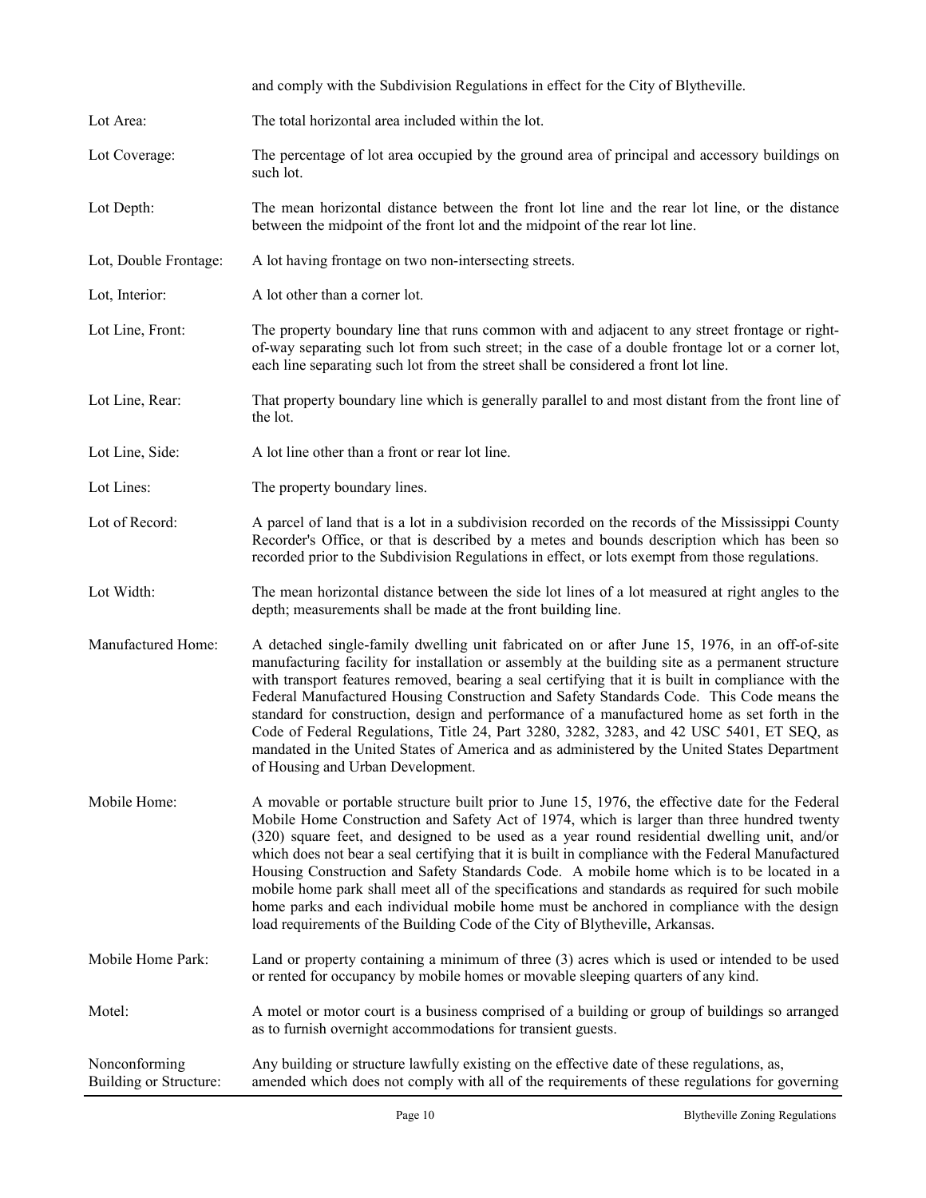and comply with the Subdivision Regulations in effect for the City of Blytheville.

Lot Area: The total horizontal area included within the lot.

Lot Coverage: The percentage of lot area occupied by the ground area of principal and accessory buildings on such lot.

Lot Depth: The mean horizontal distance between the front lot line and the rear lot line, or the distance between the midpoint of the front lot and the midpoint of the rear lot line.

Lot, Double Frontage: A lot having frontage on two non-intersecting streets.

Lot, Interior: A lot other than a corner lot.

Lot Line, Front: The property boundary line that runs common with and adjacent to any street frontage or right-of-way separating such lot from such street; in the case of a double frontage lot or a corner lot, each line separating such lot from the street shall be considered a front lot line.

Lot Line, Rear: That property boundary line which is generally parallel to and most distant from the front line of the lot.

Lot Line, Side: A lot line other than a front or rear lot line.

Lot Lines: The property boundary lines.

Lot of Record: A parcel of land that is a lot in a subdivision recorded on the records of the Mississippi County Recorder's Office, or that is described by a metes and bounds description which has been so recorded prior to the Subdivision Regulations in effect, or lots exempt from those regulations.

Lot Width: The mean horizontal distance between the side lot lines of a lot measured at right angles to the depth; measurements shall be made at the front building line.

Manufactured Home: A detached single-family dwelling unit fabricated on or after June 15, 1976, in an off-of-site manufacturing facility for installation or assembly at the building site as a permanent structure with transport features removed, bearing a seal certifying that it is built in compliance with the Federal Manufactured Housing Construction and Safety Standards Code. This Code means the standard for construction, design and performance of a manufactured home as set forth in the Code of Federal Regulations, Title 24, Part 3280, 3282, 3283, and 42 USC 5401, ET SEQ, as mandated in the United States of America and as administered by the United States Department of Housing and Urban Development.

Mobile Home: A movable or portable structure built prior to June 15, 1976, the effective date for the Federal Mobile Home Construction and Safety Act of 1974, which is larger than three hundred twenty (320) square feet, and designed to be used as a year round residential dwelling unit, and/or which does not bear a seal certifying that it is built in compliance with the Federal Manufactured Housing Construction and Safety Standards Code. A mobile home which is to be located in a mobile home park shall meet all of the specifications and standards as required for such mobile home parks and each individual mobile home must be anchored in compliance with the design load requirements of the Building Code of the City of Blytheville, Arkansas.

Mobile Home Park: Land or property containing a minimum of three (3) acres which is used or intended to be used or rented for occupancy by mobile homes or movable sleeping quarters of any kind.

Motel: A motel or motor court is a business comprised of a building or group of buildings so arranged as to furnish overnight accommodations for transient guests.

Nonconforming Building or Structure: Any building or structure lawfully existing on the effective date of these regulations, as, amended which does not comply with all of the requirements of these regulations for governing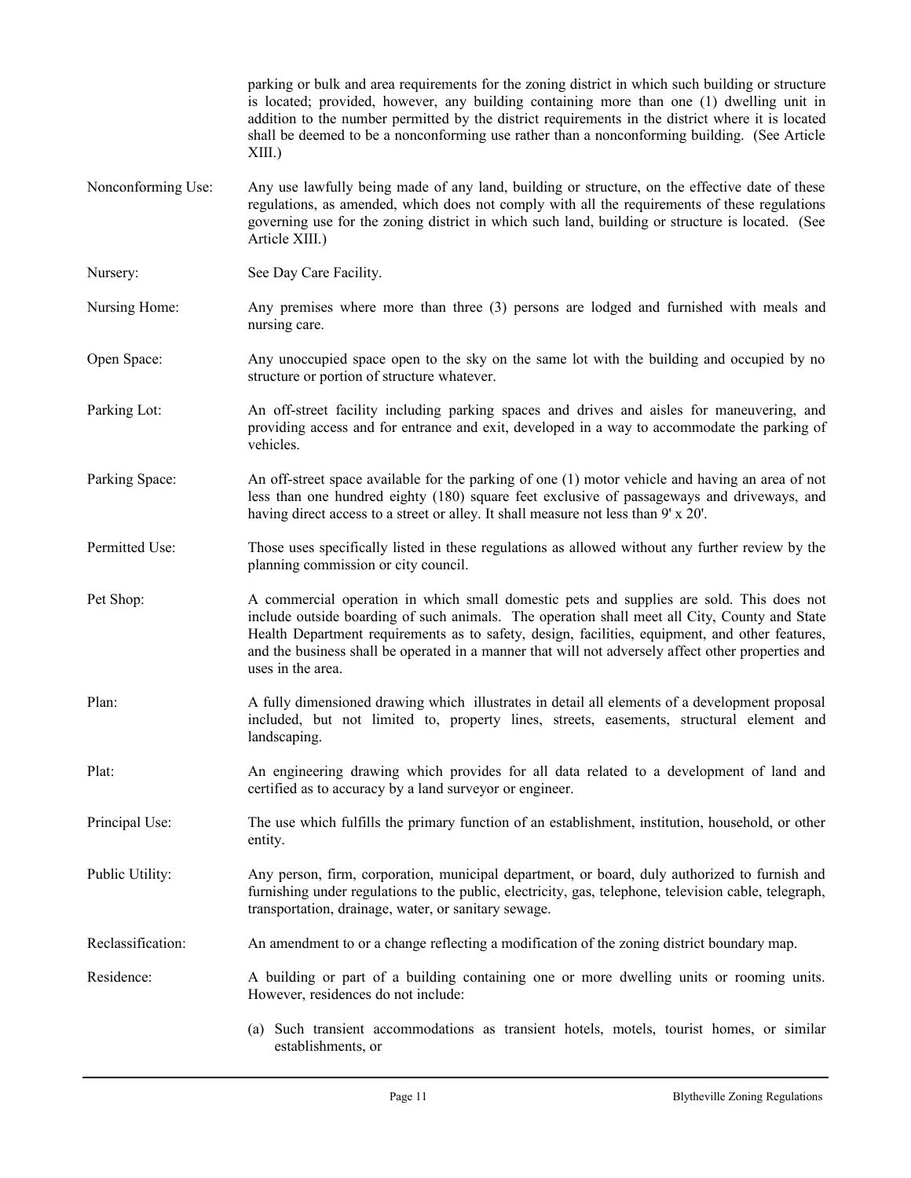parking or bulk and area requirements for the zoning district in which such building or structure is located; provided, however, any building containing more than one (1) dwelling unit in addition to the number permitted by the district requirements in the district where it is located shall be deemed to be a nonconforming use rather than a nonconforming building. (See Article XIII.)

**Nonconforming Use:** Any use lawfully being made of any land, building or structure, on the effective date of these regulations, as amended, which does not comply with all the requirements of these regulations governing use for the zoning district in which such land, building or structure is located. (See Article XIII.)

**Nursery:** See Day Care Facility.

**Nursing Home:** Any premises where more than three (3) persons are lodged and furnished with meals and nursing care.

**Open Space:** Any unoccupied space open to the sky on the same lot with the building and occupied by no structure or portion of structure whatever.

**Parking Lot:** An off-street facility including parking spaces and drives and aisles for maneuvering, and providing access and for entrance and exit, developed in a way to accommodate the parking of vehicles.

**Parking Space:** An off-street space available for the parking of one (1) motor vehicle and having an area of not less than one hundred eighty (180) square feet exclusive of passageways and driveways, and having direct access to a street or alley. It shall measure not less than 9' x 20'.

**Permitted Use:** Those uses specifically listed in these regulations as allowed without any further review by the planning commission or city council.

**Pet Shop:** A commercial operation in which small domestic pets and supplies are sold. This does not include outside boarding of such animals. The operation shall meet all City, County and State Health Department requirements as to safety, design, facilities, equipment, and other features, and the business shall be operated in a manner that will not adversely affect other properties and uses in the area.

**Plan:** A fully dimensioned drawing which illustrates in detail all elements of a development proposal included, but not limited to, property lines, streets, easements, structural element and landscaping.

**Plat:** An engineering drawing which provides for all data related to a development of land and certified as to accuracy by a land surveyor or engineer.

**Principal Use:** The use which fulfills the primary function of an establishment, institution, household, or other entity.

**Public Utility:** Any person, firm, corporation, municipal department, or board, duly authorized to furnish and furnishing under regulations to the public, electricity, gas, telephone, television cable, telegraph, transportation, drainage, water, or sanitary sewage.

**Reclassification:** An amendment to or a change reflecting a modification of the zoning district boundary map.

**Residence:** A building or part of a building containing one or more dwelling units or rooming units. However, residences do not include:

(a) Such transient accommodations as transient hotels, motels, tourist homes, or similar establishments, or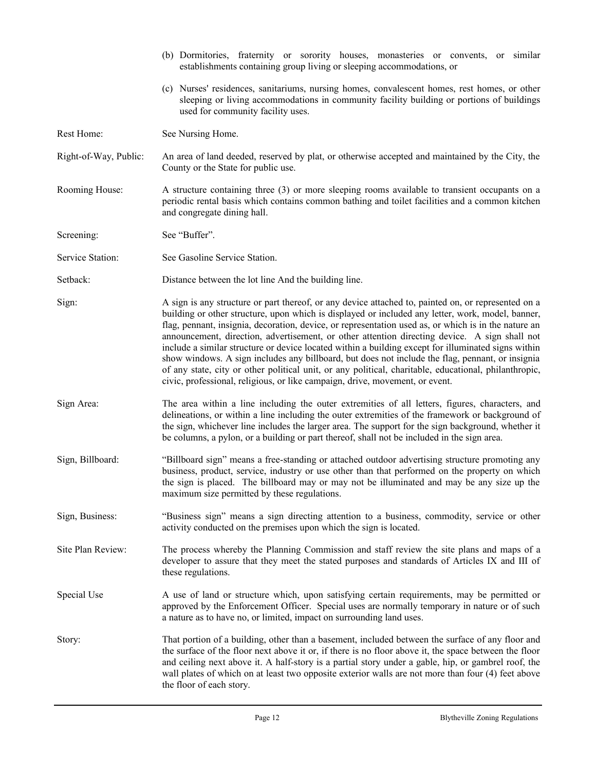(b) Dormitories, fraternity or sorority houses, monasteries or convents, or similar establishments containing group living or sleeping accommodations, or

(c) Nurses' residences, sanitariums, nursing homes, convalescent homes, rest homes, or other sleeping or living accommodations in community facility building or portions of buildings used for community facility uses.

**Rest Home:** See Nursing Home.

**Right-of-Way, Public:** An area of land deeded, reserved by plat, or otherwise accepted and maintained by the City, the County or the State for public use.

**Rooming House:** A structure containing three (3) or more sleeping rooms available to transient occupants on a periodic rental basis which contains common bathing and toilet facilities and a common kitchen and congregate dining hall.

**Screening:** See "Buffer".

**Service Station:** See Gasoline Service Station.

**Setback:** Distance between the lot line And the building line.

**Sign:** A sign is any structure or part thereof, or any device attached to, painted on, or represented on a building or other structure, upon which is displayed or included any letter, work, model, banner, flag, pennant, insignia, decoration, device, or representation used as, or which is in the nature an announcement, direction, advertisement, or other attention directing device. A sign shall not include a similar structure or device located within a building except for illuminated signs within show windows. A sign includes any billboard, but does not include the flag, pennant, or insignia of any state, city or other political unit, or any political, charitable, educational, philanthropic, civic, professional, religious, or like campaign, drive, movement, or event.

**Sign Area:** The area within a line including the outer extremities of all letters, figures, characters, and delineations, or within a line including the outer extremities of the framework or background of the sign, whichever line includes the larger area. The support for the sign background, whether it be columns, a pylon, or a building or part thereof, shall not be included in the sign area.

**Sign, Billboard:** "Billboard sign" means a free-standing or attached outdoor advertising structure promoting any business, product, service, industry or use other than that performed on the property on which the sign is placed. The billboard may or may not be illuminated and may be any size up the maximum size permitted by these regulations.

**Sign, Business:** "Business sign" means a sign directing attention to a business, commodity, service or other activity conducted on the premises upon which the sign is located.

**Site Plan Review:** The process whereby the Planning Commission and staff review the site plans and maps of a developer to assure that they meet the stated purposes and standards of Articles IX and III of these regulations.

**Special Use** A use of land or structure which, upon satisfying certain requirements, may be permitted or approved by the Enforcement Officer. Special uses are normally temporary in nature or of such a nature as to have no, or limited, impact on surrounding land uses.

**Story:** That portion of a building, other than a basement, included between the surface of any floor and the surface of the floor next above it or, if there is no floor above it, the space between the floor and ceiling next above it. A half-story is a partial story under a gable, hip, or gambrel roof, the wall plates of which on at least two opposite exterior walls are not more than four (4) feet above the floor of each story.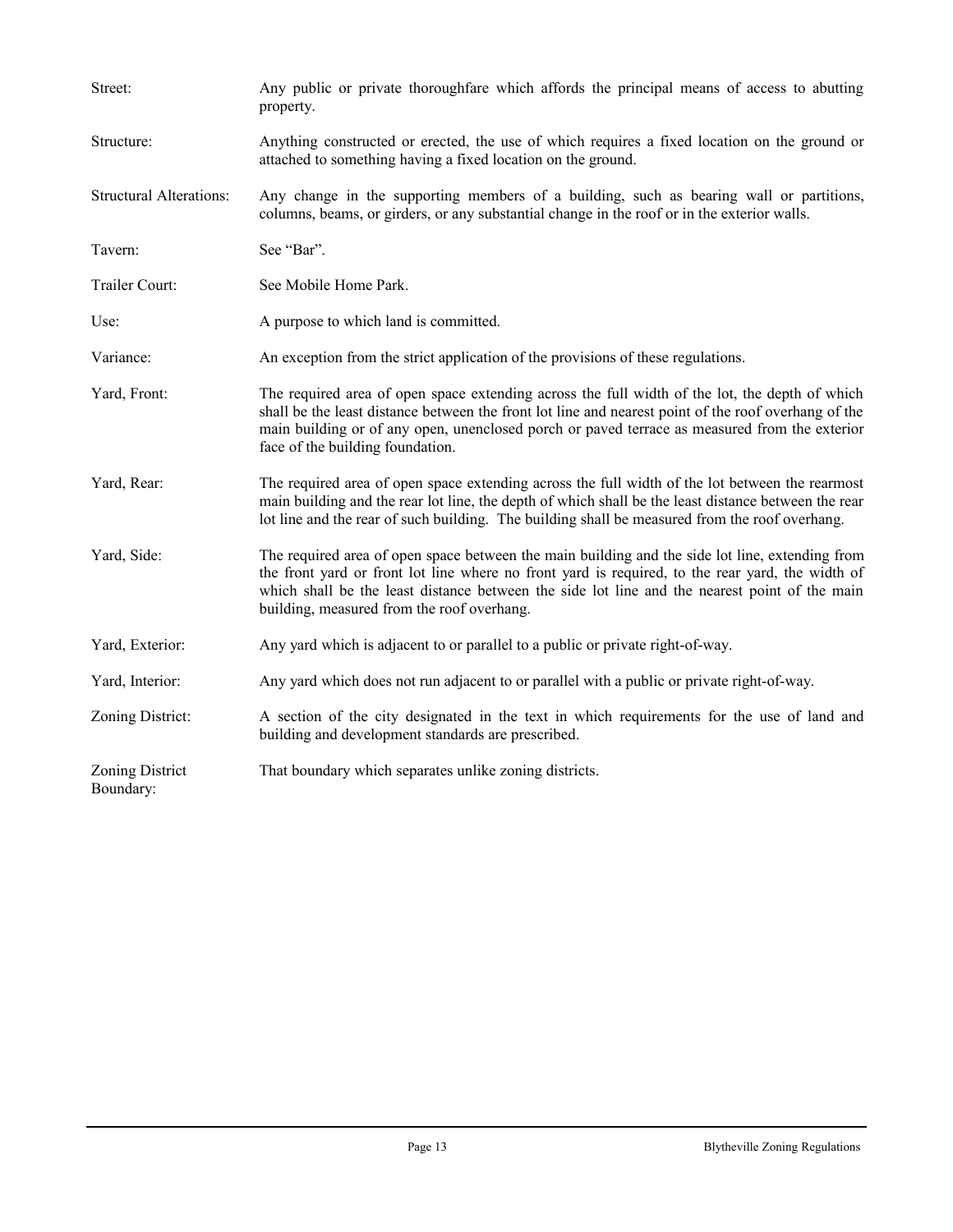Street: Any public or private thoroughfare which affords the principal means of access to abutting property.

Structure: Anything constructed or erected, the use of which requires a fixed location on the ground or attached to something having a fixed location on the ground.

Structural Alterations: Any change in the supporting members of a building, such as bearing wall or partitions, columns, beams, or girders, or any substantial change in the roof or in the exterior walls.

Tavern: See "Bar".

Trailer Court: See Mobile Home Park.

Use: A purpose to which land is committed.

Variance: An exception from the strict application of the provisions of these regulations.

Yard, Front: The required area of open space extending across the full width of the lot, the depth of which shall be the least distance between the front lot line and nearest point of the roof overhang of the main building or of any open, unenclosed porch or paved terrace as measured from the exterior face of the building foundation.

Yard, Rear: The required area of open space extending across the full width of the lot between the rearmost main building and the rear lot line, the depth of which shall be the least distance between the rear lot line and the rear of such building. The building shall be measured from the roof overhang.

Yard, Side: The required area of open space between the main building and the side lot line, extending from the front yard or front lot line where no front yard is required, to the rear yard, the width of which shall be the least distance between the side lot line and the nearest point of the main building, measured from the roof overhang.

Yard, Exterior: Any yard which is adjacent to or parallel to a public or private right-of-way.

Yard, Interior: Any yard which does not run adjacent to or parallel with a public or private right-of-way.

Zoning District: A section of the city designated in the text in which requirements for the use of land and building and development standards are prescribed.

Zoning District Boundary: That boundary which separates unlike zoning districts.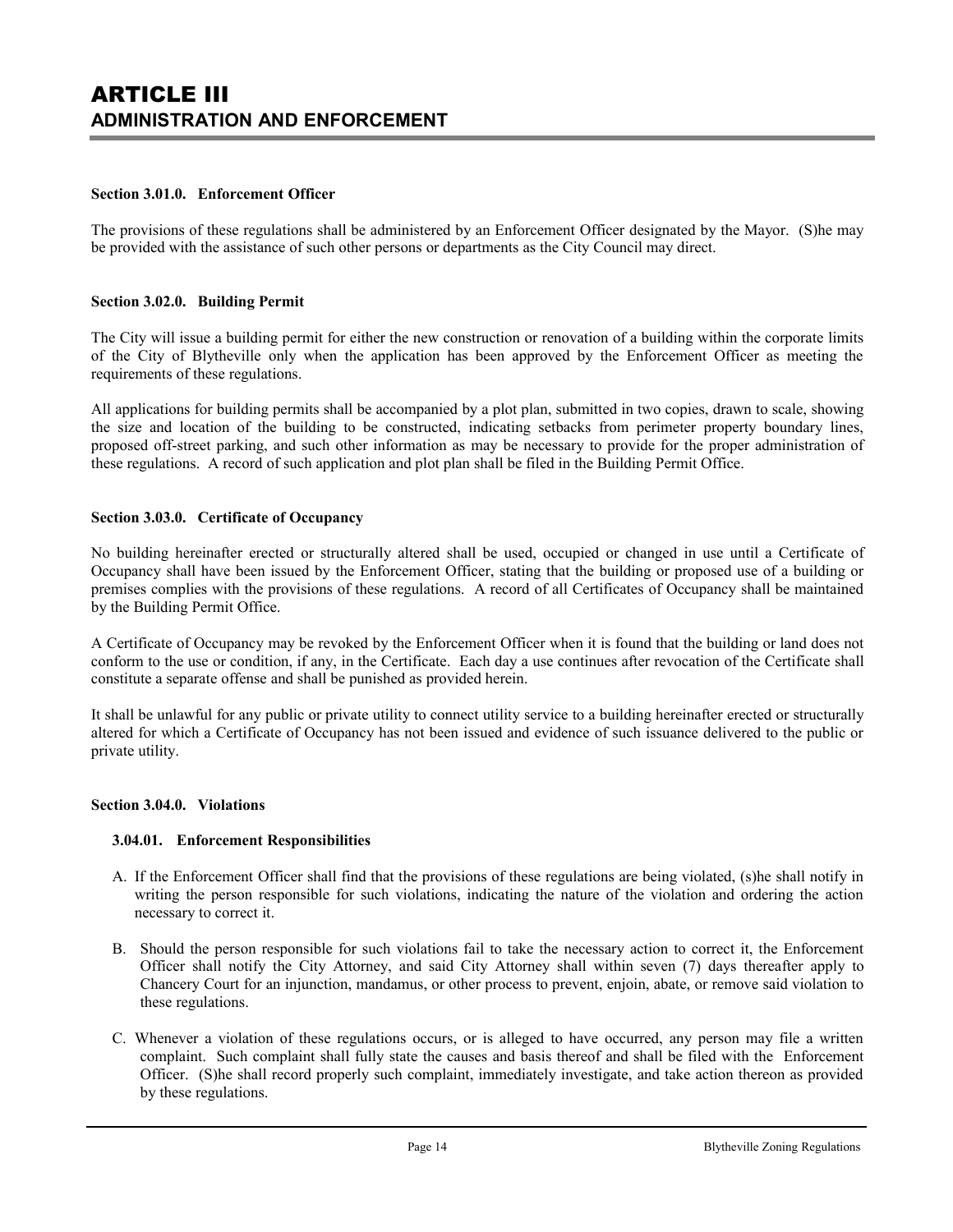# ARTICLE III
## ADMINISTRATION AND ENFORCEMENT

### Section 3.01.0. Enforcement Officer

The provisions of these regulations shall be administered by an Enforcement Officer designated by the Mayor. (S)he may be provided with the assistance of such other persons or departments as the City Council may direct.

### Section 3.02.0. Building Permit

The City will issue a building permit for either the new construction or renovation of a building within the corporate limits of the City of Blytheville only when the application has been approved by the Enforcement Officer as meeting the requirements of these regulations.

All applications for building permits shall be accompanied by a plot plan, submitted in two copies, drawn to scale, showing the size and location of the building to be constructed, indicating setbacks from perimeter property boundary lines, proposed off-street parking, and such other information as may be necessary to provide for the proper administration of these regulations. A record of such application and plot plan shall be filed in the Building Permit Office.

### Section 3.03.0. Certificate of Occupancy

No building hereinafter erected or structurally altered shall be used, occupied or changed in use until a Certificate of Occupancy shall have been issued by the Enforcement Officer, stating that the building or proposed use of a building or premises complies with the provisions of these regulations. A record of all Certificates of Occupancy shall be maintained by the Building Permit Office.

A Certificate of Occupancy may be revoked by the Enforcement Officer when it is found that the building or land does not conform to the use or condition, if any, in the Certificate. Each day a use continues after revocation of the Certificate shall constitute a separate offense and shall be punished as provided herein.

It shall be unlawful for any public or private utility to connect utility service to a building hereinafter erected or structurally altered for which a Certificate of Occupancy has not been issued and evidence of such issuance delivered to the public or private utility.

### Section 3.04.0. Violations

#### 3.04.01. Enforcement Responsibilities

A. If the Enforcement Officer shall find that the provisions of these regulations are being violated, (s)he shall notify in writing the person responsible for such violations, indicating the nature of the violation and ordering the action necessary to correct it.

B. Should the person responsible for such violations fail to take the necessary action to correct it, the Enforcement Officer shall notify the City Attorney, and said City Attorney shall within seven (7) days thereafter apply to Chancery Court for an injunction, mandamus, or other process to prevent, enjoin, abate, or remove said violation to these regulations.

C. Whenever a violation of these regulations occurs, or is alleged to have occurred, any person may file a written complaint. Such complaint shall fully state the causes and basis thereof and shall be filed with the Enforcement Officer. (S)he shall record properly such complaint, immediately investigate, and take action thereon as provided by these regulations.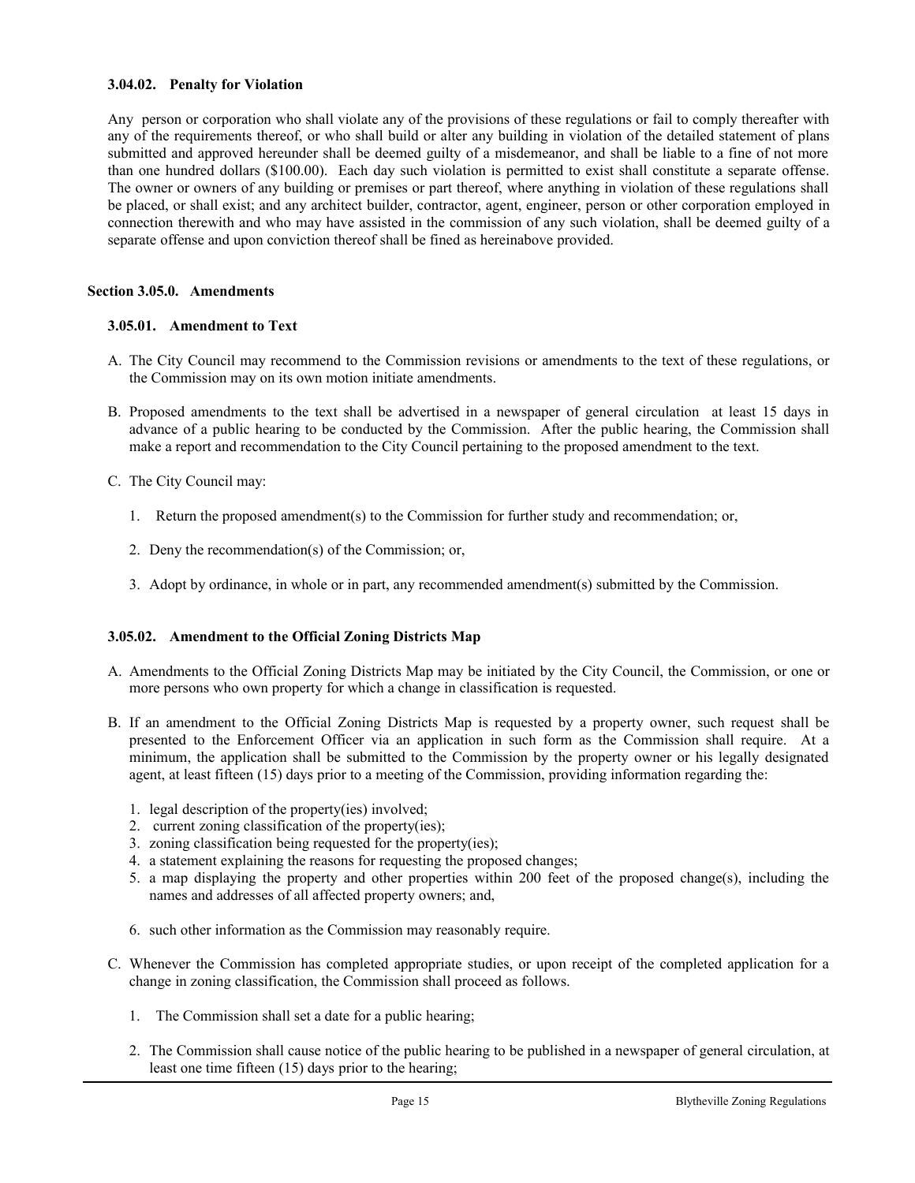### 3.04.02. Penalty for Violation

Any person or corporation who shall violate any of the provisions of these regulations or fail to comply thereafter with any of the requirements thereof, or who shall build or alter any building in violation of the detailed statement of plans submitted and approved hereunder shall be deemed guilty of a misdemeanor, and shall be liable to a fine of not more than one hundred dollars ($100.00). Each day such violation is permitted to exist shall constitute a separate offense. The owner or owners of any building or premises or part thereof, where anything in violation of these regulations shall be placed, or shall exist; and any architect builder, contractor, agent, engineer, person or other corporation employed in connection therewith and who may have assisted in the commission of any such violation, shall be deemed guilty of a separate offense and upon conviction thereof shall be fined as hereinabove provided.

## Section 3.05.0. Amendments

### 3.05.01. Amendment to Text

A. The City Council may recommend to the Commission revisions or amendments to the text of these regulations, or the Commission may on its own motion initiate amendments.

B. Proposed amendments to the text shall be advertised in a newspaper of general circulation at least 15 days in advance of a public hearing to be conducted by the Commission. After the public hearing, the Commission shall make a report and recommendation to the City Council pertaining to the proposed amendment to the text.

C. The City Council may:

   1. Return the proposed amendment(s) to the Commission for further study and recommendation; or,

   2. Deny the recommendation(s) of the Commission; or,

   3. Adopt by ordinance, in whole or in part, any recommended amendment(s) submitted by the Commission.

### 3.05.02. Amendment to the Official Zoning Districts Map

A. Amendments to the Official Zoning Districts Map may be initiated by the City Council, the Commission, or one or more persons who own property for which a change in classification is requested.

B. If an amendment to the Official Zoning Districts Map is requested by a property owner, such request shall be presented to the Enforcement Officer via an application in such form as the Commission shall require. At a minimum, the application shall be submitted to the Commission by the property owner or his legally designated agent, at least fifteen (15) days prior to a meeting of the Commission, providing information regarding the:

   1. legal description of the property(ies) involved;
   2. current zoning classification of the property(ies);
   3. zoning classification being requested for the property(ies);
   4. a statement explaining the reasons for requesting the proposed changes;
   5. a map displaying the property and other properties within 200 feet of the proposed change(s), including the names and addresses of all affected property owners; and,
   6. such other information as the Commission may reasonably require.

C. Whenever the Commission has completed appropriate studies, or upon receipt of the completed application for a change in zoning classification, the Commission shall proceed as follows.

   1. The Commission shall set a date for a public hearing;

   2. The Commission shall cause notice of the public hearing to be published in a newspaper of general circulation, at least one time fifteen (15) days prior to the hearing;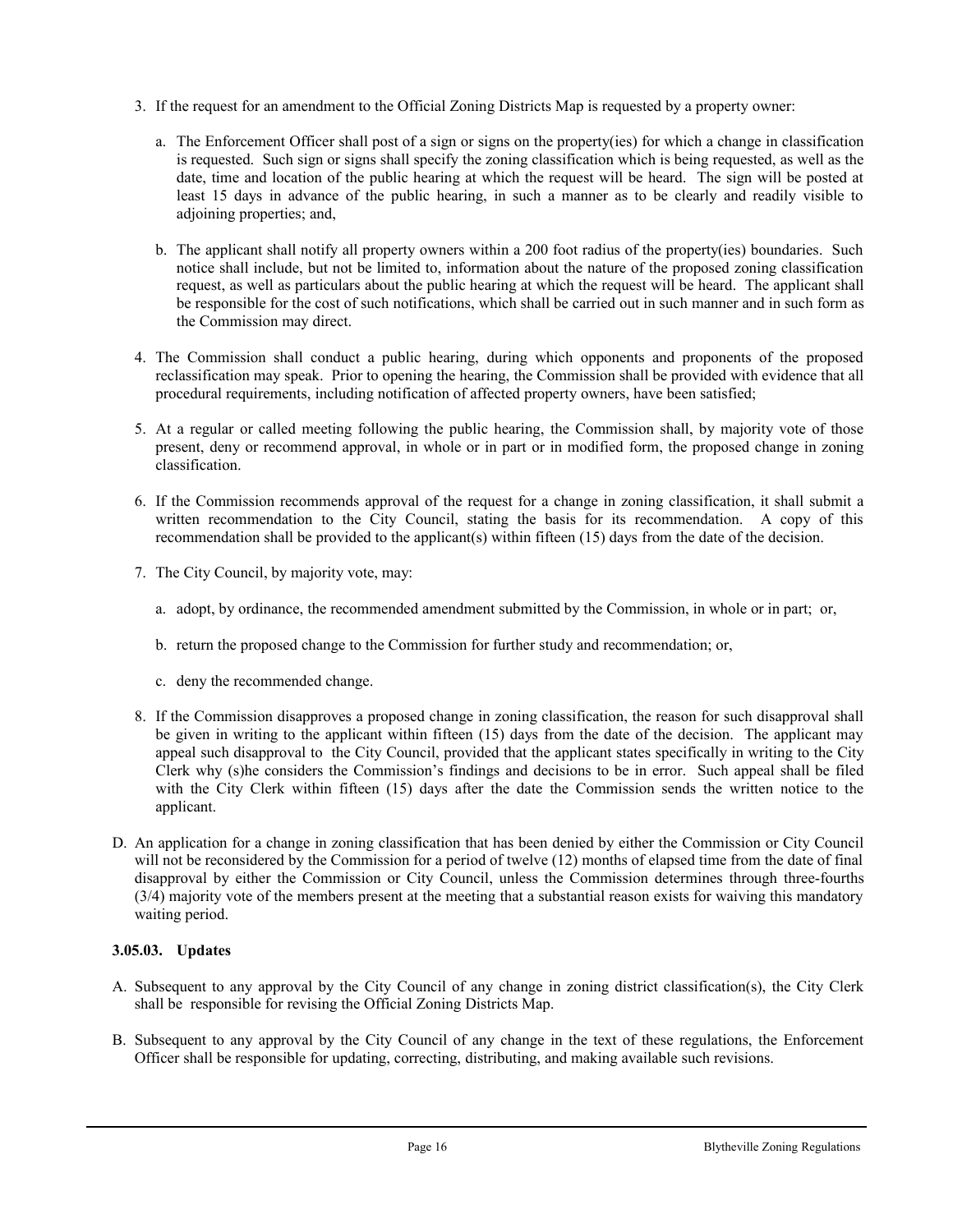3. If the request for an amendment to the Official Zoning Districts Map is requested by a property owner:

   a. The Enforcement Officer shall post of a sign or signs on the property(ies) for which a change in classification is requested. Such sign or signs shall specify the zoning classification which is being requested, as well as the date, time and location of the public hearing at which the request will be heard. The sign will be posted at least 15 days in advance of the public hearing, in such a manner as to be clearly and readily visible to adjoining properties; and,

   b. The applicant shall notify all property owners within a 200 foot radius of the property(ies) boundaries. Such notice shall include, but not be limited to, information about the nature of the proposed zoning classification request, as well as particulars about the public hearing at which the request will be heard. The applicant shall be responsible for the cost of such notifications, which shall be carried out in such manner and in such form as the Commission may direct.

4. The Commission shall conduct a public hearing, during which opponents and proponents of the proposed reclassification may speak. Prior to opening the hearing, the Commission shall be provided with evidence that all procedural requirements, including notification of affected property owners, have been satisfied;

5. At a regular or called meeting following the public hearing, the Commission shall, by majority vote of those present, deny or recommend approval, in whole or in part or in modified form, the proposed change in zoning classification.

6. If the Commission recommends approval of the request for a change in zoning classification, it shall submit a written recommendation to the City Council, stating the basis for its recommendation. A copy of this recommendation shall be provided to the applicant(s) within fifteen (15) days from the date of the decision.

7. The City Council, by majority vote, may:

   a. adopt, by ordinance, the recommended amendment submitted by the Commission, in whole or in part; or,

   b. return the proposed change to the Commission for further study and recommendation; or,

   c. deny the recommended change.

8. If the Commission disapproves a proposed change in zoning classification, the reason for such disapproval shall be given in writing to the applicant within fifteen (15) days from the date of the decision. The applicant may appeal such disapproval to the City Council, provided that the applicant states specifically in writing to the City Clerk why (s)he considers the Commission's findings and decisions to be in error. Such appeal shall be filed with the City Clerk within fifteen (15) days after the date the Commission sends the written notice to the applicant.

D. An application for a change in zoning classification that has been denied by either the Commission or City Council will not be reconsidered by the Commission for a period of twelve (12) months of elapsed time from the date of final disapproval by either the Commission or City Council, unless the Commission determines through three-fourths (3/4) majority vote of the members present at the meeting that a substantial reason exists for waiving this mandatory waiting period.

### 3.05.03. Updates

A. Subsequent to any approval by the City Council of any change in zoning district classification(s), the City Clerk shall be responsible for revising the Official Zoning Districts Map.

B. Subsequent to any approval by the City Council of any change in the text of these regulations, the Enforcement Officer shall be responsible for updating, correcting, distributing, and making available such revisions.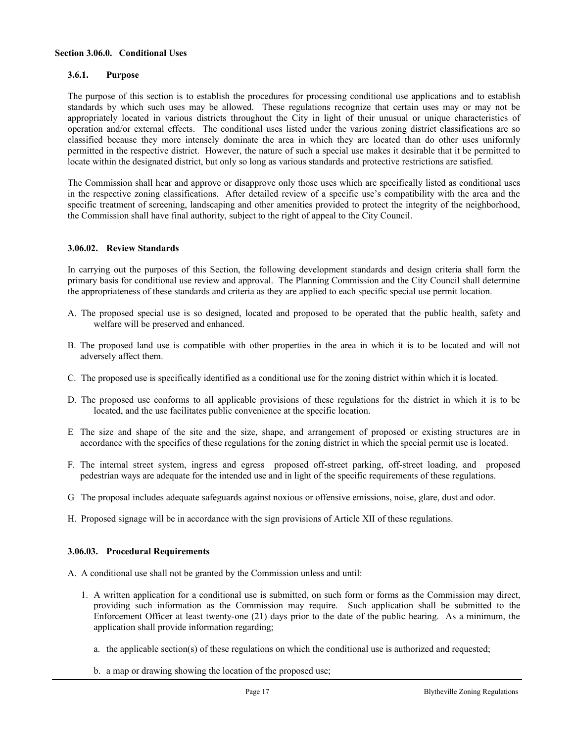## Section 3.06.0. Conditional Uses

### 3.6.1. Purpose

The purpose of this section is to establish the procedures for processing conditional use applications and to establish standards by which such uses may be allowed. These regulations recognize that certain uses may or may not be appropriately located in various districts throughout the City in light of their unusual or unique characteristics of operation and/or external effects. The conditional uses listed under the various zoning district classifications are so classified because they more intensely dominate the area in which they are located than do other uses uniformly permitted in the respective district. However, the nature of such a special use makes it desirable that it be permitted to locate within the designated district, but only so long as various standards and protective restrictions are satisfied.

The Commission shall hear and approve or disapprove only those uses which are specifically listed as conditional uses in the respective zoning classifications. After detailed review of a specific use's compatibility with the area and the specific treatment of screening, landscaping and other amenities provided to protect the integrity of the neighborhood, the Commission shall have final authority, subject to the right of appeal to the City Council.

### 3.06.02. Review Standards

In carrying out the purposes of this Section, the following development standards and design criteria shall form the primary basis for conditional use review and approval. The Planning Commission and the City Council shall determine the appropriateness of these standards and criteria as they are applied to each specific special use permit location.

A. The proposed special use is so designed, located and proposed to be operated that the public health, safety and welfare will be preserved and enhanced.

B. The proposed land use is compatible with other properties in the area in which it is to be located and will not adversely affect them.

C. The proposed use is specifically identified as a conditional use for the zoning district within which it is located.

D. The proposed use conforms to all applicable provisions of these regulations for the district in which it is to be located, and the use facilitates public convenience at the specific location.

E The size and shape of the site and the size, shape, and arrangement of proposed or existing structures are in accordance with the specifics of these regulations for the zoning district in which the special permit use is located.

F. The internal street system, ingress and egress proposed off-street parking, off-street loading, and proposed pedestrian ways are adequate for the intended use and in light of the specific requirements of these regulations.

G The proposal includes adequate safeguards against noxious or offensive emissions, noise, glare, dust and odor.

H. Proposed signage will be in accordance with the sign provisions of Article XII of these regulations.

### 3.06.03. Procedural Requirements

A. A conditional use shall not be granted by the Commission unless and until:

1. A written application for a conditional use is submitted, on such form or forms as the Commission may direct, providing such information as the Commission may require. Such application shall be submitted to the Enforcement Officer at least twenty-one (21) days prior to the date of the public hearing. As a minimum, the application shall provide information regarding;

   a. the applicable section(s) of these regulations on which the conditional use is authorized and requested;

   b. a map or drawing showing the location of the proposed use;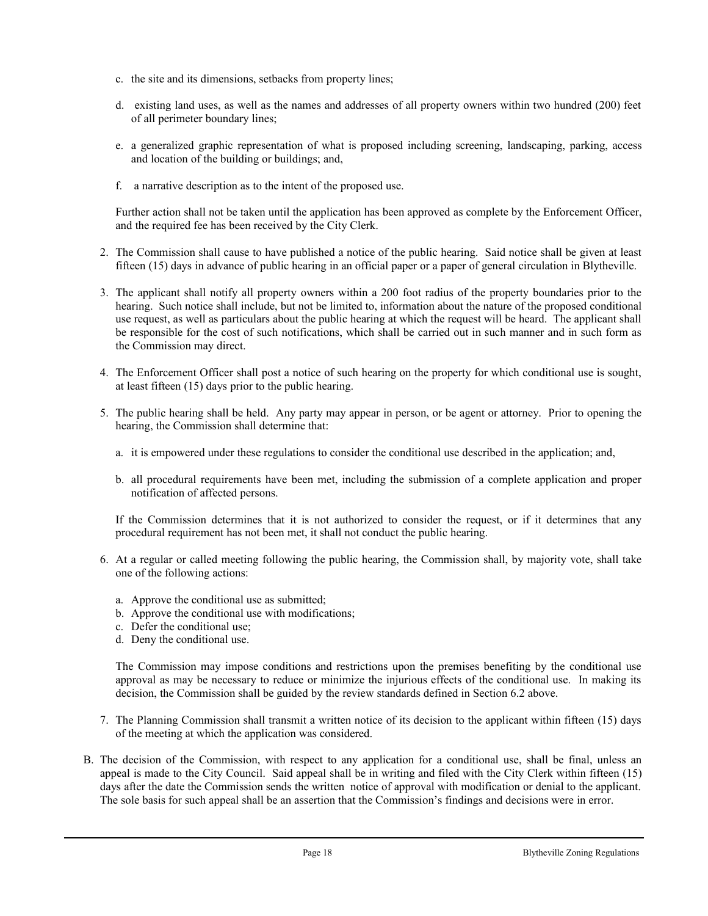c. the site and its dimensions, setbacks from property lines;

d. existing land uses, as well as the names and addresses of all property owners within two hundred (200) feet of all perimeter boundary lines;

e. a generalized graphic representation of what is proposed including screening, landscaping, parking, access and location of the building or buildings; and,

f. a narrative description as to the intent of the proposed use.

Further action shall not be taken until the application has been approved as complete by the Enforcement Officer, and the required fee has been received by the City Clerk.

2. The Commission shall cause to have published a notice of the public hearing. Said notice shall be given at least fifteen (15) days in advance of public hearing in an official paper or a paper of general circulation in Blytheville.

3. The applicant shall notify all property owners within a 200 foot radius of the property boundaries prior to the hearing. Such notice shall include, but not be limited to, information about the nature of the proposed conditional use request, as well as particulars about the public hearing at which the request will be heard. The applicant shall be responsible for the cost of such notifications, which shall be carried out in such manner and in such form as the Commission may direct.

4. The Enforcement Officer shall post a notice of such hearing on the property for which conditional use is sought, at least fifteen (15) days prior to the public hearing.

5. The public hearing shall be held. Any party may appear in person, or be agent or attorney. Prior to opening the hearing, the Commission shall determine that:

   a. it is empowered under these regulations to consider the conditional use described in the application; and,

   b. all procedural requirements have been met, including the submission of a complete application and proper notification of affected persons.

   If the Commission determines that it is not authorized to consider the request, or if it determines that any procedural requirement has not been met, it shall not conduct the public hearing.

6. At a regular or called meeting following the public hearing, the Commission shall, by majority vote, shall take one of the following actions:

   a. Approve the conditional use as submitted;
   b. Approve the conditional use with modifications;
   c. Defer the conditional use;
   d. Deny the conditional use.

   The Commission may impose conditions and restrictions upon the premises benefiting by the conditional use approval as may be necessary to reduce or minimize the injurious effects of the conditional use. In making its decision, the Commission shall be guided by the review standards defined in Section 6.2 above.

7. The Planning Commission shall transmit a written notice of its decision to the applicant within fifteen (15) days of the meeting at which the application was considered.

B. The decision of the Commission, with respect to any application for a conditional use, shall be final, unless an appeal is made to the City Council. Said appeal shall be in writing and filed with the City Clerk within fifteen (15) days after the date the Commission sends the written notice of approval with modification or denial to the applicant. The sole basis for such appeal shall be an assertion that the Commission's findings and decisions were in error.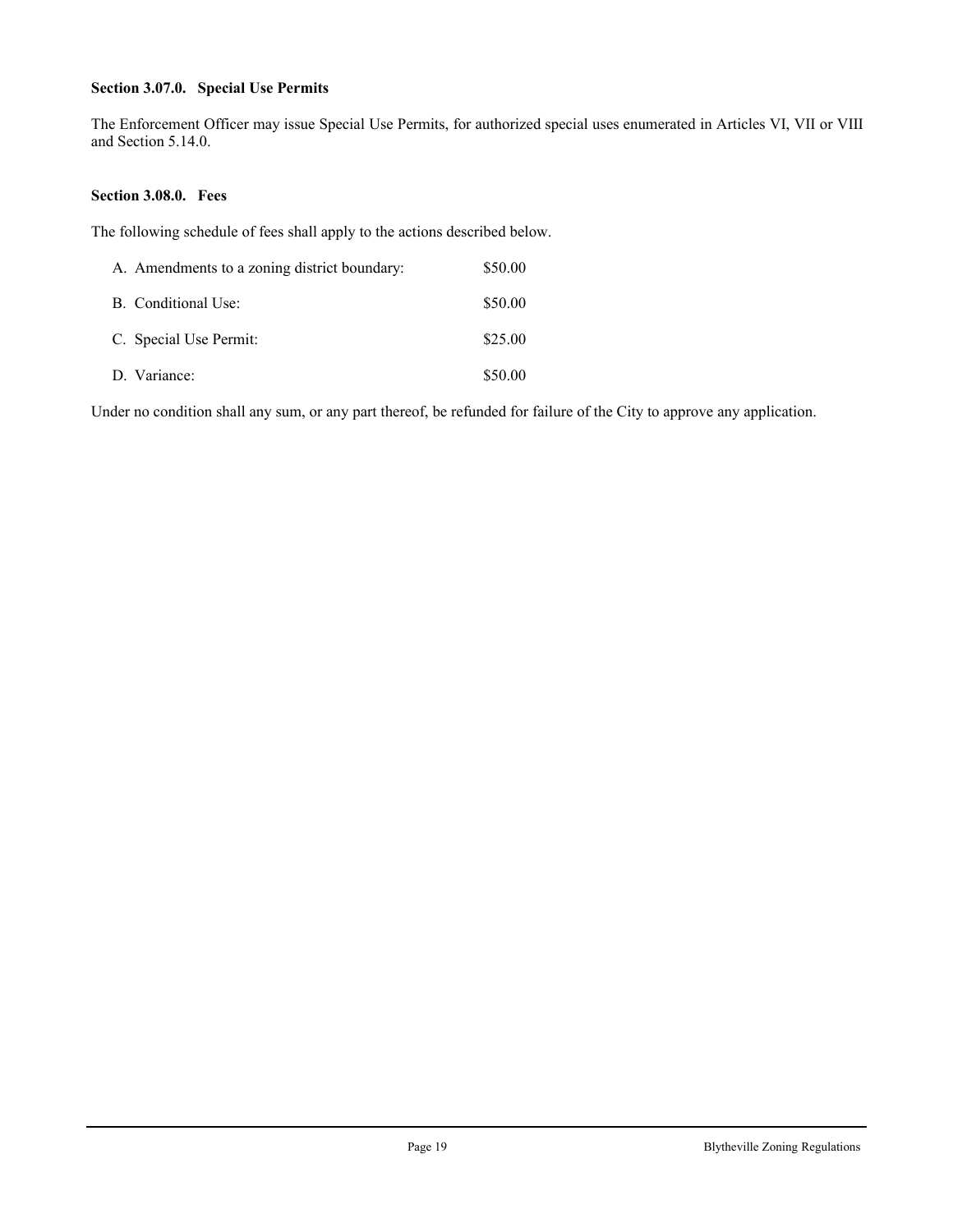**Section 3.07.0. Special Use Permits**

The Enforcement Officer may issue Special Use Permits, for authorized special uses enumerated in Articles VI, VII or VIII and Section 5.14.0.

**Section 3.08.0. Fees**

The following schedule of fees shall apply to the actions described below.

A. Amendments to a zoning district boundary: $50.00

B. Conditional Use: $50.00

C. Special Use Permit: $25.00

D. Variance: $50.00

Under no condition shall any sum, or any part thereof, be refunded for failure of the City to approve any application.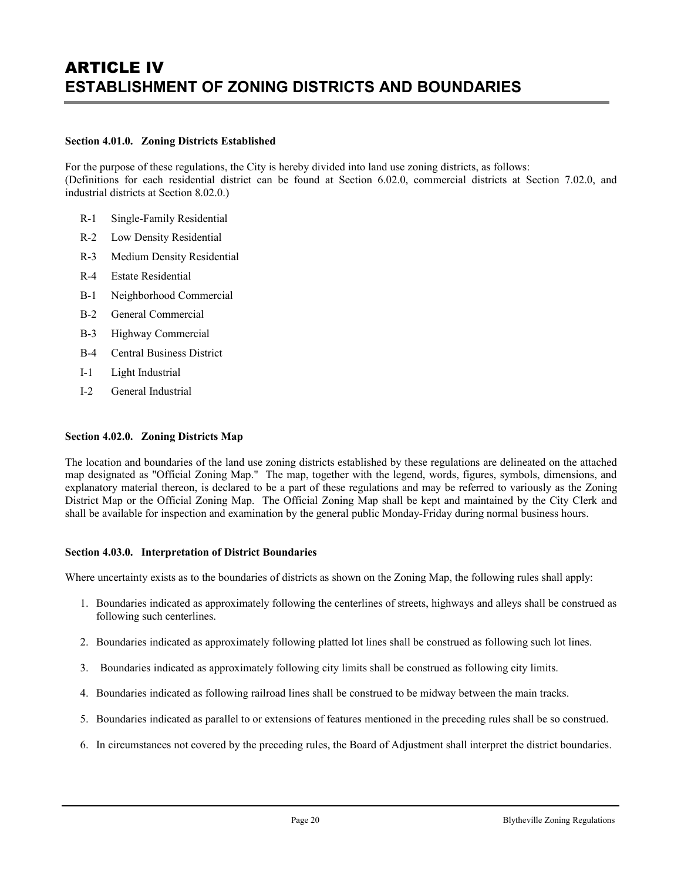# ARTICLE IV
# ESTABLISHMENT OF ZONING DISTRICTS AND BOUNDARIES

**Section 4.01.0. Zoning Districts Established**

For the purpose of these regulations, the City is hereby divided into land use zoning districts, as follows:
(Definitions for each residential district can be found at Section 6.02.0, commercial districts at Section 7.02.0, and industrial districts at Section 8.02.0.)

- R-1 Single-Family Residential
- R-2 Low Density Residential
- R-3 Medium Density Residential
- R-4 Estate Residential
- B-1 Neighborhood Commercial
- B-2 General Commercial
- B-3 Highway Commercial
- B-4 Central Business District
- I-1 Light Industrial
- I-2 General Industrial

**Section 4.02.0. Zoning Districts Map**

The location and boundaries of the land use zoning districts established by these regulations are delineated on the attached map designated as "Official Zoning Map." The map, together with the legend, words, figures, symbols, dimensions, and explanatory material thereon, is declared to be a part of these regulations and may be referred to variously as the Zoning District Map or the Official Zoning Map. The Official Zoning Map shall be kept and maintained by the City Clerk and shall be available for inspection and examination by the general public Monday-Friday during normal business hours.

**Section 4.03.0. Interpretation of District Boundaries**

Where uncertainty exists as to the boundaries of districts as shown on the Zoning Map, the following rules shall apply:

1. Boundaries indicated as approximately following the centerlines of streets, highways and alleys shall be construed as following such centerlines.
2. Boundaries indicated as approximately following platted lot lines shall be construed as following such lot lines.
3. Boundaries indicated as approximately following city limits shall be construed as following city limits.
4. Boundaries indicated as following railroad lines shall be construed to be midway between the main tracks.
5. Boundaries indicated as parallel to or extensions of features mentioned in the preceding rules shall be so construed.
6. In circumstances not covered by the preceding rules, the Board of Adjustment shall interpret the district boundaries.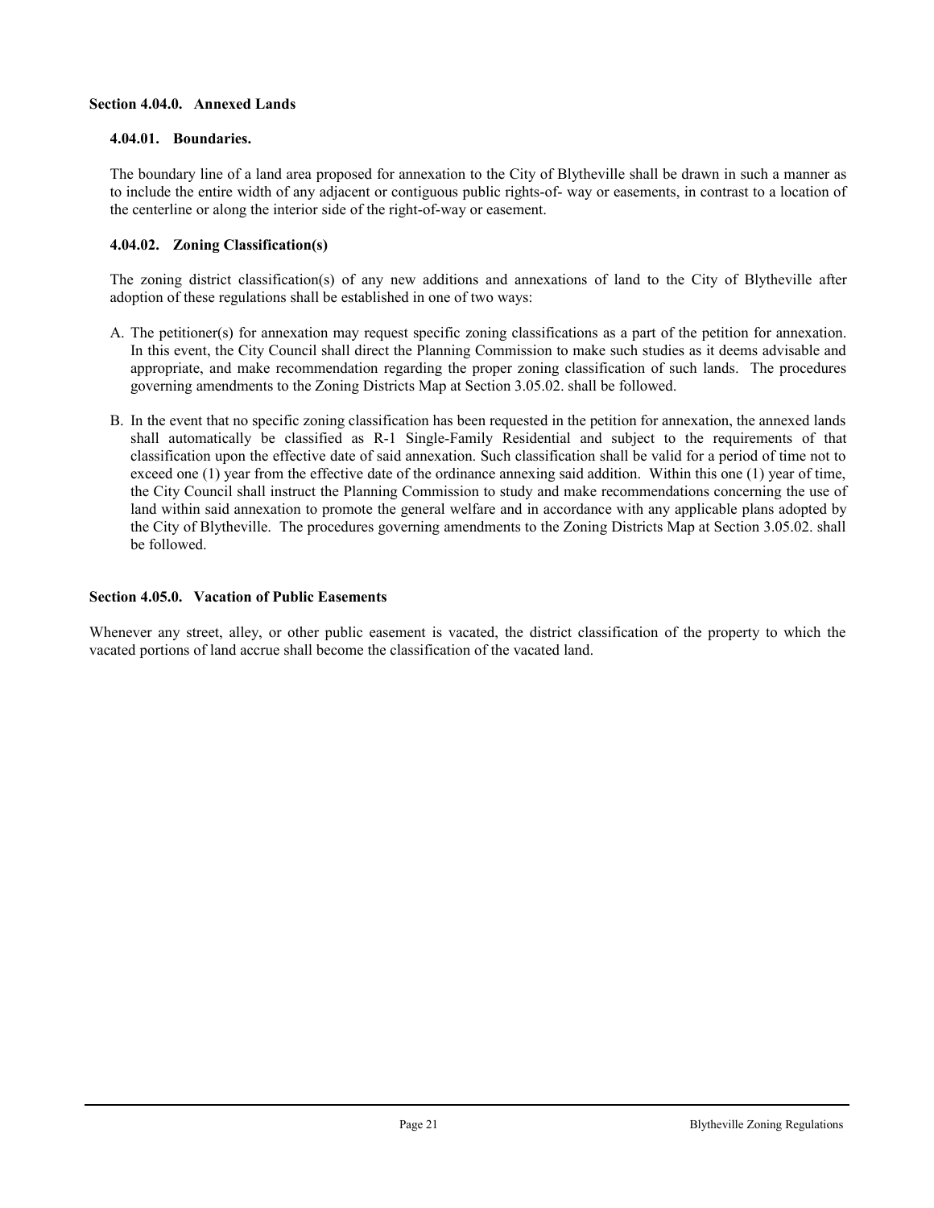## Section 4.04.0. Annexed Lands

### 4.04.01. Boundaries.

The boundary line of a land area proposed for annexation to the City of Blytheville shall be drawn in such a manner as to include the entire width of any adjacent or contiguous public rights-of- way or easements, in contrast to a location of the centerline or along the interior side of the right-of-way or easement.

### 4.04.02. Zoning Classification(s)

The zoning district classification(s) of any new additions and annexations of land to the City of Blytheville after adoption of these regulations shall be established in one of two ways:

A. The petitioner(s) for annexation may request specific zoning classifications as a part of the petition for annexation. In this event, the City Council shall direct the Planning Commission to make such studies as it deems advisable and appropriate, and make recommendation regarding the proper zoning classification of such lands. The procedures governing amendments to the Zoning Districts Map at Section 3.05.02. shall be followed.

B. In the event that no specific zoning classification has been requested in the petition for annexation, the annexed lands shall automatically be classified as R-1 Single-Family Residential and subject to the requirements of that classification upon the effective date of said annexation. Such classification shall be valid for a period of time not to exceed one (1) year from the effective date of the ordinance annexing said addition. Within this one (1) year of time, the City Council shall instruct the Planning Commission to study and make recommendations concerning the use of land within said annexation to promote the general welfare and in accordance with any applicable plans adopted by the City of Blytheville. The procedures governing amendments to the Zoning Districts Map at Section 3.05.02. shall be followed.

## Section 4.05.0. Vacation of Public Easements

Whenever any street, alley, or other public easement is vacated, the district classification of the property to which the vacated portions of land accrue shall become the classification of the vacated land.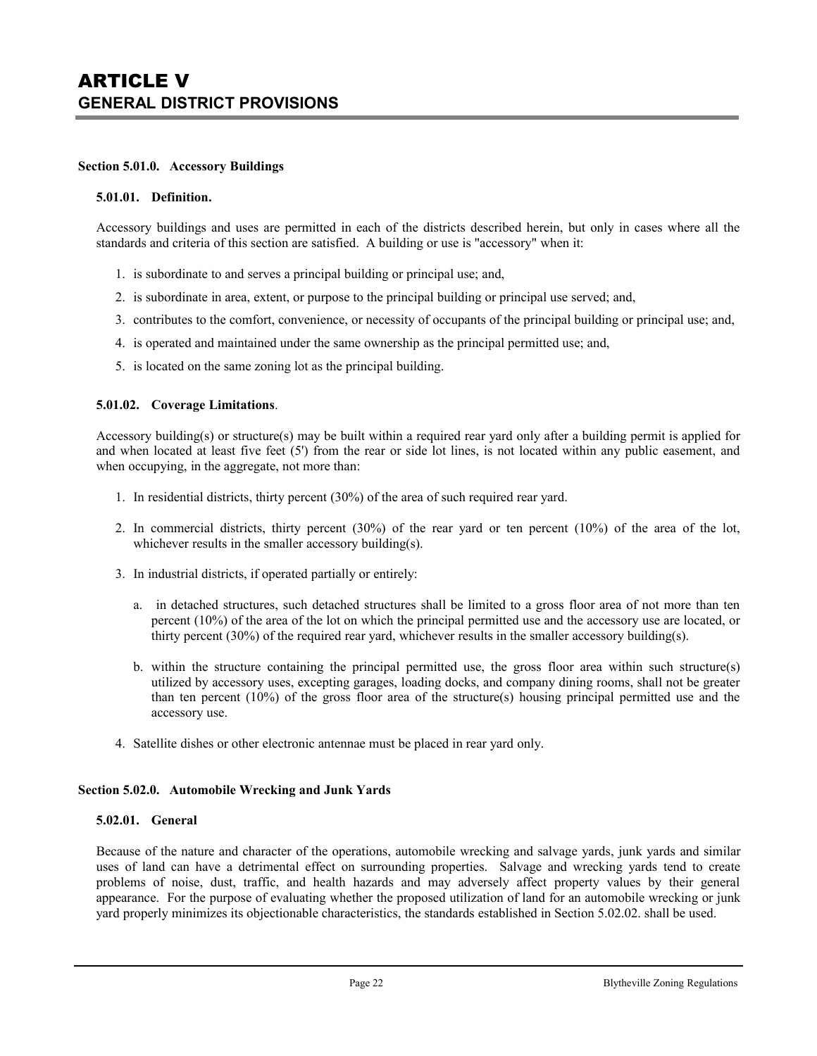# ARTICLE V
## GENERAL DISTRICT PROVISIONS

### Section 5.01.0. Accessory Buildings

#### 5.01.01. Definition.

Accessory buildings and uses are permitted in each of the districts described herein, but only in cases where all the standards and criteria of this section are satisfied. A building or use is "accessory" when it:

1. is subordinate to and serves a principal building or principal use; and,
2. is subordinate in area, extent, or purpose to the principal building or principal use served; and,
3. contributes to the comfort, convenience, or necessity of occupants of the principal building or principal use; and,
4. is operated and maintained under the same ownership as the principal permitted use; and,
5. is located on the same zoning lot as the principal building.

#### 5.01.02. Coverage Limitations.

Accessory building(s) or structure(s) may be built within a required rear yard only after a building permit is applied for and when located at least five feet (5') from the rear or side lot lines, is not located within any public easement, and when occupying, in the aggregate, not more than:

1. In residential districts, thirty percent (30%) of the area of such required rear yard.
2. In commercial districts, thirty percent (30%) of the rear yard or ten percent (10%) of the area of the lot, whichever results in the smaller accessory building(s).
3. In industrial districts, if operated partially or entirely:
   a. in detached structures, such detached structures shall be limited to a gross floor area of not more than ten percent (10%) of the area of the lot on which the principal permitted use and the accessory use are located, or thirty percent (30%) of the required rear yard, whichever results in the smaller accessory building(s).
   b. within the structure containing the principal permitted use, the gross floor area within such structure(s) utilized by accessory uses, excepting garages, loading docks, and company dining rooms, shall not be greater than ten percent (10%) of the gross floor area of the structure(s) housing principal permitted use and the accessory use.
4. Satellite dishes or other electronic antennae must be placed in rear yard only.

### Section 5.02.0. Automobile Wrecking and Junk Yards

#### 5.02.01. General

Because of the nature and character of the operations, automobile wrecking and salvage yards, junk yards and similar uses of land can have a detrimental effect on surrounding properties. Salvage and wrecking yards tend to create problems of noise, dust, traffic, and health hazards and may adversely affect property values by their general appearance. For the purpose of evaluating whether the proposed utilization of land for an automobile wrecking or junk yard properly minimizes its objectionable characteristics, the standards established in Section 5.02.02. shall be used.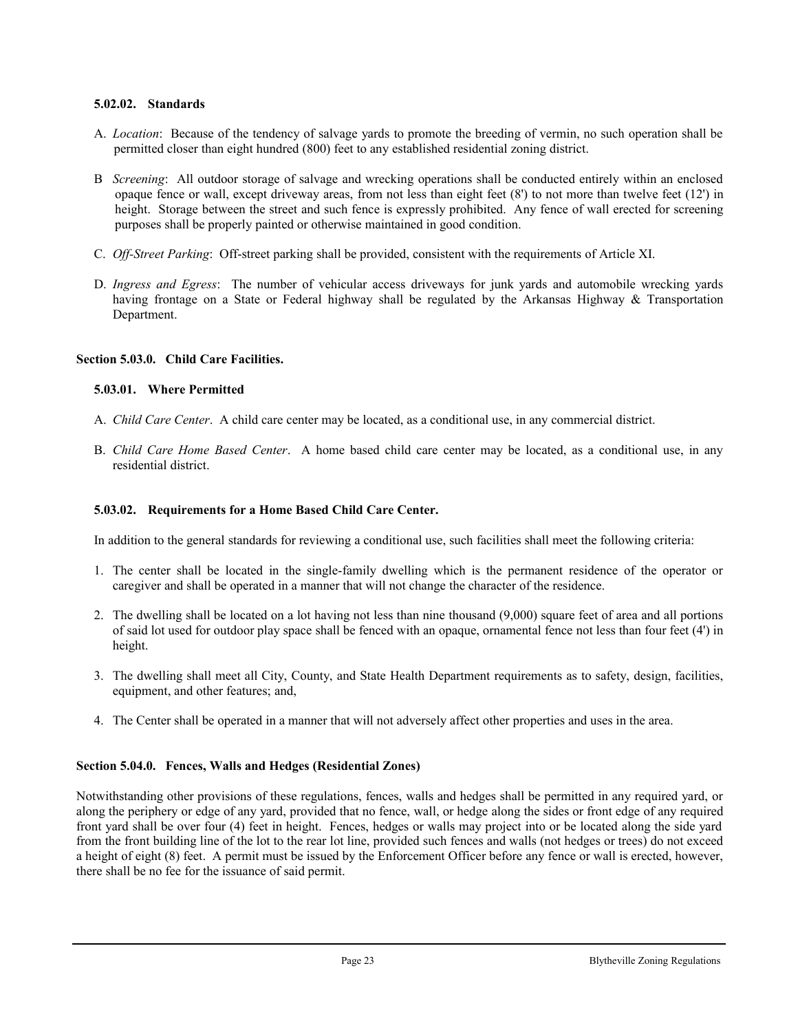#### 5.02.02. Standards

A. *Location*: Because of the tendency of salvage yards to promote the breeding of vermin, no such operation shall be permitted closer than eight hundred (800) feet to any established residential zoning district.

B *Screening*: All outdoor storage of salvage and wrecking operations shall be conducted entirely within an enclosed opaque fence or wall, except driveway areas, from not less than eight feet (8') to not more than twelve feet (12') in height. Storage between the street and such fence is expressly prohibited. Any fence of wall erected for screening purposes shall be properly painted or otherwise maintained in good condition.

C. *Off-Street Parking*: Off-street parking shall be provided, consistent with the requirements of Article XI.

D. *Ingress and Egress*: The number of vehicular access driveways for junk yards and automobile wrecking yards having frontage on a State or Federal highway shall be regulated by the Arkansas Highway & Transportation Department.

### Section 5.03.0. Child Care Facilities.

#### 5.03.01. Where Permitted

A. *Child Care Center*. A child care center may be located, as a conditional use, in any commercial district.

B. *Child Care Home Based Center*. A home based child care center may be located, as a conditional use, in any residential district.

#### 5.03.02. Requirements for a Home Based Child Care Center.

In addition to the general standards for reviewing a conditional use, such facilities shall meet the following criteria:

1. The center shall be located in the single-family dwelling which is the permanent residence of the operator or caregiver and shall be operated in a manner that will not change the character of the residence.
2. The dwelling shall be located on a lot having not less than nine thousand (9,000) square feet of area and all portions of said lot used for outdoor play space shall be fenced with an opaque, ornamental fence not less than four feet (4') in height.
3. The dwelling shall meet all City, County, and State Health Department requirements as to safety, design, facilities, equipment, and other features; and,
4. The Center shall be operated in a manner that will not adversely affect other properties and uses in the area.

### Section 5.04.0. Fences, Walls and Hedges (Residential Zones)

Notwithstanding other provisions of these regulations, fences, walls and hedges shall be permitted in any required yard, or along the periphery or edge of any yard, provided that no fence, wall, or hedge along the sides or front edge of any required front yard shall be over four (4) feet in height. Fences, hedges or walls may project into or be located along the side yard from the front building line of the lot to the rear lot line, provided such fences and walls (not hedges or trees) do not exceed a height of eight (8) feet. A permit must be issued by the Enforcement Officer before any fence or wall is erected, however, there shall be no fee for the issuance of said permit.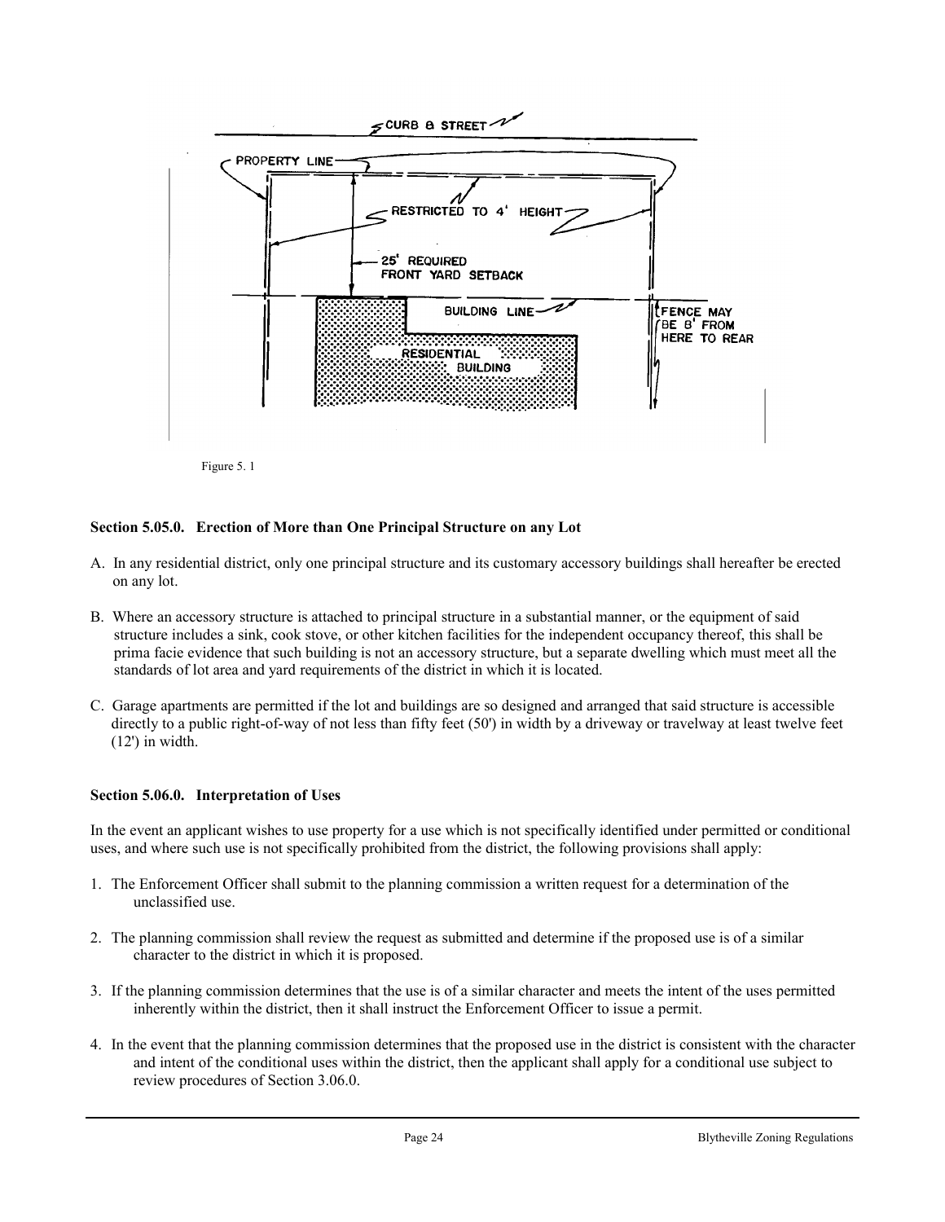Figure 5. 1

**Section 5.05.0. Erection of More than One Principal Structure on any Lot**

A. In any residential district, only one principal structure and its customary accessory buildings shall hereafter be erected on any lot.

B. Where an accessory structure is attached to principal structure in a substantial manner, or the equipment of said structure includes a sink, cook stove, or other kitchen facilities for the independent occupancy thereof, this shall be prima facie evidence that such building is not an accessory structure, but a separate dwelling which must meet all the standards of lot area and yard requirements of the district in which it is located.

C. Garage apartments are permitted if the lot and buildings are so designed and arranged that said structure is accessible directly to a public right-of-way of not less than fifty feet (50') in width by a driveway or travelway at least twelve feet (12') in width.

**Section 5.06.0. Interpretation of Uses**

In the event an applicant wishes to use property for a use which is not specifically identified under permitted or conditional uses, and where such use is not specifically prohibited from the district, the following provisions shall apply:

1. The Enforcement Officer shall submit to the planning commission a written request for a determination of the unclassified use.

2. The planning commission shall review the request as submitted and determine if the proposed use is of a similar character to the district in which it is proposed.

3. If the planning commission determines that the use is of a similar character and meets the intent of the uses permitted inherently within the district, then it shall instruct the Enforcement Officer to issue a permit.

4. In the event that the planning commission determines that the proposed use in the district is consistent with the character and intent of the conditional uses within the district, then the applicant shall apply for a conditional use subject to review procedures of Section 3.06.0.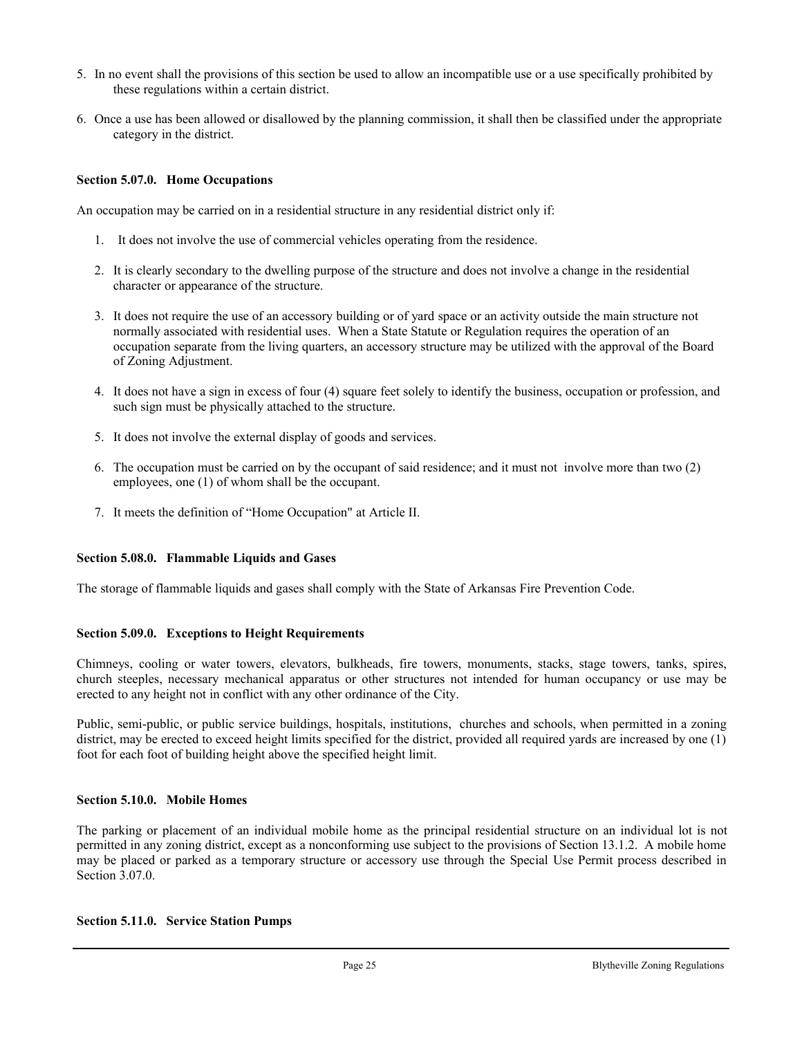5. In no event shall the provisions of this section be used to allow an incompatible use or a use specifically prohibited by these regulations within a certain district.

6. Once a use has been allowed or disallowed by the planning commission, it shall then be classified under the appropriate category in the district.

**Section 5.07.0. Home Occupations**

An occupation may be carried on in a residential structure in any residential district only if:

1. It does not involve the use of commercial vehicles operating from the residence.

2. It is clearly secondary to the dwelling purpose of the structure and does not involve a change in the residential character or appearance of the structure.

3. It does not require the use of an accessory building or of yard space or an activity outside the main structure not normally associated with residential uses. When a State Statute or Regulation requires the operation of an occupation separate from the living quarters, an accessory structure may be utilized with the approval of the Board of Zoning Adjustment.

4. It does not have a sign in excess of four (4) square feet solely to identify the business, occupation or profession, and such sign must be physically attached to the structure.

5. It does not involve the external display of goods and services.

6. The occupation must be carried on by the occupant of said residence; and it must not involve more than two (2) employees, one (1) of whom shall be the occupant.

7. It meets the definition of "Home Occupation" at Article II.

**Section 5.08.0. Flammable Liquids and Gases**

The storage of flammable liquids and gases shall comply with the State of Arkansas Fire Prevention Code.

**Section 5.09.0. Exceptions to Height Requirements**

Chimneys, cooling or water towers, elevators, bulkheads, fire towers, monuments, stacks, stage towers, tanks, spires, church steeples, necessary mechanical apparatus or other structures not intended for human occupancy or use may be erected to any height not in conflict with any other ordinance of the City.

Public, semi-public, or public service buildings, hospitals, institutions, churches and schools, when permitted in a zoning district, may be erected to exceed height limits specified for the district, provided all required yards are increased by one (1) foot for each foot of building height above the specified height limit.

**Section 5.10.0. Mobile Homes**

The parking or placement of an individual mobile home as the principal residential structure on an individual lot is not permitted in any zoning district, except as a nonconforming use subject to the provisions of Section 13.1.2. A mobile home may be placed or parked as a temporary structure or accessory use through the Special Use Permit process described in Section 3.07.0.

**Section 5.11.0. Service Station Pumps**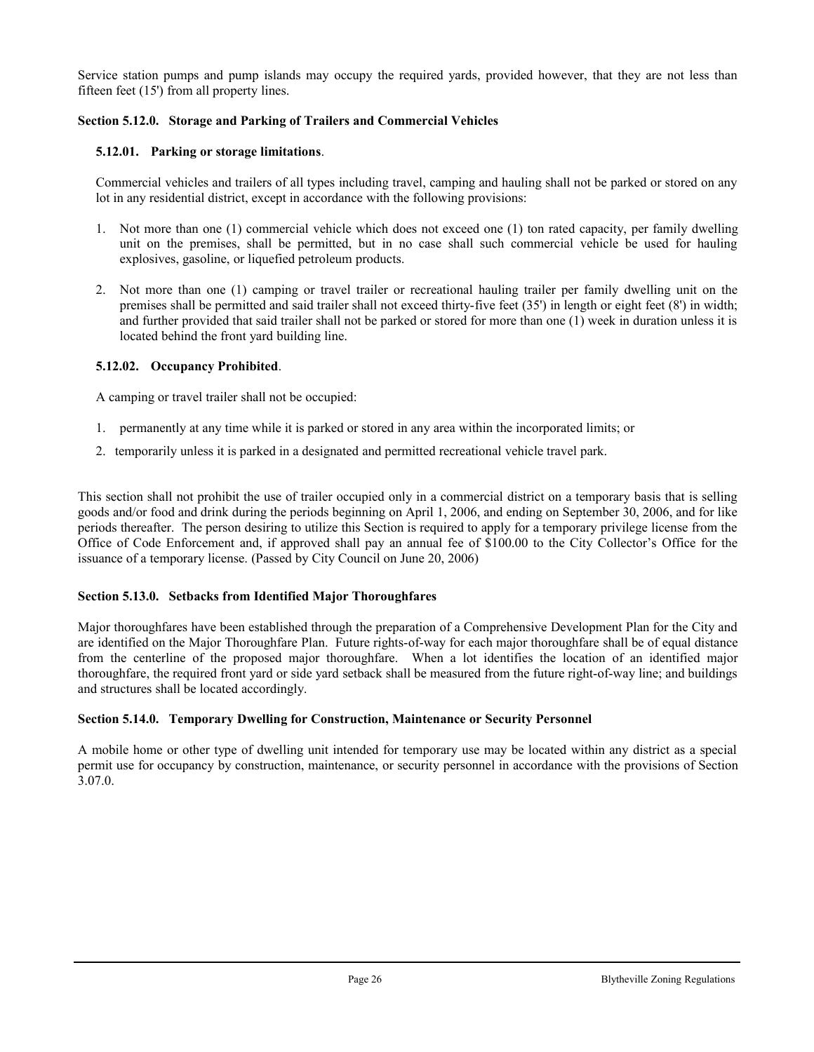Service station pumps and pump islands may occupy the required yards, provided however, that they are not less than fifteen feet (15') from all property lines.

### Section 5.12.0. Storage and Parking of Trailers and Commercial Vehicles

#### 5.12.01. Parking or storage limitations.

Commercial vehicles and trailers of all types including travel, camping and hauling shall not be parked or stored on any lot in any residential district, except in accordance with the following provisions:

1. Not more than one (1) commercial vehicle which does not exceed one (1) ton rated capacity, per family dwelling unit on the premises, shall be permitted, but in no case shall such commercial vehicle be used for hauling explosives, gasoline, or liquefied petroleum products.

2. Not more than one (1) camping or travel trailer or recreational hauling trailer per family dwelling unit on the premises shall be permitted and said trailer shall not exceed thirty-five feet (35') in length or eight feet (8') in width; and further provided that said trailer shall not be parked or stored for more than one (1) week in duration unless it is located behind the front yard building line.

#### 5.12.02. Occupancy Prohibited.

A camping or travel trailer shall not be occupied:

1. permanently at any time while it is parked or stored in any area within the incorporated limits; or
2. temporarily unless it is parked in a designated and permitted recreational vehicle travel park.

This section shall not prohibit the use of trailer occupied only in a commercial district on a temporary basis that is selling goods and/or food and drink during the periods beginning on April 1, 2006, and ending on September 30, 2006, and for like periods thereafter. The person desiring to utilize this Section is required to apply for a temporary privilege license from the Office of Code Enforcement and, if approved shall pay an annual fee of $100.00 to the City Collector's Office for the issuance of a temporary license. (Passed by City Council on June 20, 2006)

### Section 5.13.0. Setbacks from Identified Major Thoroughfares

Major thoroughfares have been established through the preparation of a Comprehensive Development Plan for the City and are identified on the Major Thoroughfare Plan. Future rights-of-way for each major thoroughfare shall be of equal distance from the centerline of the proposed major thoroughfare. When a lot identifies the location of an identified major thoroughfare, the required front yard or side yard setback shall be measured from the future right-of-way line; and buildings and structures shall be located accordingly.

### Section 5.14.0. Temporary Dwelling for Construction, Maintenance or Security Personnel

A mobile home or other type of dwelling unit intended for temporary use may be located within any district as a special permit use for occupancy by construction, maintenance, or security personnel in accordance with the provisions of Section 3.07.0.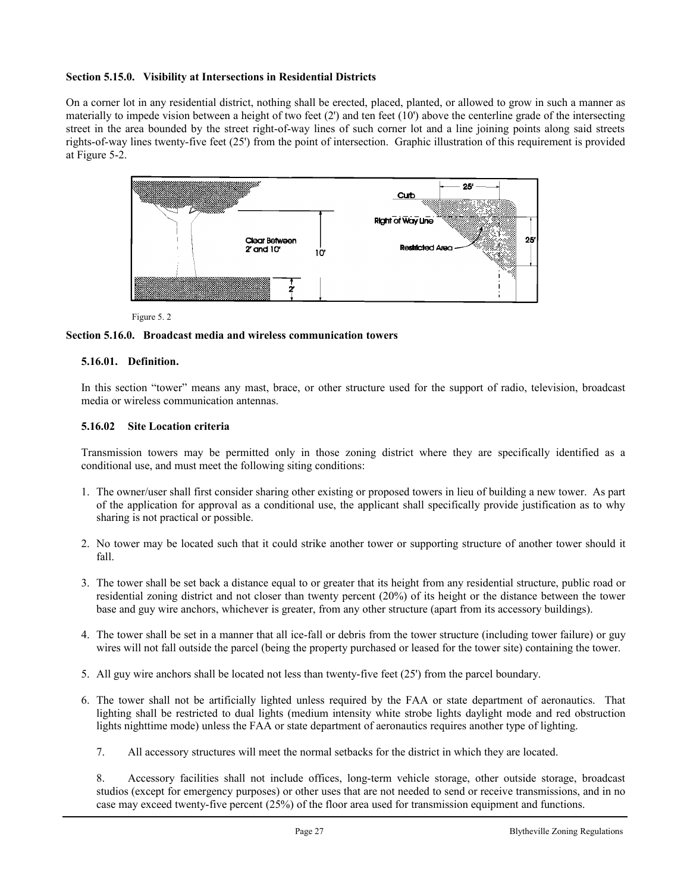### Section 5.15.0. Visibility at Intersections in Residential Districts

On a corner lot in any residential district, nothing shall be erected, placed, planted, or allowed to grow in such a manner as materially to impede vision between a height of two feet (2') and ten feet (10') above the centerline grade of the intersecting street in the area bounded by the street right-of-way lines of such corner lot and a line joining points along said streets rights-of-way lines twenty-five feet (25') from the point of intersection. Graphic illustration of this requirement is provided at Figure 5-2.

Figure 5. 2

### Section 5.16.0. Broadcast media and wireless communication towers

#### 5.16.01. Definition.

In this section "tower" means any mast, brace, or other structure used for the support of radio, television, broadcast media or wireless communication antennas.

#### 5.16.02 Site Location criteria

Transmission towers may be permitted only in those zoning district where they are specifically identified as a conditional use, and must meet the following siting conditions:

1. The owner/user shall first consider sharing other existing or proposed towers in lieu of building a new tower. As part of the application for approval as a conditional use, the applicant shall specifically provide justification as to why sharing is not practical or possible.
2. No tower may be located such that it could strike another tower or supporting structure of another tower should it fall.
3. The tower shall be set back a distance equal to or greater that its height from any residential structure, public road or residential zoning district and not closer than twenty percent (20%) of its height or the distance between the tower base and guy wire anchors, whichever is greater, from any other structure (apart from its accessory buildings).
4. The tower shall be set in a manner that all ice-fall or debris from the tower structure (including tower failure) or guy wires will not fall outside the parcel (being the property purchased or leased for the tower site) containing the tower.
5. All guy wire anchors shall be located not less than twenty-five feet (25') from the parcel boundary.
6. The tower shall not be artificially lighted unless required by the FAA or state department of aeronautics. That lighting shall be restricted to dual lights (medium intensity white strobe lights daylight mode and red obstruction lights nighttime mode) unless the FAA or state department of aeronautics requires another type of lighting.
7. All accessory structures will meet the normal setbacks for the district in which they are located.
8. Accessory facilities shall not include offices, long-term vehicle storage, other outside storage, broadcast studios (except for emergency purposes) or other uses that are not needed to send or receive transmissions, and in no case may exceed twenty-five percent (25%) of the floor area used for transmission equipment and functions.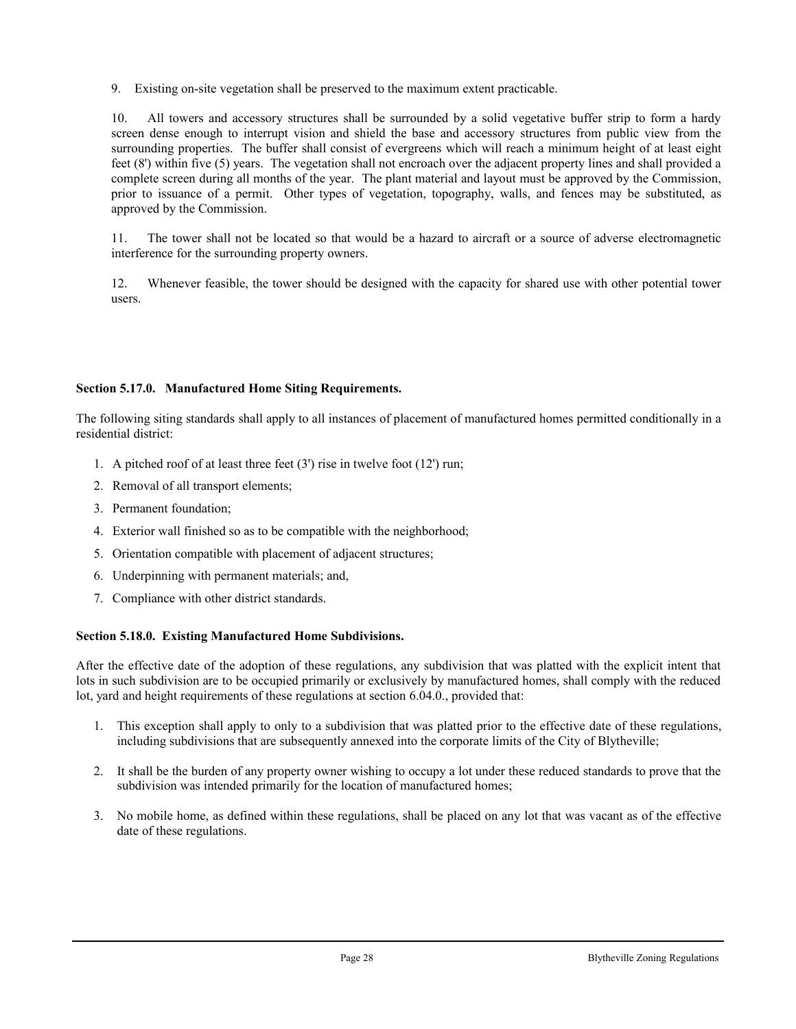9. Existing on-site vegetation shall be preserved to the maximum extent practicable.

10. All towers and accessory structures shall be surrounded by a solid vegetative buffer strip to form a hardy screen dense enough to interrupt vision and shield the base and accessory structures from public view from the surrounding properties. The buffer shall consist of evergreens which will reach a minimum height of at least eight feet (8') within five (5) years. The vegetation shall not encroach over the adjacent property lines and shall provided a complete screen during all months of the year. The plant material and layout must be approved by the Commission, prior to issuance of a permit. Other types of vegetation, topography, walls, and fences may be substituted, as approved by the Commission.

11. The tower shall not be located so that would be a hazard to aircraft or a source of adverse electromagnetic interference for the surrounding property owners.

12. Whenever feasible, the tower should be designed with the capacity for shared use with other potential tower users.

### Section 5.17.0. Manufactured Home Siting Requirements.

The following siting standards shall apply to all instances of placement of manufactured homes permitted conditionally in a residential district:

1. A pitched roof of at least three feet (3') rise in twelve foot (12') run;
2. Removal of all transport elements;
3. Permanent foundation;
4. Exterior wall finished so as to be compatible with the neighborhood;
5. Orientation compatible with placement of adjacent structures;
6. Underpinning with permanent materials; and,
7. Compliance with other district standards.

### Section 5.18.0. Existing Manufactured Home Subdivisions.

After the effective date of the adoption of these regulations, any subdivision that was platted with the explicit intent that lots in such subdivision are to be occupied primarily or exclusively by manufactured homes, shall comply with the reduced lot, yard and height requirements of these regulations at section 6.04.0., provided that:

1. This exception shall apply to only to a subdivision that was platted prior to the effective date of these regulations, including subdivisions that are subsequently annexed into the corporate limits of the City of Blytheville;
2. It shall be the burden of any property owner wishing to occupy a lot under these reduced standards to prove that the subdivision was intended primarily for the location of manufactured homes;
3. No mobile home, as defined within these regulations, shall be placed on any lot that was vacant as of the effective date of these regulations.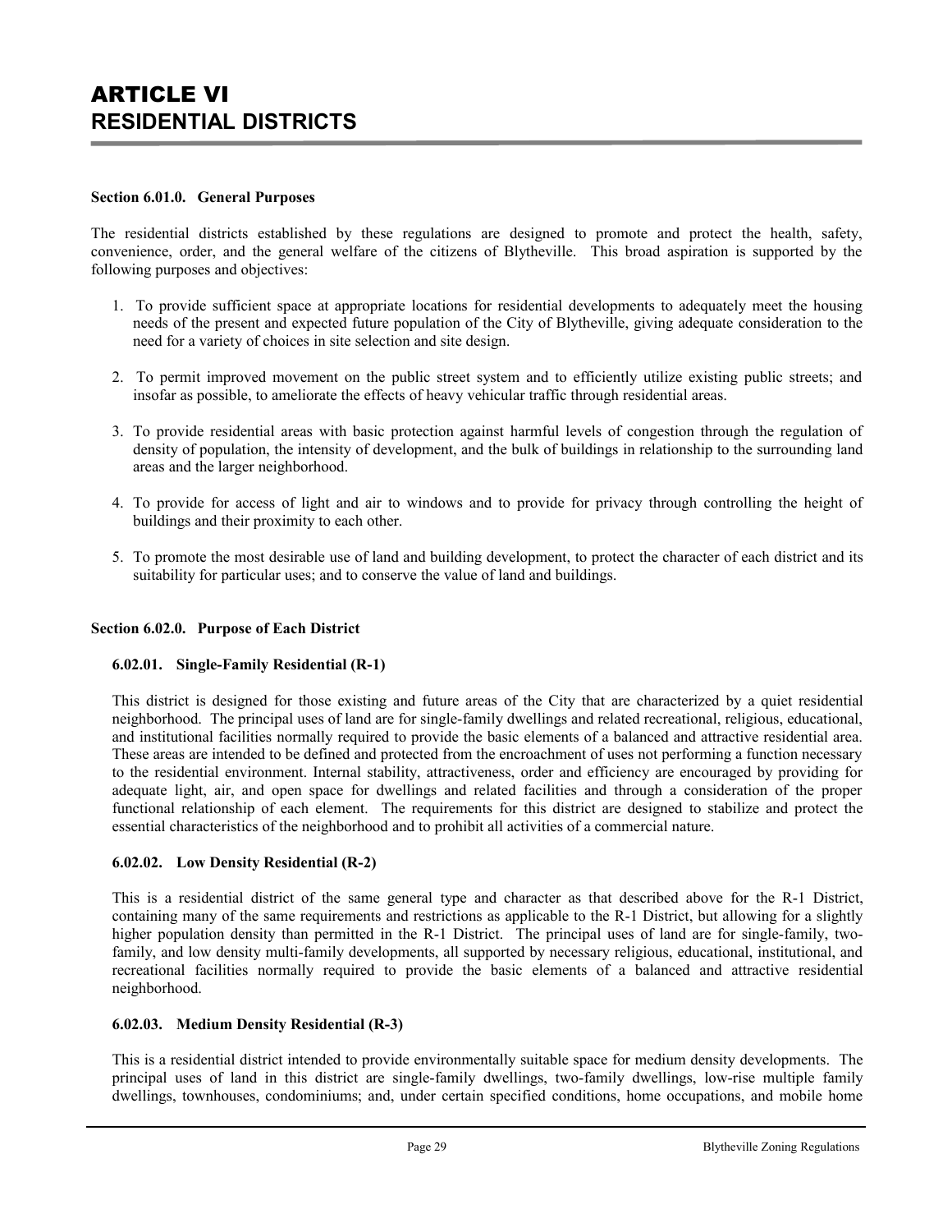# ARTICLE VI
# RESIDENTIAL DISTRICTS

**Section 6.01.0. General Purposes**

The residential districts established by these regulations are designed to promote and protect the health, safety, convenience, order, and the general welfare of the citizens of Blytheville. This broad aspiration is supported by the following purposes and objectives:

1. To provide sufficient space at appropriate locations for residential developments to adequately meet the housing needs of the present and expected future population of the City of Blytheville, giving adequate consideration to the need for a variety of choices in site selection and site design.

2. To permit improved movement on the public street system and to efficiently utilize existing public streets; and insofar as possible, to ameliorate the effects of heavy vehicular traffic through residential areas.

3. To provide residential areas with basic protection against harmful levels of congestion through the regulation of density of population, the intensity of development, and the bulk of buildings in relationship to the surrounding land areas and the larger neighborhood.

4. To provide for access of light and air to windows and to provide for privacy through controlling the height of buildings and their proximity to each other.

5. To promote the most desirable use of land and building development, to protect the character of each district and its suitability for particular uses; and to conserve the value of land and buildings.

**Section 6.02.0. Purpose of Each District**

**6.02.01. Single-Family Residential (R-1)**

This district is designed for those existing and future areas of the City that are characterized by a quiet residential neighborhood. The principal uses of land are for single-family dwellings and related recreational, religious, educational, and institutional facilities normally required to provide the basic elements of a balanced and attractive residential area. These areas are intended to be defined and protected from the encroachment of uses not performing a function necessary to the residential environment. Internal stability, attractiveness, order and efficiency are encouraged by providing for adequate light, air, and open space for dwellings and related facilities and through a consideration of the proper functional relationship of each element. The requirements for this district are designed to stabilize and protect the essential characteristics of the neighborhood and to prohibit all activities of a commercial nature.

**6.02.02. Low Density Residential (R-2)**

This is a residential district of the same general type and character as that described above for the R-1 District, containing many of the same requirements and restrictions as applicable to the R-1 District, but allowing for a slightly higher population density than permitted in the R-1 District. The principal uses of land are for single-family, two-family, and low density multi-family developments, all supported by necessary religious, educational, institutional, and recreational facilities normally required to provide the basic elements of a balanced and attractive residential neighborhood.

**6.02.03. Medium Density Residential (R-3)**

This is a residential district intended to provide environmentally suitable space for medium density developments. The principal uses of land in this district are single-family dwellings, two-family dwellings, low-rise multiple family dwellings, townhouses, condominiums; and, under certain specified conditions, home occupations, and mobile home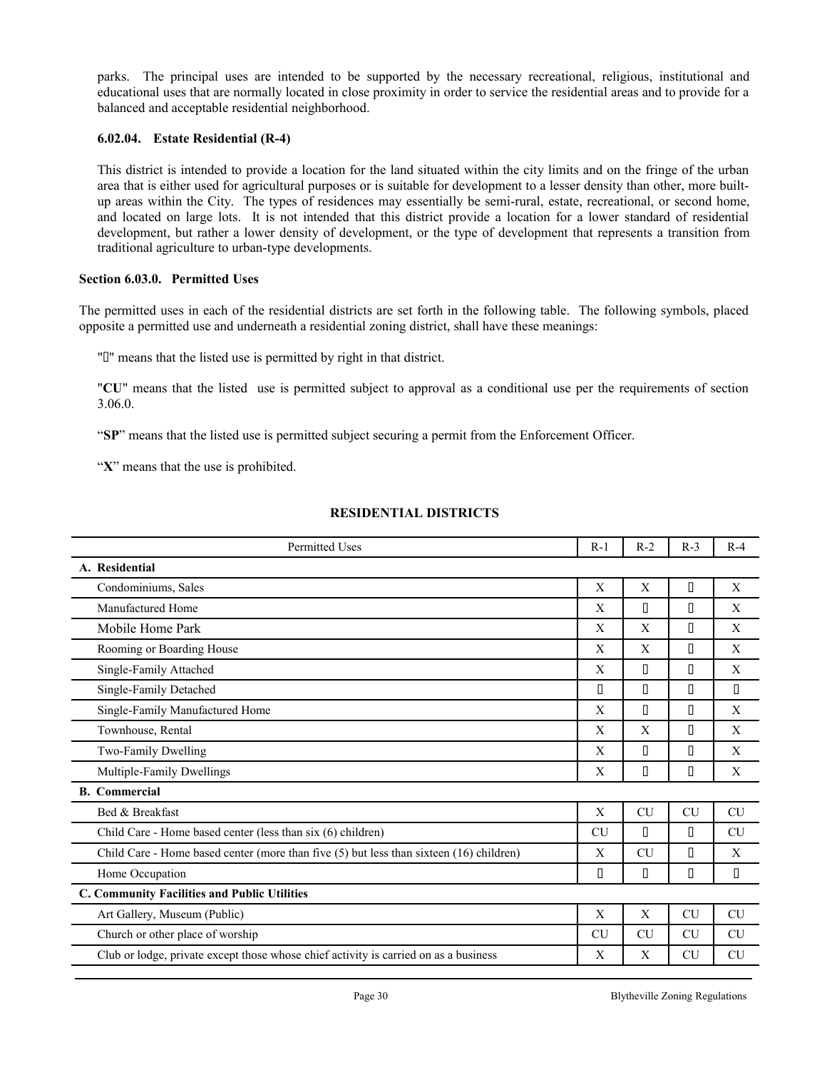parks. The principal uses are intended to be supported by the necessary recreational, religious, institutional and educational uses that are normally located in close proximity in order to service the residential areas and to provide for a balanced and acceptable residential neighborhood.

#### 6.02.04. Estate Residential (R-4)

This district is intended to provide a location for the land situated within the city limits and on the fringe of the urban area that is either used for agricultural purposes or is suitable for development to a lesser density than other, more built-up areas within the City. The types of residences may essentially be semi-rural, estate, recreational, or second home, and located on large lots. It is not intended that this district provide a location for a lower standard of residential development, but rather a lower density of development, or the type of development that represents a transition from traditional agriculture to urban-type developments.

### Section 6.03.0. Permitted Uses

The permitted uses in each of the residential districts are set forth in the following table. The following symbols, placed opposite a permitted use and underneath a residential zoning district, shall have these meanings:

"" means that the listed use is permitted by right in that district.

"**CU**" means that the listed use is permitted subject to approval as a conditional use per the requirements of section 3.06.0.

"**SP**" means that the listed use is permitted subject securing a permit from the Enforcement Officer.

"**X**" means that the use is prohibited.

**RESIDENTIAL DISTRICTS**

| Permitted Uses | R-1 | R-2 | R-3 | R-4 |
|---|---|---|---|---|
| **A. Residential** | | | | |
| Condominiums, Sales | X | X |  | X |
| Manufactured Home | X |  |  | X |
| Mobile Home Park | X | X |  | X |
| Rooming or Boarding House | X | X |  | X |
| Single-Family Attached | X |  |  | X |
| Single-Family Detached |  |  |  |  |
| Single-Family Manufactured Home | X |  |  | X |
| Townhouse, Rental | X | X |  | X |
| Two-Family Dwelling | X |  |  | X |
| Multiple-Family Dwellings | X |  |  | X |
| **B. Commercial** | | | | |
| Bed & Breakfast | X | CU | CU | CU |
| Child Care - Home based center (less than six (6) children) | CU |  |  | CU |
| Child Care - Home based center (more than five (5) but less than sixteen (16) children) | X | CU |  | X |
| Home Occupation |  |  |  |  |
| **C. Community Facilities and Public Utilities** | | | | |
| Art Gallery, Museum (Public) | X | X | CU | CU |
| Church or other place of worship | CU | CU | CU | CU |
| Club or lodge, private except those whose chief activity is carried on as a business | X | X | CU | CU |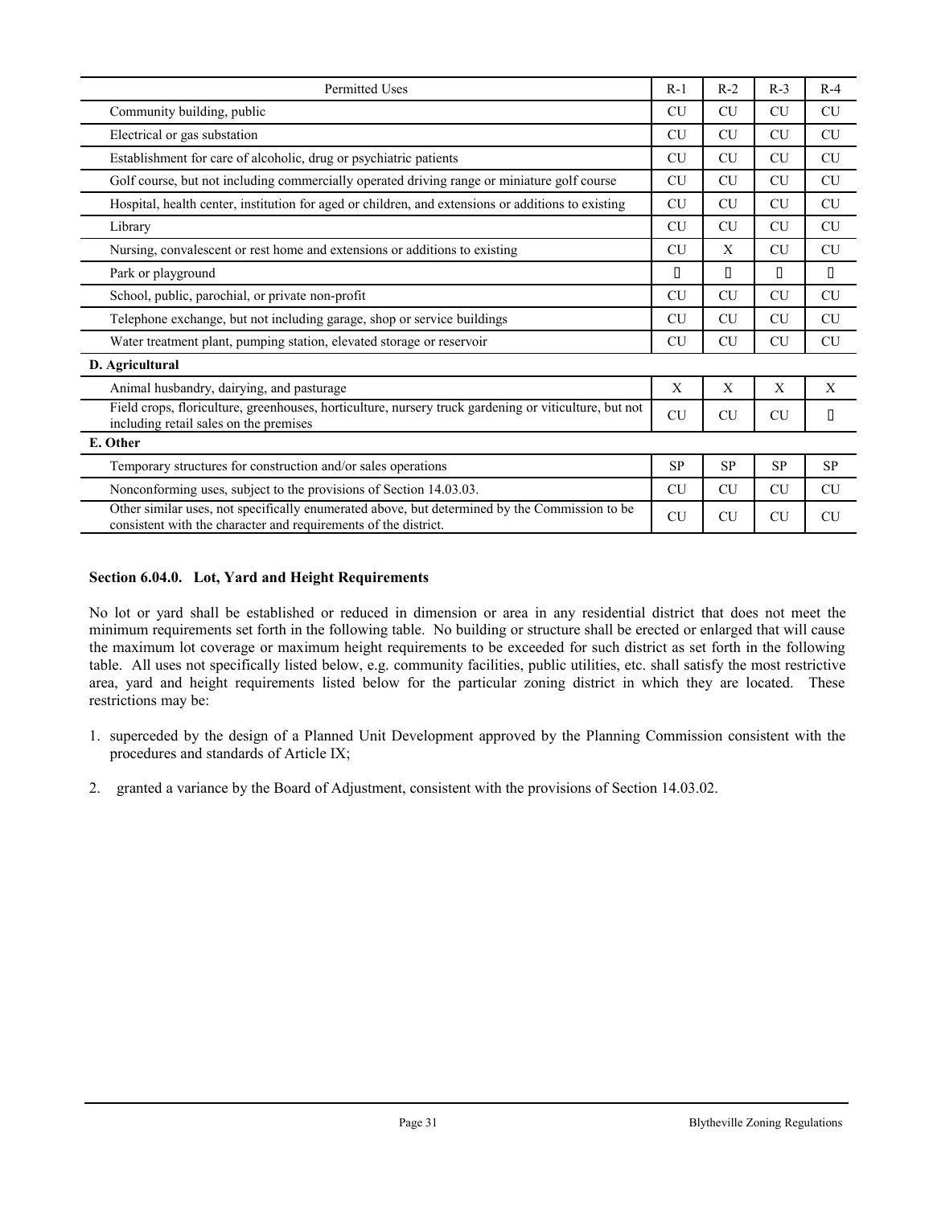| Permitted Uses | R-1 | R-2 | R-3 | R-4 |
|---|---|---|---|---|
| Community building, public | CU | CU | CU | CU |
| Electrical or gas substation | CU | CU | CU | CU |
| Establishment for care of alcoholic, drug or psychiatric patients | CU | CU | CU | CU |
| Golf course, but not including commercially operated driving range or miniature golf course | CU | CU | CU | CU |
| Hospital, health center, institution for aged or children, and extensions or additions to existing | CU | CU | CU | CU |
| Library | CU | CU | CU | CU |
| Nursing, convalescent or rest home and extensions or additions to existing | CU | X | CU | CU |
| Park or playground |  |  |  |  |
| School, public, parochial, or private non-profit | CU | CU | CU | CU |
| Telephone exchange, but not including garage, shop or service buildings | CU | CU | CU | CU |
| Water treatment plant, pumping station, elevated storage or reservoir | CU | CU | CU | CU |
| **D. Agricultural** | | | | |
| Animal husbandry, dairying, and pasturage | X | X | X | X |
| Field crops, floriculture, greenhouses, horticulture, nursery truck gardening or viticulture, but not including retail sales on the premises | CU | CU | CU |  |
| **E. Other** | | | | |
| Temporary structures for construction and/or sales operations | SP | SP | SP | SP |
| Nonconforming uses, subject to the provisions of Section 14.03.03. | CU | CU | CU | CU |
| Other similar uses, not specifically enumerated above, but determined by the Commission to be consistent with the character and requirements of the district. | CU | CU | CU | CU |

### Section 6.04.0. Lot, Yard and Height Requirements

No lot or yard shall be established or reduced in dimension or area in any residential district that does not meet the minimum requirements set forth in the following table. No building or structure shall be erected or enlarged that will cause the maximum lot coverage or maximum height requirements to be exceeded for such district as set forth in the following table. All uses not specifically listed below, e.g. community facilities, public utilities, etc. shall satisfy the most restrictive area, yard and height requirements listed below for the particular zoning district in which they are located. These restrictions may be:

1. superceded by the design of a Planned Unit Development approved by the Planning Commission consistent with the procedures and standards of Article IX;
2. granted a variance by the Board of Adjustment, consistent with the provisions of Section 14.03.02.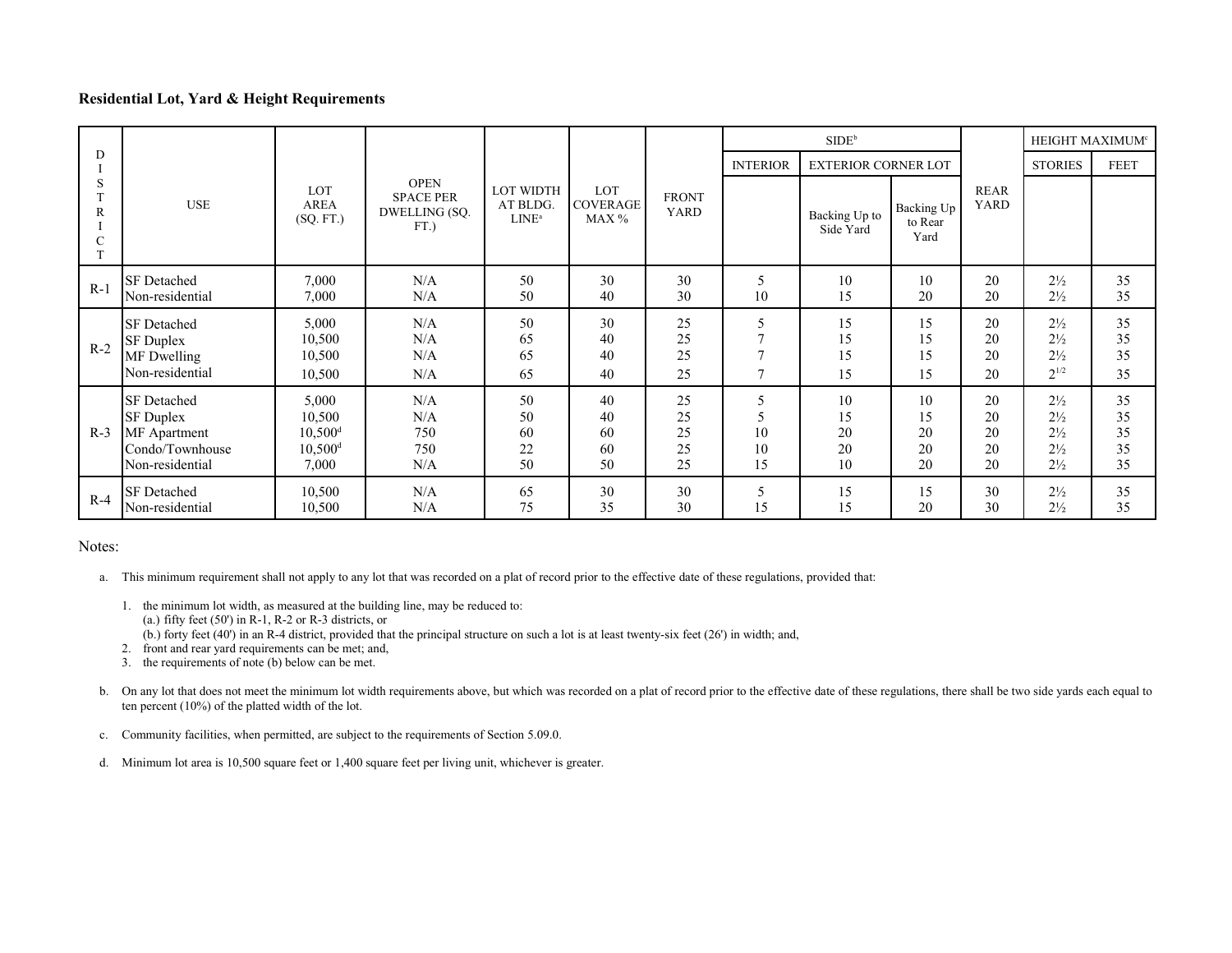**Residential Lot, Yard & Height Requirements**

| DISTRICT | USE | LOT AREA (SQ. FT.) | OPEN SPACE PER DWELLING (SQ. FT.) | LOT WIDTH AT BLDG. LINE[a] | LOT COVERAGE MAX % | FRONT YARD | SIDE[b] | | | REAR YARD | HEIGHT MAXIMUM[c] | |
|---|---|---|---|---|---|---|---|---|---|---|---|---|
| | | | | | | | INTERIOR | EXTERIOR CORNER LOT | | | STORIES | FEET |
| | | | | | | | | Backing Up to Side Yard | Backing Up to Rear Yard | | | |
| R-1 | SF Detached | 7,000 | N/A | 50 | 30 | 30 | 5 | 10 | 10 | 20 | 2½ | 35 |
| | Non-residential | 7,000 | N/A | 50 | 40 | 30 | 10 | 15 | 20 | 20 | 2½ | 35 |
| R-2 | SF Detached | 5,000 | N/A | 50 | 30 | 25 | 5 | 15 | 15 | 20 | 2½ | 35 |
| | SF Duplex | 10,500 | N/A | 65 | 40 | 25 | 7 | 15 | 15 | 20 | 2½ | 35 |
| | MF Dwelling | 10,500 | N/A | 65 | 40 | 25 | 7 | 15 | 15 | 20 | 2½ | 35 |
| | Non-residential | 10,500 | N/A | 65 | 40 | 25 | 7 | 15 | 15 | 20 | 2 1/2 | 35 |
| R-3 | SF Detached | 5,000 | N/A | 50 | 40 | 25 | 5 | 10 | 10 | 20 | 2½ | 35 |
| | SF Duplex | 10,500 | N/A | 50 | 40 | 25 | 5 | 15 | 15 | 20 | 2½ | 35 |
| | MF Apartment | 10,500[d] | 750 | 60 | 60 | 25 | 10 | 20 | 20 | 20 | 2½ | 35 |
| | Condo/Townhouse | 10,500[d] | 750 | 22 | 60 | 25 | 10 | 20 | 20 | 20 | 2½ | 35 |
| | Non-residential | 7,000 | N/A | 50 | 50 | 25 | 15 | 10 | 20 | 20 | 2½ | 35 |
| R-4 | SF Detached | 10,500 | N/A | 65 | 30 | 30 | 5 | 15 | 15 | 30 | 2½ | 35 |
| | Non-residential | 10,500 | N/A | 75 | 35 | 30 | 15 | 15 | 20 | 30 | 2½ | 35 |

Notes:

a. This minimum requirement shall not apply to any lot that was recorded on a plat of record prior to the effective date of these regulations, provided that:

1. the minimum lot width, as measured at the building line, may be reduced to:
   (a.) fifty feet (50') in R-1, R-2 or R-3 districts, or
   (b.) forty feet (40') in an R-4 district, provided that the principal structure on such a lot is at least twenty-six feet (26') in width; and,
2. front and rear yard requirements can be met; and,
3. the requirements of note (b) below can be met.

b. On any lot that does not meet the minimum lot width requirements above, but which was recorded on a plat of record prior to the effective date of these regulations, there shall be two side yards each equal to ten percent (10%) of the platted width of the lot.

c. Community facilities, when permitted, are subject to the requirements of Section 5.09.0.

d. Minimum lot area is 10,500 square feet or 1,400 square feet per living unit, whichever is greater.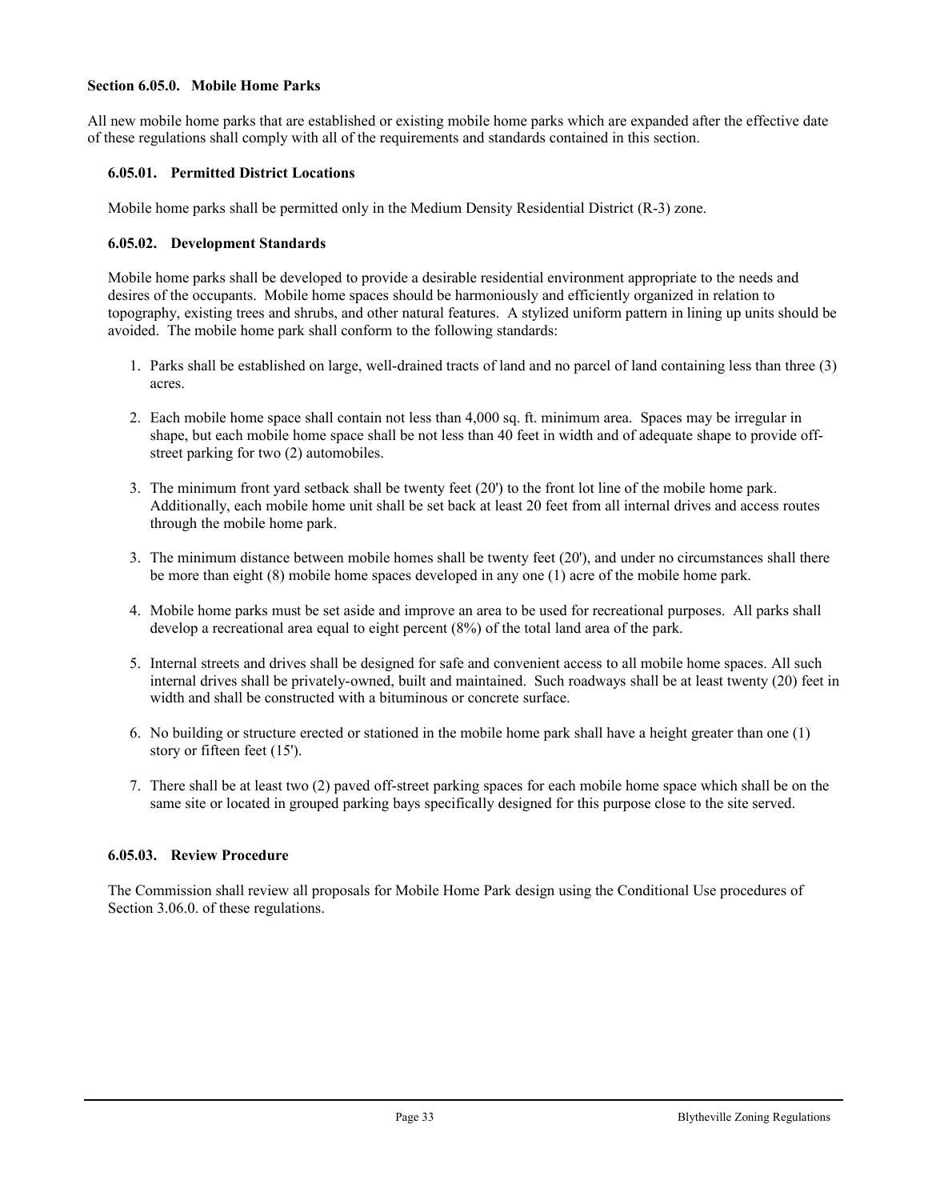**Section 6.05.0. Mobile Home Parks**

All new mobile home parks that are established or existing mobile home parks which are expanded after the effective date of these regulations shall comply with all of the requirements and standards contained in this section.

**6.05.01. Permitted District Locations**

Mobile home parks shall be permitted only in the Medium Density Residential District (R-3) zone.

**6.05.02. Development Standards**

Mobile home parks shall be developed to provide a desirable residential environment appropriate to the needs and desires of the occupants. Mobile home spaces should be harmoniously and efficiently organized in relation to topography, existing trees and shrubs, and other natural features. A stylized uniform pattern in lining up units should be avoided. The mobile home park shall conform to the following standards:

1. Parks shall be established on large, well-drained tracts of land and no parcel of land containing less than three (3) acres.

2. Each mobile home space shall contain not less than 4,000 sq. ft. minimum area. Spaces may be irregular in shape, but each mobile home space shall be not less than 40 feet in width and of adequate shape to provide off-street parking for two (2) automobiles.

3. The minimum front yard setback shall be twenty feet (20') to the front lot line of the mobile home park. Additionally, each mobile home unit shall be set back at least 20 feet from all internal drives and access routes through the mobile home park.

3. The minimum distance between mobile homes shall be twenty feet (20'), and under no circumstances shall there be more than eight (8) mobile home spaces developed in any one (1) acre of the mobile home park.

4. Mobile home parks must be set aside and improve an area to be used for recreational purposes. All parks shall develop a recreational area equal to eight percent (8%) of the total land area of the park.

5. Internal streets and drives shall be designed for safe and convenient access to all mobile home spaces. All such internal drives shall be privately-owned, built and maintained. Such roadways shall be at least twenty (20) feet in width and shall be constructed with a bituminous or concrete surface.

6. No building or structure erected or stationed in the mobile home park shall have a height greater than one (1) story or fifteen feet (15').

7. There shall be at least two (2) paved off-street parking spaces for each mobile home space which shall be on the same site or located in grouped parking bays specifically designed for this purpose close to the site served.

**6.05.03. Review Procedure**

The Commission shall review all proposals for Mobile Home Park design using the Conditional Use procedures of Section 3.06.0. of these regulations.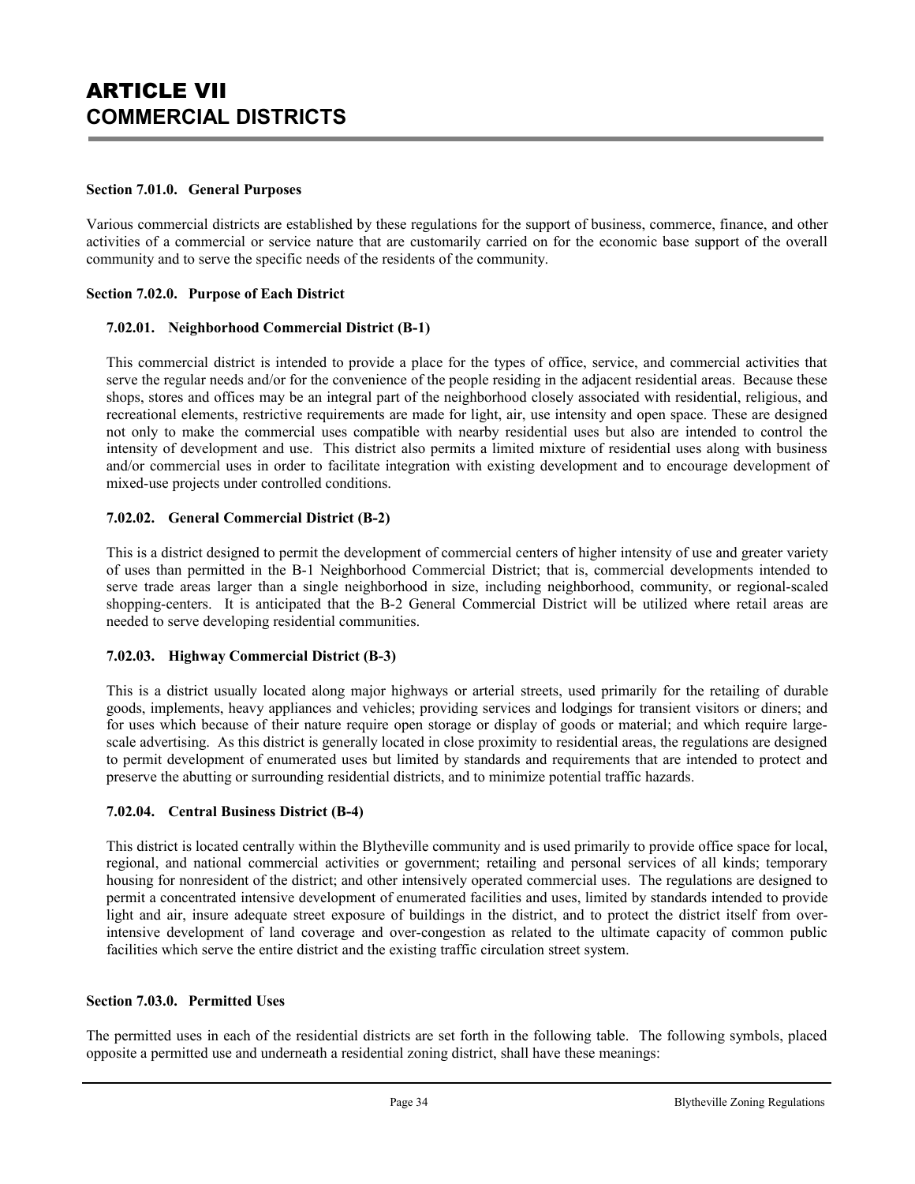# ARTICLE VII
# COMMERCIAL DISTRICTS

**Section 7.01.0. General Purposes**

Various commercial districts are established by these regulations for the support of business, commerce, finance, and other activities of a commercial or service nature that are customarily carried on for the economic base support of the overall community and to serve the specific needs of the residents of the community.

**Section 7.02.0. Purpose of Each District**

**7.02.01. Neighborhood Commercial District (B-1)**

This commercial district is intended to provide a place for the types of office, service, and commercial activities that serve the regular needs and/or for the convenience of the people residing in the adjacent residential areas. Because these shops, stores and offices may be an integral part of the neighborhood closely associated with residential, religious, and recreational elements, restrictive requirements are made for light, air, use intensity and open space. These are designed not only to make the commercial uses compatible with nearby residential uses but also are intended to control the intensity of development and use. This district also permits a limited mixture of residential uses along with business and/or commercial uses in order to facilitate integration with existing development and to encourage development of mixed-use projects under controlled conditions.

**7.02.02. General Commercial District (B-2)**

This is a district designed to permit the development of commercial centers of higher intensity of use and greater variety of uses than permitted in the B-1 Neighborhood Commercial District; that is, commercial developments intended to serve trade areas larger than a single neighborhood in size, including neighborhood, community, or regional-scaled shopping-centers. It is anticipated that the B-2 General Commercial District will be utilized where retail areas are needed to serve developing residential communities.

**7.02.03. Highway Commercial District (B-3)**

This is a district usually located along major highways or arterial streets, used primarily for the retailing of durable goods, implements, heavy appliances and vehicles; providing services and lodgings for transient visitors or diners; and for uses which because of their nature require open storage or display of goods or material; and which require large-scale advertising. As this district is generally located in close proximity to residential areas, the regulations are designed to permit development of enumerated uses but limited by standards and requirements that are intended to protect and preserve the abutting or surrounding residential districts, and to minimize potential traffic hazards.

**7.02.04. Central Business District (B-4)**

This district is located centrally within the Blytheville community and is used primarily to provide office space for local, regional, and national commercial activities or government; retailing and personal services of all kinds; temporary housing for nonresident of the district; and other intensively operated commercial uses. The regulations are designed to permit a concentrated intensive development of enumerated facilities and uses, limited by standards intended to provide light and air, insure adequate street exposure of buildings in the district, and to protect the district itself from over-intensive development of land coverage and over-congestion as related to the ultimate capacity of common public facilities which serve the entire district and the existing traffic circulation street system.

**Section 7.03.0. Permitted Uses**

The permitted uses in each of the residential districts are set forth in the following table. The following symbols, placed opposite a permitted use and underneath a residential zoning district, shall have these meanings: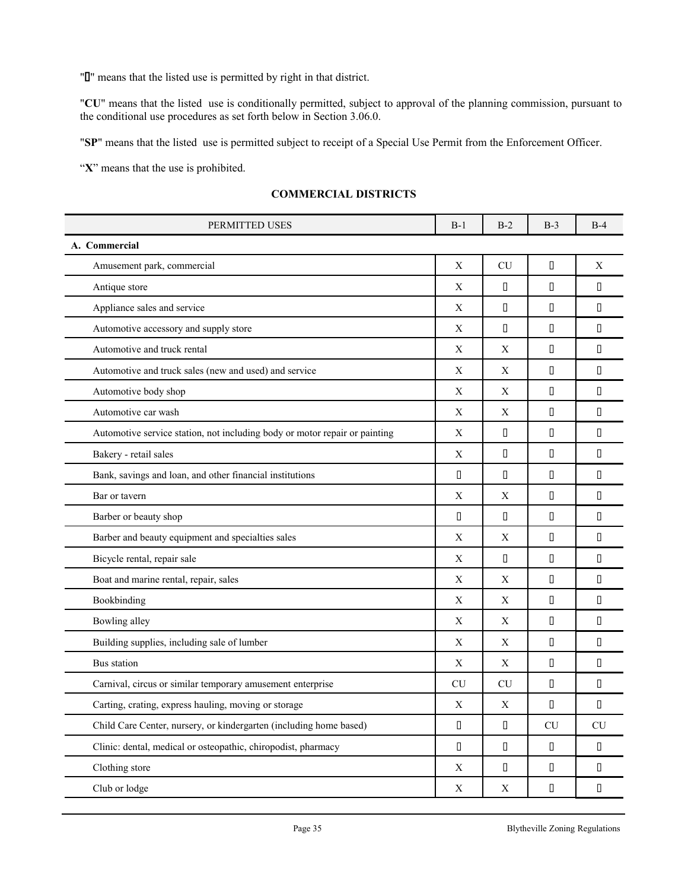"" means that the listed use is permitted by right in that district.

"**CU**" means that the listed use is conditionally permitted, subject to approval of the planning commission, pursuant to the conditional use procedures as set forth below in Section 3.06.0.

"**SP**" means that the listed use is permitted subject to receipt of a Special Use Permit from the Enforcement Officer.

"**X**" means that the use is prohibited.

## COMMERCIAL DISTRICTS

| PERMITTED USES | B-1 | B-2 | B-3 | B-4 |
|---|---|---|---|---|
| **A. Commercial** | | | | |
| Amusement park, commercial | X | CU |  | X |
| Antique store | X |  |  |  |
| Appliance sales and service | X |  |  |  |
| Automotive accessory and supply store | X |  |  |  |
| Automotive and truck rental | X | X |  |  |
| Automotive and truck sales (new and used) and service | X | X |  |  |
| Automotive body shop | X | X |  |  |
| Automotive car wash | X | X |  |  |
| Automotive service station, not including body or motor repair or painting | X |  |  |  |
| Bakery - retail sales | X |  |  |  |
| Bank, savings and loan, and other financial institutions |  |  |  |  |
| Bar or tavern | X | X |  |  |
| Barber or beauty shop |  |  |  |  |
| Barber and beauty equipment and specialties sales | X | X |  |  |
| Bicycle rental, repair sale | X |  |  |  |
| Boat and marine rental, repair, sales | X | X |  |  |
| Bookbinding | X | X |  |  |
| Bowling alley | X | X |  |  |
| Building supplies, including sale of lumber | X | X |  |  |
| Bus station | X | X |  |  |
| Carnival, circus or similar temporary amusement enterprise | CU | CU |  |  |
| Carting, crating, express hauling, moving or storage | X | X |  |  |
| Child Care Center, nursery, or kindergarten (including home based) |  |  | CU | CU |
| Clinic: dental, medical or osteopathic, chiropodist, pharmacy |  |  |  |  |
| Clothing store | X |  |  |  |
| Club or lodge | X | X |  |  |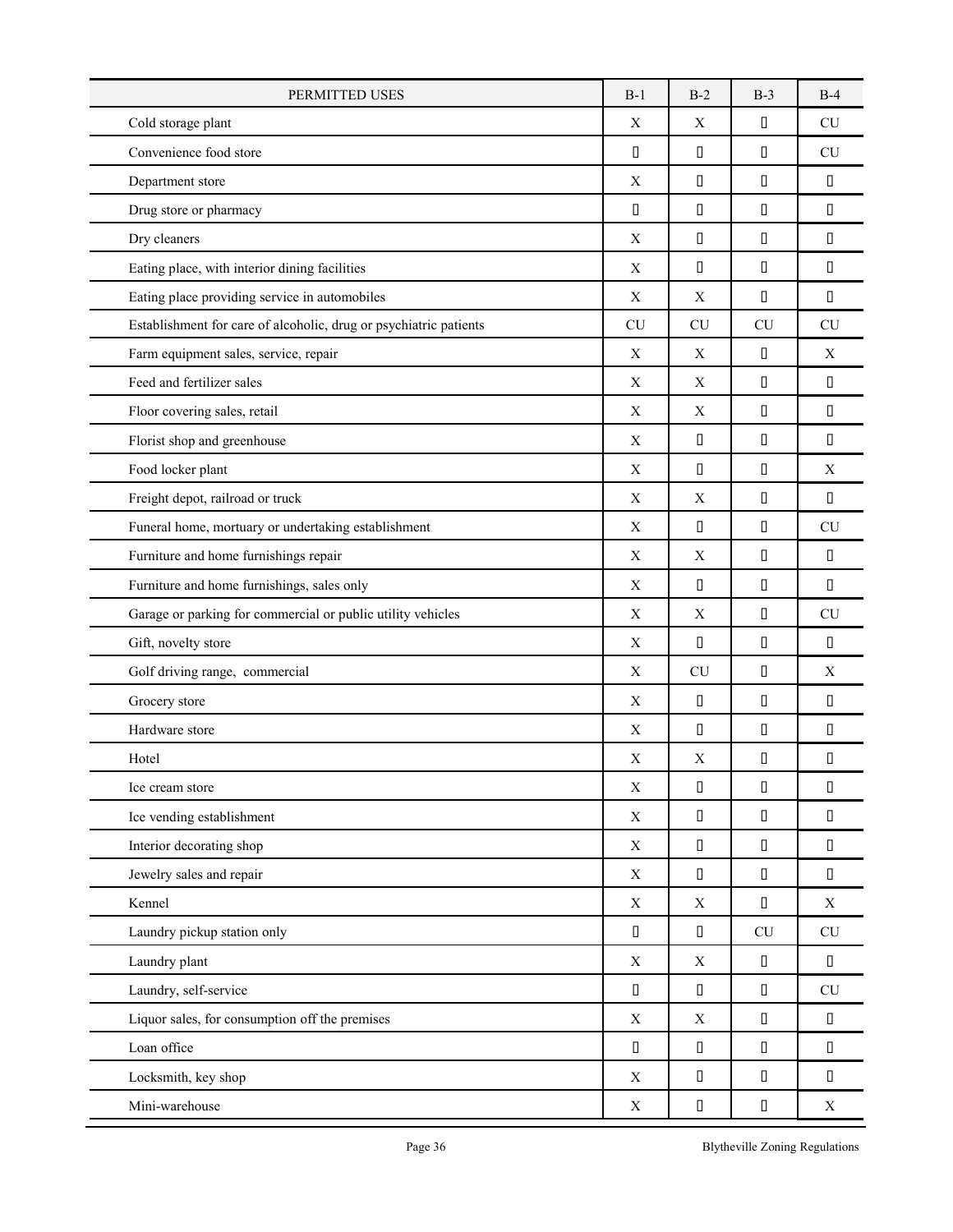| PERMITTED USES | B-1 | B-2 | B-3 | B-4 |
|---|---|---|---|---|
| Cold storage plant | X | X | | CU |
| Convenience food store | | | | CU |
| Department store | X | | | |
| Drug store or pharmacy | | | | |
| Dry cleaners | X | | | |
| Eating place, with interior dining facilities | X | | | |
| Eating place providing service in automobiles | X | X | | |
| Establishment for care of alcoholic, drug or psychiatric patients | CU | CU | CU | CU |
| Farm equipment sales, service, repair | X | X | | X |
| Feed and fertilizer sales | X | X | | |
| Floor covering sales, retail | X | X | | |
| Florist shop and greenhouse | X | | | |
| Food locker plant | X | | | X |
| Freight depot, railroad or truck | X | X | | |
| Funeral home, mortuary or undertaking establishment | X | | | CU |
| Furniture and home furnishings repair | X | X | | |
| Furniture and home furnishings, sales only | X | | | |
| Garage or parking for commercial or public utility vehicles | X | X | | CU |
| Gift, novelty store | X | | | |
| Golf driving range, commercial | X | CU | | X |
| Grocery store | X | | | |
| Hardware store | X | | | |
| Hotel | X | X | | |
| Ice cream store | X | | | |
| Ice vending establishment | X | | | |
| Interior decorating shop | X | | | |
| Jewelry sales and repair | X | | | |
| Kennel | X | X | | X |
| Laundry pickup station only | | | CU | CU |
| Laundry plant | X | X | | |
| Laundry, self-service | | | | CU |
| Liquor sales, for consumption off the premises | X | X | | |
| Loan office | | | | |
| Locksmith, key shop | X | | | |
| Mini-warehouse | X | | | X |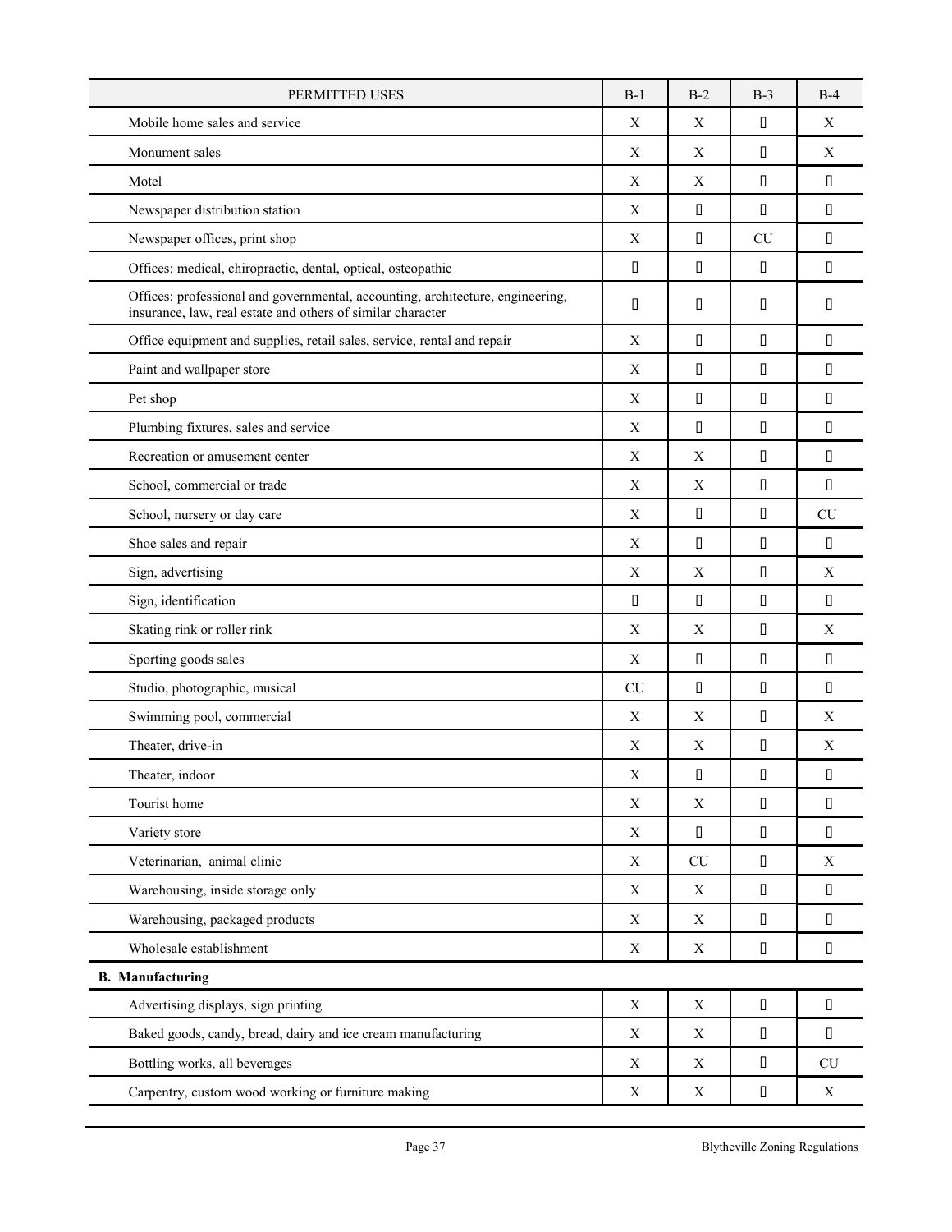| PERMITTED USES | B-1 | B-2 | B-3 | B-4 |
|---|---|---|---|---|
| Mobile home sales and service | X | X |  | X |
| Monument sales | X | X |  | X |
| Motel | X | X |  |  |
| Newspaper distribution station | X |  |  |  |
| Newspaper offices, print shop | X |  | CU |  |
| Offices: medical, chiropractic, dental, optical, osteopathic |  |  |  |  |
| Offices: professional and governmental, accounting, architecture, engineering, insurance, law, real estate and others of similar character |  |  |  |  |
| Office equipment and supplies, retail sales, service, rental and repair | X |  |  |  |
| Paint and wallpaper store | X |  |  |  |
| Pet shop | X |  |  |  |
| Plumbing fixtures, sales and service | X |  |  |  |
| Recreation or amusement center | X | X |  |  |
| School, commercial or trade | X | X |  |  |
| School, nursery or day care | X |  |  | CU |
| Shoe sales and repair | X |  |  |  |
| Sign, advertising | X | X |  | X |
| Sign, identification |  |  |  |  |
| Skating rink or roller rink | X | X |  | X |
| Sporting goods sales | X |  |  |  |
| Studio, photographic, musical | CU |  |  |  |
| Swimming pool, commercial | X | X |  | X |
| Theater, drive-in | X | X |  | X |
| Theater, indoor | X |  |  |  |
| Tourist home | X | X |  |  |
| Variety store | X |  |  |  |
| Veterinarian, animal clinic | X | CU |  | X |
| Warehousing, inside storage only | X | X |  |  |
| Warehousing, packaged products | X | X |  |  |
| Wholesale establishment | X | X |  |  |
| **B. Manufacturing** |  |  |  |  |
| Advertising displays, sign printing | X | X |  |  |
| Baked goods, candy, bread, dairy and ice cream manufacturing | X | X |  |  |
| Bottling works, all beverages | X | X |  | CU |
| Carpentry, custom wood working or furniture making | X | X |  | X |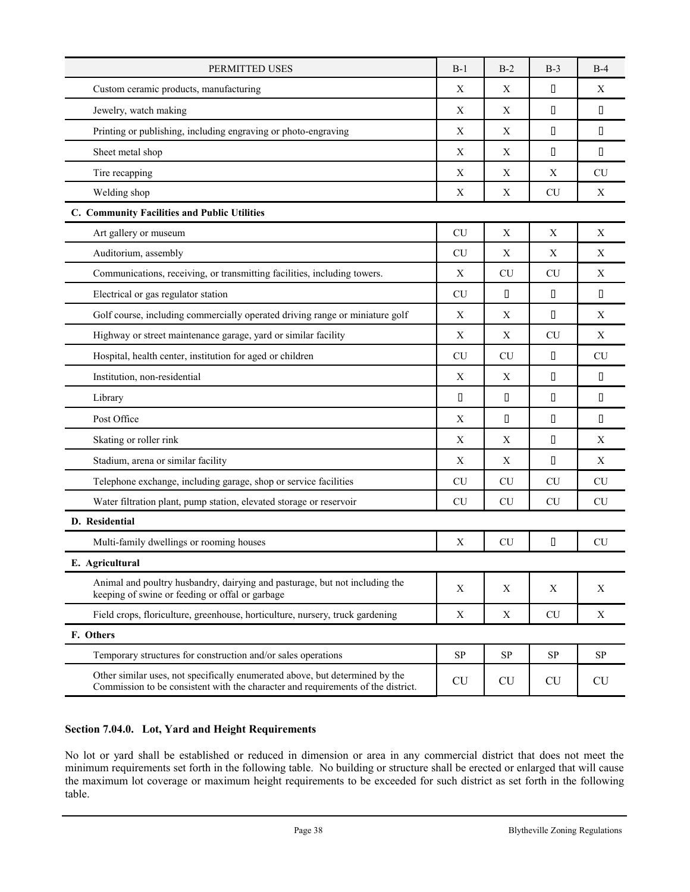| PERMITTED USES | B-1 | B-2 | B-3 | B-4 |
|---|---|---|---|---|
| Custom ceramic products, manufacturing | X | X | ▯ | X |
| Jewelry, watch making | X | X | ▯ | ▯ |
| Printing or publishing, including engraving or photo-engraving | X | X | ▯ | ▯ |
| Sheet metal shop | X | X | ▯ | ▯ |
| Tire recapping | X | X | X | CU |
| Welding shop | X | X | CU | X |
| **C. Community Facilities and Public Utilities** | | | | |
| Art gallery or museum | CU | X | X | X |
| Auditorium, assembly | CU | X | X | X |
| Communications, receiving, or transmitting facilities, including towers. | X | CU | CU | X |
| Electrical or gas regulator station | CU | ▯ | ▯ | ▯ |
| Golf course, including commercially operated driving range or miniature golf | X | X | ▯ | X |
| Highway or street maintenance garage, yard or similar facility | X | X | CU | X |
| Hospital, health center, institution for aged or children | CU | CU | ▯ | CU |
| Institution, non-residential | X | X | ▯ | ▯ |
| Library | ▯ | ▯ | ▯ | ▯ |
| Post Office | X | ▯ | ▯ | ▯ |
| Skating or roller rink | X | X | ▯ | X |
| Stadium, arena or similar facility | X | X | ▯ | X |
| Telephone exchange, including garage, shop or service facilities | CU | CU | CU | CU |
| Water filtration plant, pump station, elevated storage or reservoir | CU | CU | CU | CU |
| **D. Residential** | | | | |
| Multi-family dwellings or rooming houses | X | CU | ▯ | CU |
| **E. Agricultural** | | | | |
| Animal and poultry husbandry, dairying and pasturage, but not including the keeping of swine or feeding or offal or garbage | X | X | X | X |
| Field crops, floriculture, greenhouse, horticulture, nursery, truck gardening | X | X | CU | X |
| **F. Others** | | | | |
| Temporary structures for construction and/or sales operations | SP | SP | SP | SP |
| Other similar uses, not specifically enumerated above, but determined by the Commission to be consistent with the character and requirements of the district. | CU | CU | CU | CU |

### Section 7.04.0. Lot, Yard and Height Requirements

No lot or yard shall be established or reduced in dimension or area in any commercial district that does not meet the minimum requirements set forth in the following table. No building or structure shall be erected or enlarged that will cause the maximum lot coverage or maximum height requirements to be exceeded for such district as set forth in the following table.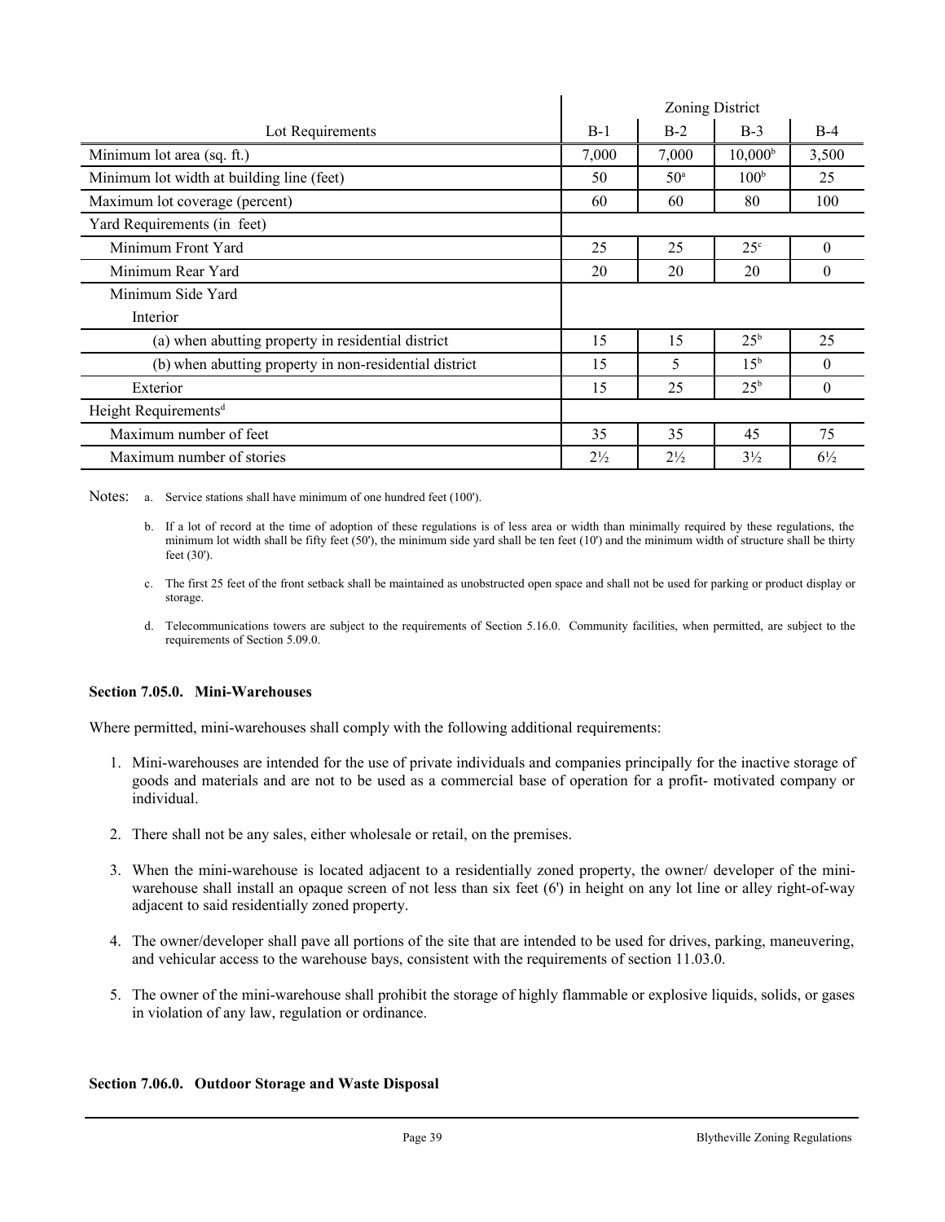| Lot Requirements | Zoning District | | | |
|---|---|---|---|---|
| | B-1 | B-2 | B-3 | B-4 |
| Minimum lot area (sq. ft.) | 7,000 | 7,000 | 10,000[b] | 3,500 |
| Minimum lot width at building line (feet) | 50 | 50[a] | 100[b] | 25 |
| Maximum lot coverage (percent) | 60 | 60 | 80 | 100 |
| Yard Requirements (in feet) | | | | |
| Minimum Front Yard | 25 | 25 | 25[c] | 0 |
| Minimum Rear Yard | 20 | 20 | 20 | 0 |
| Minimum Side Yard | | | | |
| Interior | | | | |
| (a) when abutting property in residential district | 15 | 15 | 25[b] | 25 |
| (b) when abutting property in non-residential district | 15 | 5 | 15[b] | 0 |
| Exterior | 15 | 25 | 25[b] | 0 |
| Height Requirements[d] | | | | |
| Maximum number of feet | 35 | 35 | 45 | 75 |
| Maximum number of stories | 2½ | 2½ | 3½ | 6½ |

Notes:

a. Service stations shall have minimum of one hundred feet (100').

b. If a lot of record at the time of adoption of these regulations is of less area or width than minimally required by these regulations, the minimum lot width shall be fifty feet (50'), the minimum side yard shall be ten feet (10') and the minimum width of structure shall be thirty feet (30').

c. The first 25 feet of the front setback shall be maintained as unobstructed open space and shall not be used for parking or product display or storage.

d. Telecommunications towers are subject to the requirements of Section 5.16.0. Community facilities, when permitted, are subject to the requirements of Section 5.09.0.

### Section 7.05.0. Mini-Warehouses

Where permitted, mini-warehouses shall comply with the following additional requirements:

1. Mini-warehouses are intended for the use of private individuals and companies principally for the inactive storage of goods and materials and are not to be used as a commercial base of operation for a profit- motivated company or individual.
2. There shall not be any sales, either wholesale or retail, on the premises.
3. When the mini-warehouse is located adjacent to a residentially zoned property, the owner/ developer of the mini-warehouse shall install an opaque screen of not less than six feet (6') in height on any lot line or alley right-of-way adjacent to said residentially zoned property.
4. The owner/developer shall pave all portions of the site that are intended to be used for drives, parking, maneuvering, and vehicular access to the warehouse bays, consistent with the requirements of section 11.03.0.
5. The owner of the mini-warehouse shall prohibit the storage of highly flammable or explosive liquids, solids, or gases in violation of any law, regulation or ordinance.

### Section 7.06.0. Outdoor Storage and Waste Disposal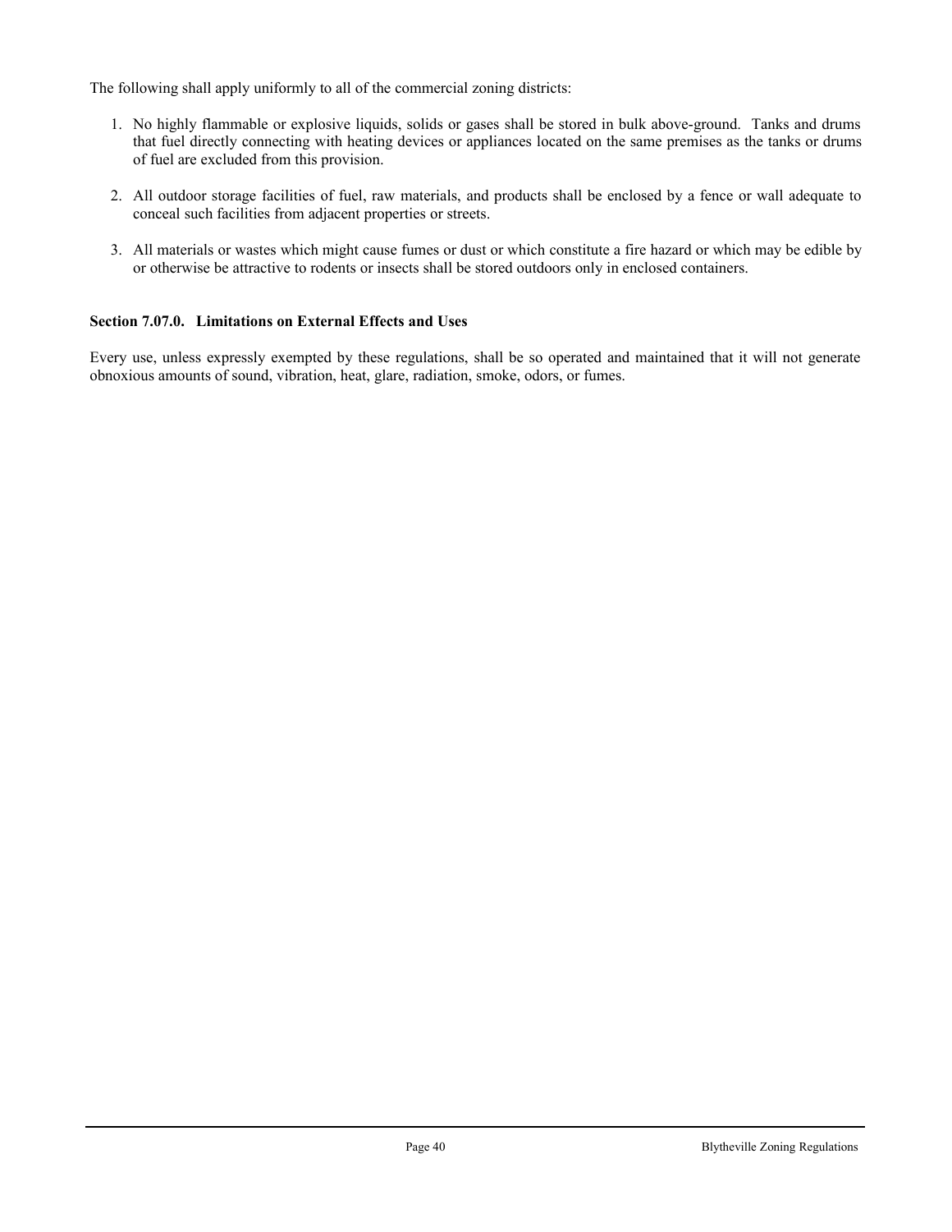The following shall apply uniformly to all of the commercial zoning districts:

1. No highly flammable or explosive liquids, solids or gases shall be stored in bulk above-ground. Tanks and drums that fuel directly connecting with heating devices or appliances located on the same premises as the tanks or drums of fuel are excluded from this provision.

2. All outdoor storage facilities of fuel, raw materials, and products shall be enclosed by a fence or wall adequate to conceal such facilities from adjacent properties or streets.

3. All materials or wastes which might cause fumes or dust or which constitute a fire hazard or which may be edible by or otherwise be attractive to rodents or insects shall be stored outdoors only in enclosed containers.

### Section 7.07.0. Limitations on External Effects and Uses

Every use, unless expressly exempted by these regulations, shall be so operated and maintained that it will not generate obnoxious amounts of sound, vibration, heat, glare, radiation, smoke, odors, or fumes.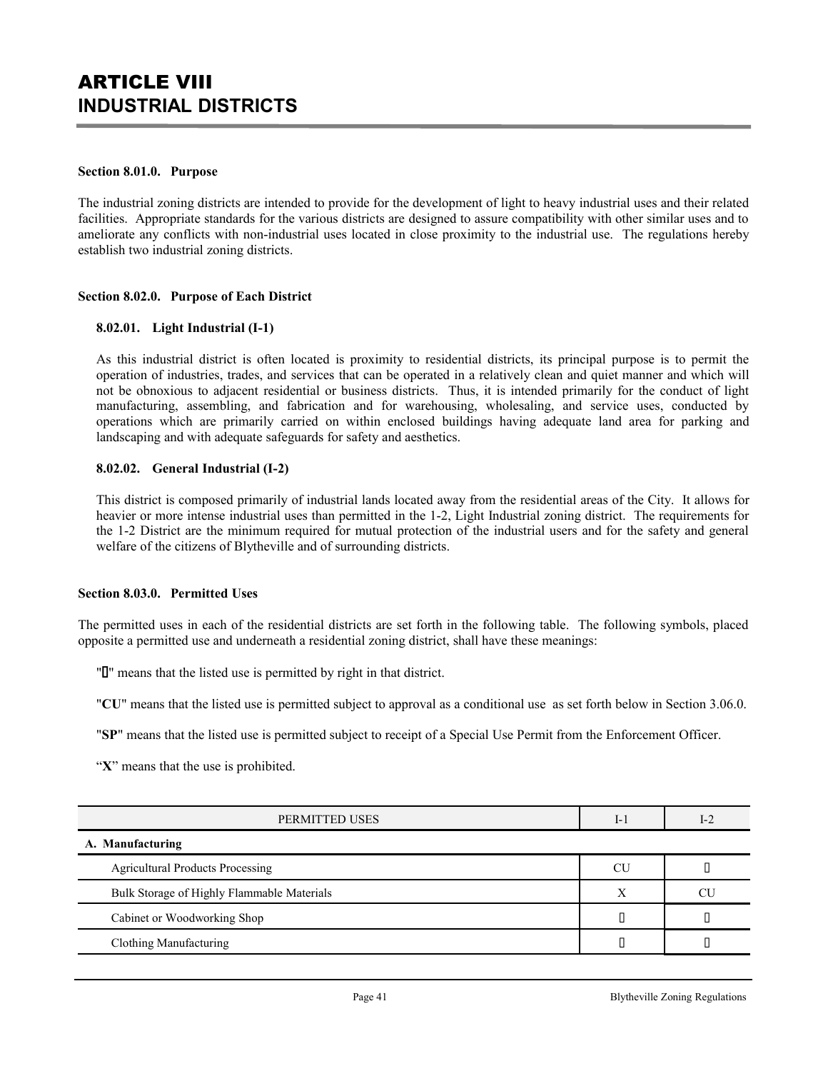# ARTICLE VIII
# INDUSTRIAL DISTRICTS

**Section 8.01.0. Purpose**

The industrial zoning districts are intended to provide for the development of light to heavy industrial uses and their related facilities. Appropriate standards for the various districts are designed to assure compatibility with other similar uses and to ameliorate any conflicts with non-industrial uses located in close proximity to the industrial use. The regulations hereby establish two industrial zoning districts.

**Section 8.02.0. Purpose of Each District**

**8.02.01. Light Industrial (I-1)**

As this industrial district is often located is proximity to residential districts, its principal purpose is to permit the operation of industries, trades, and services that can be operated in a relatively clean and quiet manner and which will not be obnoxious to adjacent residential or business districts. Thus, it is intended primarily for the conduct of light manufacturing, assembling, and fabrication and for warehousing, wholesaling, and service uses, conducted by operations which are primarily carried on within enclosed buildings having adequate land area for parking and landscaping and with adequate safeguards for safety and aesthetics.

**8.02.02. General Industrial (I-2)**

This district is composed primarily of industrial lands located away from the residential areas of the City. It allows for heavier or more intense industrial uses than permitted in the 1-2, Light Industrial zoning district. The requirements for the 1-2 District are the minimum required for mutual protection of the industrial users and for the safety and general welfare of the citizens of Blytheville and of surrounding districts.

**Section 8.03.0. Permitted Uses**

The permitted uses in each of the residential districts are set forth in the following table. The following symbols, placed opposite a permitted use and underneath a residential zoning district, shall have these meanings:

"" means that the listed use is permitted by right in that district.

"**CU**" means that the listed use is permitted subject to approval as a conditional use as set forth below in Section 3.06.0.

"**SP**" means that the listed use is permitted subject to receipt of a Special Use Permit from the Enforcement Officer.

"**X**" means that the use is prohibited.

| PERMITTED USES | I-1 | I-2 |
|---|---|---|
| **A. Manufacturing** | | |
| Agricultural Products Processing | CU |  |
| Bulk Storage of Highly Flammable Materials | X | CU |
| Cabinet or Woodworking Shop |  |  |
| Clothing Manufacturing |  |  |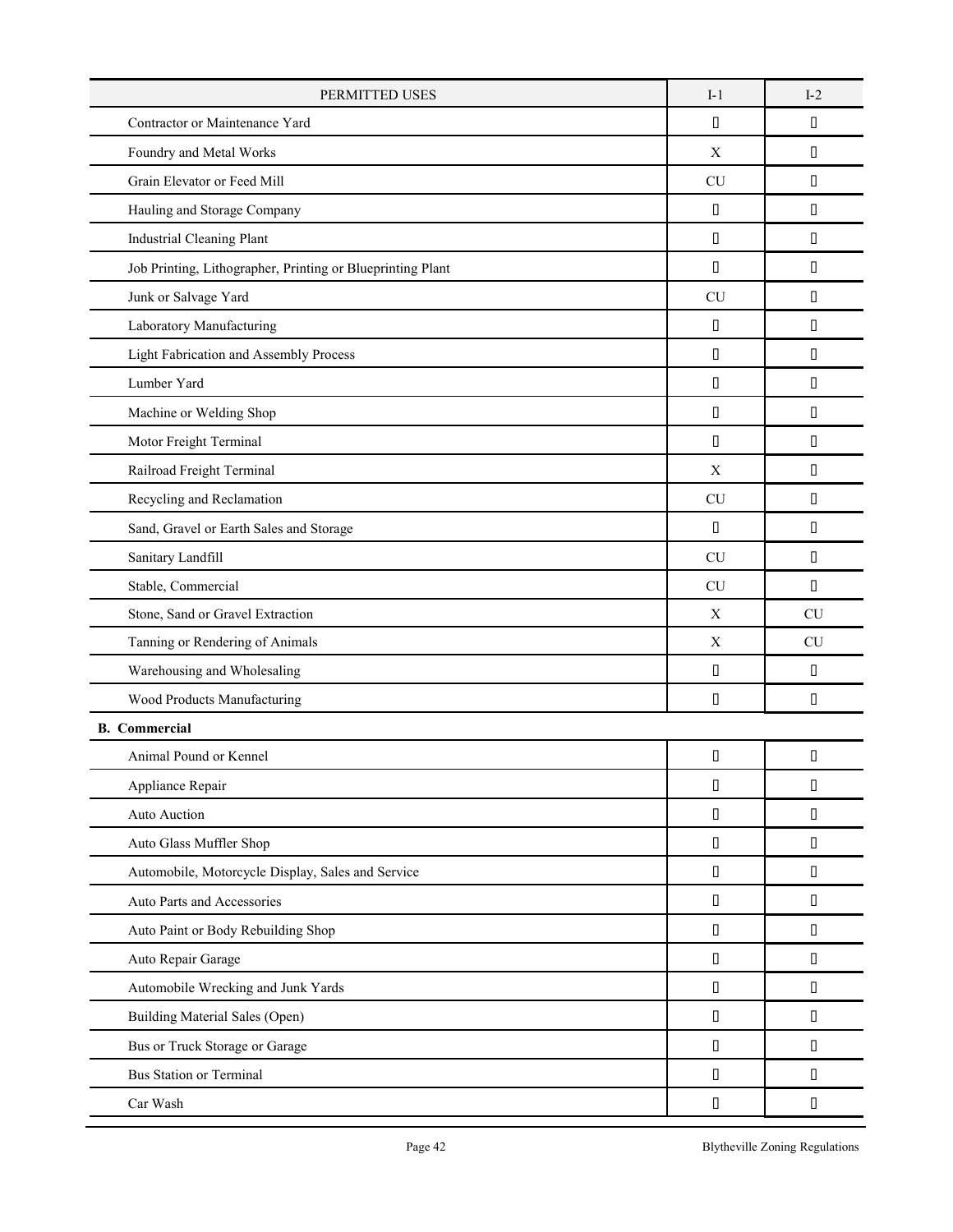| PERMITTED USES | I-1 | I-2 |
|---|---|---|
| Contractor or Maintenance Yard |  |  |
| Foundry and Metal Works | X |  |
| Grain Elevator or Feed Mill | CU |  |
| Hauling and Storage Company |  |  |
| Industrial Cleaning Plant |  |  |
| Job Printing, Lithographer, Printing or Blueprinting Plant |  |  |
| Junk or Salvage Yard | CU |  |
| Laboratory Manufacturing |  |  |
| Light Fabrication and Assembly Process |  |  |
| Lumber Yard |  |  |
| Machine or Welding Shop |  |  |
| Motor Freight Terminal |  |  |
| Railroad Freight Terminal | X |  |
| Recycling and Reclamation | CU |  |
| Sand, Gravel or Earth Sales and Storage |  |  |
| Sanitary Landfill | CU |  |
| Stable, Commercial | CU |  |
| Stone, Sand or Gravel Extraction | X | CU |
| Tanning or Rendering of Animals | X | CU |
| Warehousing and Wholesaling |  |  |
| Wood Products Manufacturing |  |  |
| **B. Commercial** | | |
| Animal Pound or Kennel |  |  |
| Appliance Repair |  |  |
| Auto Auction |  |  |
| Auto Glass Muffler Shop |  |  |
| Automobile, Motorcycle Display, Sales and Service |  |  |
| Auto Parts and Accessories |  |  |
| Auto Paint or Body Rebuilding Shop |  |  |
| Auto Repair Garage |  |  |
| Automobile Wrecking and Junk Yards |  |  |
| Building Material Sales (Open) |  |  |
| Bus or Truck Storage or Garage |  |  |
| Bus Station or Terminal |  |  |
| Car Wash |  |  |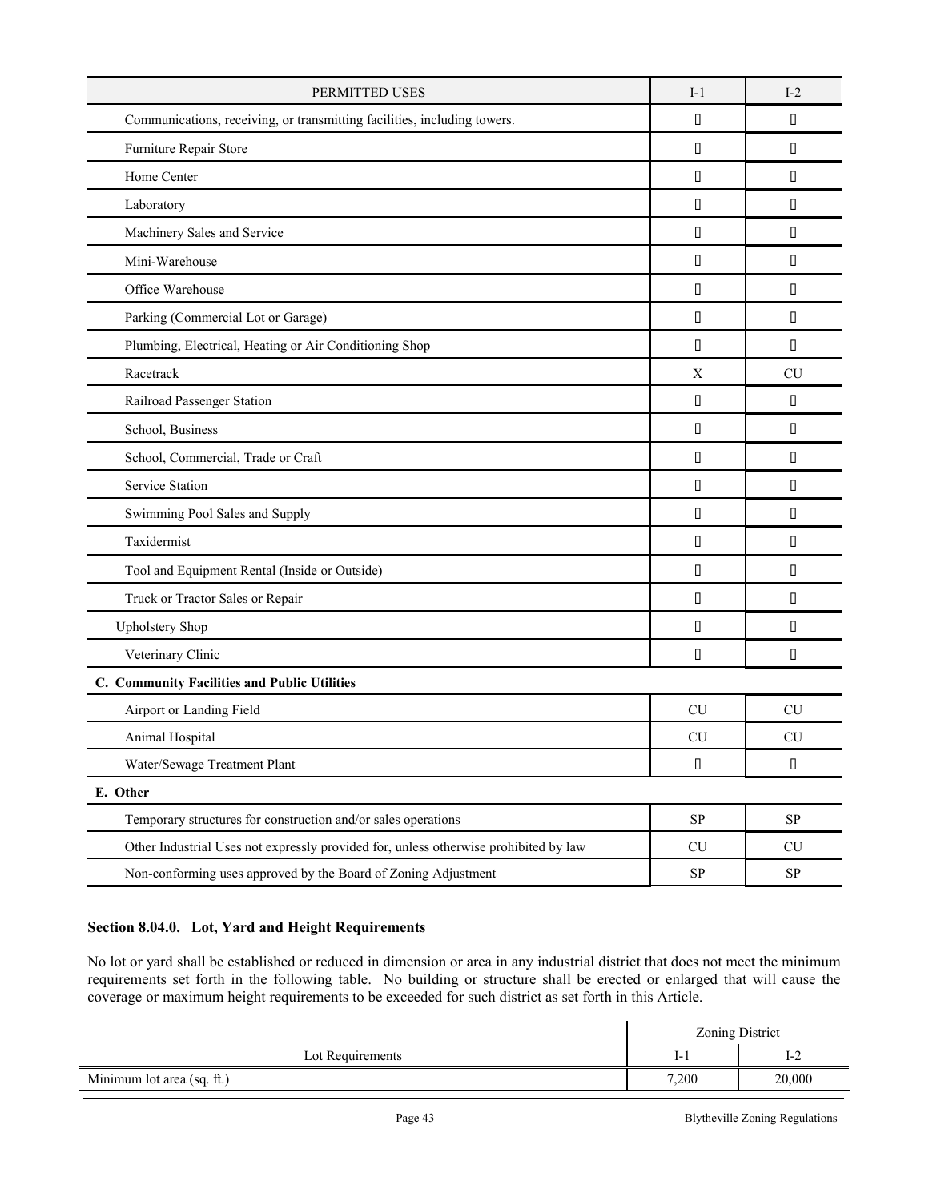| PERMITTED USES | I-1 | I-2 |
| --- | --- | --- |
| Communications, receiving, or transmitting facilities, including towers. |  |  |
| Furniture Repair Store |  |  |
| Home Center |  |  |
| Laboratory |  |  |
| Machinery Sales and Service |  |  |
| Mini-Warehouse |  |  |
| Office Warehouse |  |  |
| Parking (Commercial Lot or Garage) |  |  |
| Plumbing, Electrical, Heating or Air Conditioning Shop |  |  |
| Racetrack | X | CU |
| Railroad Passenger Station |  |  |
| School, Business |  |  |
| School, Commercial, Trade or Craft |  |  |
| Service Station |  |  |
| Swimming Pool Sales and Supply |  |  |
| Taxidermist |  |  |
| Tool and Equipment Rental (Inside or Outside) |  |  |
| Truck or Tractor Sales or Repair |  |  |
| Upholstery Shop |  |  |
| Veterinary Clinic |  |  |
| **C. Community Facilities and Public Utilities** | | |
| Airport or Landing Field | CU | CU |
| Animal Hospital | CU | CU |
| Water/Sewage Treatment Plant |  |  |
| **E. Other** | | |
| Temporary structures for construction and/or sales operations | SP | SP |
| Other Industrial Uses not expressly provided for, unless otherwise prohibited by law | CU | CU |
| Non-conforming uses approved by the Board of Zoning Adjustment | SP | SP |

**Section 8.04.0. Lot, Yard and Height Requirements**

No lot or yard shall be established or reduced in dimension or area in any industrial district that does not meet the minimum requirements set forth in the following table. No building or structure shall be erected or enlarged that will cause the coverage or maximum height requirements to be exceeded for such district as set forth in this Article.

| | Zoning District | |
| --- | --- | --- |
| Lot Requirements | I-1 | I-2 |
| Minimum lot area (sq. ft.) | 7,200 | 20,000 |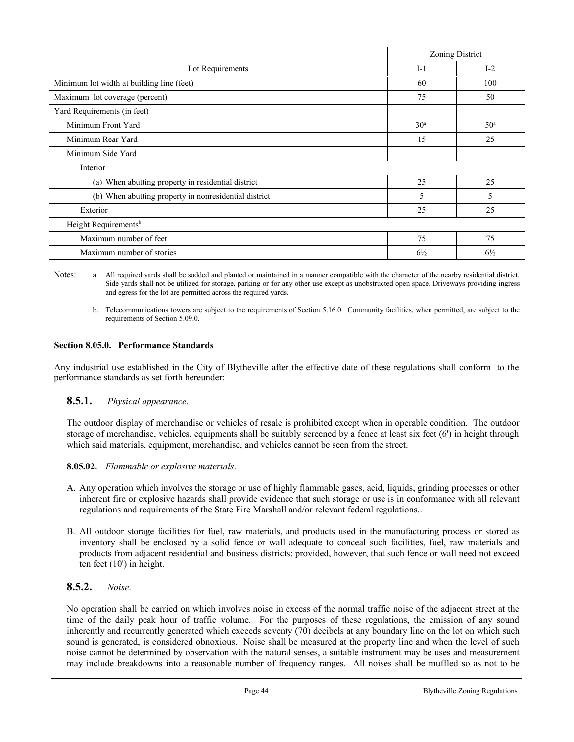| Lot Requirements | Zoning District | |
|---|---|---|
| | I-1 | I-2 |
| Minimum lot width at building line (feet) | 60 | 100 |
| Maximum lot coverage (percent) | 75 | 50 |
| Yard Requirements (in feet) | | |
| Minimum Front Yard | 30[a] | 50[a] |
| Minimum Rear Yard | 15 | 25 |
| Minimum Side Yard | | |
| Interior | | |
| (a) When abutting property in residential district | 25 | 25 |
| (b) When abutting property in nonresidential district | 5 | 5 |
| Exterior | 25 | 25 |
| Height Requirements[b] | | |
| Maximum number of feet | 75 | 75 |
| Maximum number of stories | 6½ | 6½ |

Notes:

a. All required yards shall be sodded and planted or maintained in a manner compatible with the character of the nearby residential district. Side yards shall not be utilized for storage, parking or for any other use except as unobstructed open space. Driveways providing ingress and egress for the lot are permitted across the required yards.

b. Telecommunications towers are subject to the requirements of Section 5.16.0. Community facilities, when permitted, are subject to the requirements of Section 5.09.0.

**Section 8.05.0. Performance Standards**

Any industrial use established in the City of Blytheville after the effective date of these regulations shall conform to the performance standards as set forth hereunder:

### 8.5.1. *Physical appearance*.

The outdoor display of merchandise or vehicles of resale is prohibited except when in operable condition. The outdoor storage of merchandise, vehicles, equipments shall be suitably screened by a fence at least six feet (6') in height through which said materials, equipment, merchandise, and vehicles cannot be seen from the street.

**8.05.02.** *Flammable or explosive materials*.

A. Any operation which involves the storage or use of highly flammable gases, acid, liquids, grinding processes or other inherent fire or explosive hazards shall provide evidence that such storage or use is in conformance with all relevant regulations and requirements of the State Fire Marshall and/or relevant federal regulations..

B. All outdoor storage facilities for fuel, raw materials, and products used in the manufacturing process or stored as inventory shall be enclosed by a solid fence or wall adequate to conceal such facilities, fuel, raw materials and products from adjacent residential and business districts; provided, however, that such fence or wall need not exceed ten feet (10') in height.

### 8.5.2. *Noise*.

No operation shall be carried on which involves noise in excess of the normal traffic noise of the adjacent street at the time of the daily peak hour of traffic volume. For the purposes of these regulations, the emission of any sound inherently and recurrently generated which exceeds seventy (70) decibels at any boundary line on the lot on which such sound is generated, is considered obnoxious. Noise shall be measured at the property line and when the level of such noise cannot be determined by observation with the natural senses, a suitable instrument may be uses and measurement may include breakdowns into a reasonable number of frequency ranges. All noises shall be muffled so as not to be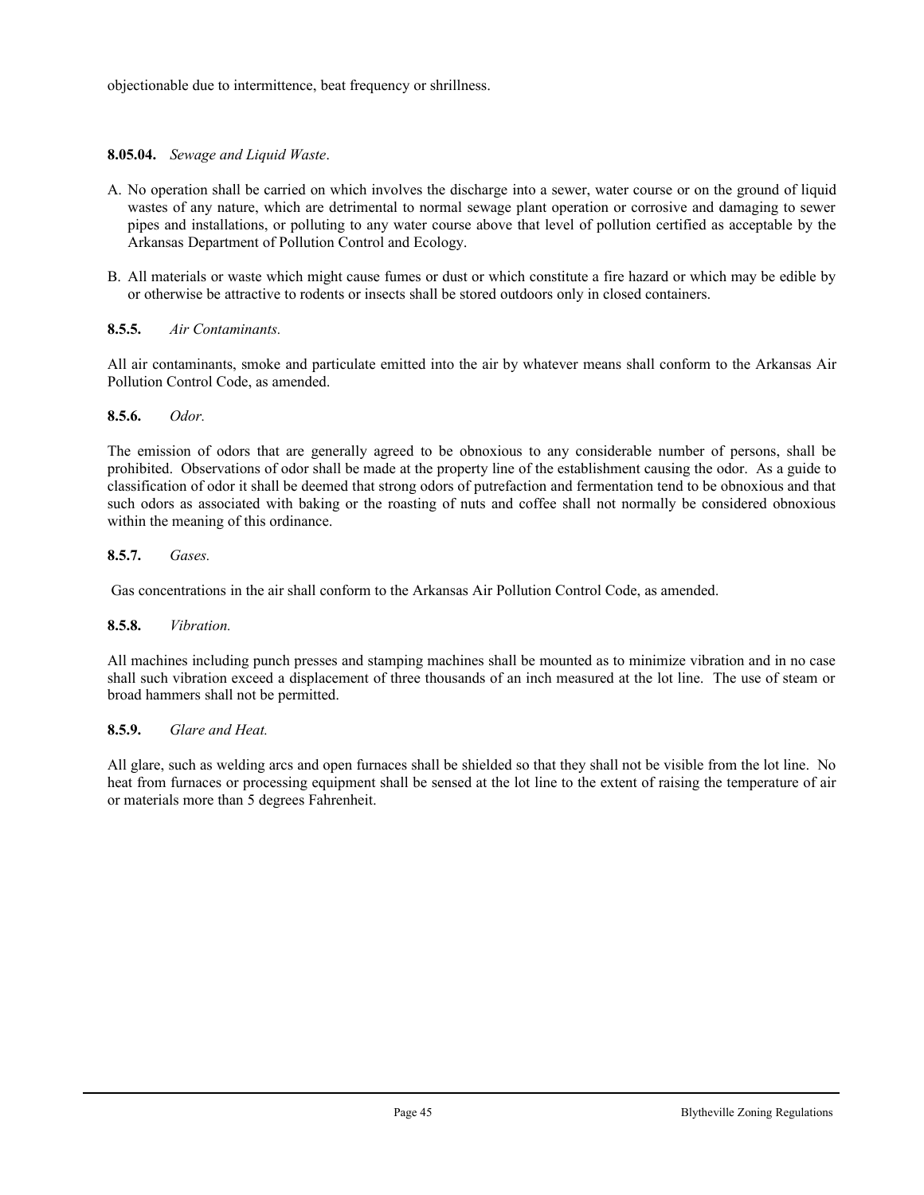objectionable due to intermittence, beat frequency or shrillness.

**8.05.04.** *Sewage and Liquid Waste*.

A. No operation shall be carried on which involves the discharge into a sewer, water course or on the ground of liquid wastes of any nature, which are detrimental to normal sewage plant operation or corrosive and damaging to sewer pipes and installations, or polluting to any water course above that level of pollution certified as acceptable by the Arkansas Department of Pollution Control and Ecology.

B. All materials or waste which might cause fumes or dust or which constitute a fire hazard or which may be edible by or otherwise be attractive to rodents or insects shall be stored outdoors only in closed containers.

**8.5.5.** *Air Contaminants.*

All air contaminants, smoke and particulate emitted into the air by whatever means shall conform to the Arkansas Air Pollution Control Code, as amended.

**8.5.6.** *Odor.*

The emission of odors that are generally agreed to be obnoxious to any considerable number of persons, shall be prohibited. Observations of odor shall be made at the property line of the establishment causing the odor. As a guide to classification of odor it shall be deemed that strong odors of putrefaction and fermentation tend to be obnoxious and that such odors as associated with baking or the roasting of nuts and coffee shall not normally be considered obnoxious within the meaning of this ordinance.

**8.5.7.** *Gases.*

Gas concentrations in the air shall conform to the Arkansas Air Pollution Control Code, as amended.

**8.5.8.** *Vibration.*

All machines including punch presses and stamping machines shall be mounted as to minimize vibration and in no case shall such vibration exceed a displacement of three thousands of an inch measured at the lot line. The use of steam or broad hammers shall not be permitted.

**8.5.9.** *Glare and Heat.*

All glare, such as welding arcs and open furnaces shall be shielded so that they shall not be visible from the lot line. No heat from furnaces or processing equipment shall be sensed at the lot line to the extent of raising the temperature of air or materials more than 5 degrees Fahrenheit.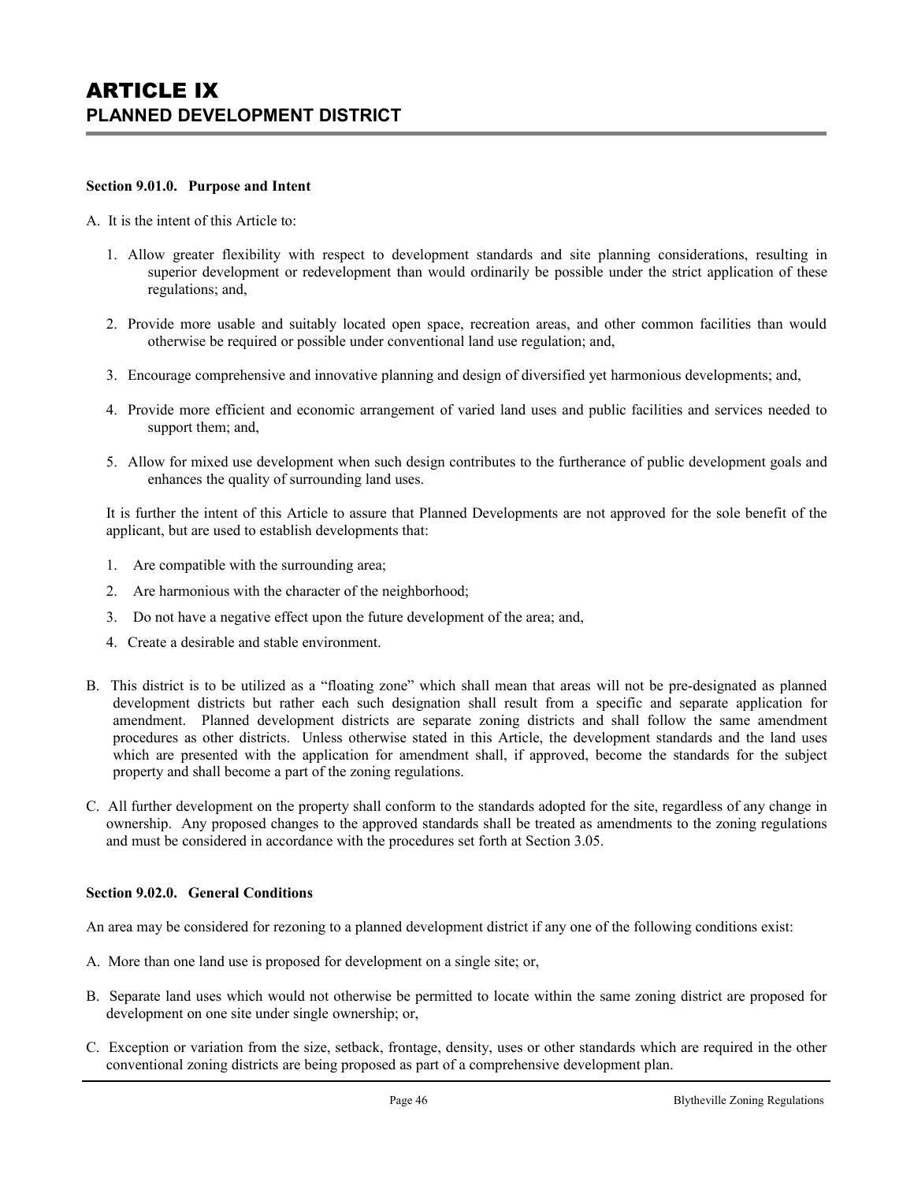# ARTICLE IX
## PLANNED DEVELOPMENT DISTRICT

**Section 9.01.0. Purpose and Intent**

A. It is the intent of this Article to:

1. Allow greater flexibility with respect to development standards and site planning considerations, resulting in superior development or redevelopment than would ordinarily be possible under the strict application of these regulations; and,

2. Provide more usable and suitably located open space, recreation areas, and other common facilities than would otherwise be required or possible under conventional land use regulation; and,

3. Encourage comprehensive and innovative planning and design of diversified yet harmonious developments; and,

4. Provide more efficient and economic arrangement of varied land uses and public facilities and services needed to support them; and,

5. Allow for mixed use development when such design contributes to the furtherance of public development goals and enhances the quality of surrounding land uses.

It is further the intent of this Article to assure that Planned Developments are not approved for the sole benefit of the applicant, but are used to establish developments that:

1. Are compatible with the surrounding area;
2. Are harmonious with the character of the neighborhood;
3. Do not have a negative effect upon the future development of the area; and,
4. Create a desirable and stable environment.

B. This district is to be utilized as a "floating zone" which shall mean that areas will not be pre-designated as planned development districts but rather each such designation shall result from a specific and separate application for amendment. Planned development districts are separate zoning districts and shall follow the same amendment procedures as other districts. Unless otherwise stated in this Article, the development standards and the land uses which are presented with the application for amendment shall, if approved, become the standards for the subject property and shall become a part of the zoning regulations.

C. All further development on the property shall conform to the standards adopted for the site, regardless of any change in ownership. Any proposed changes to the approved standards shall be treated as amendments to the zoning regulations and must be considered in accordance with the procedures set forth at Section 3.05.

**Section 9.02.0. General Conditions**

An area may be considered for rezoning to a planned development district if any one of the following conditions exist:

A. More than one land use is proposed for development on a single site; or,

B. Separate land uses which would not otherwise be permitted to locate within the same zoning district are proposed for development on one site under single ownership; or,

C. Exception or variation from the size, setback, frontage, density, uses or other standards which are required in the other conventional zoning districts are being proposed as part of a comprehensive development plan.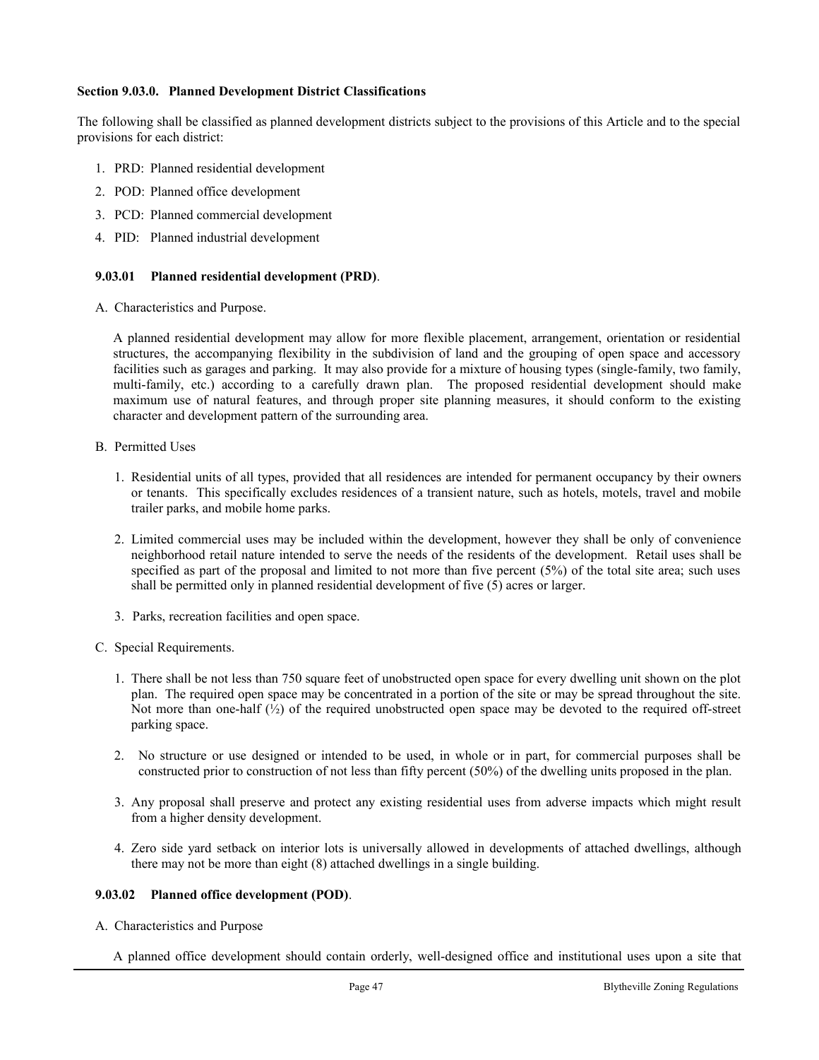### Section 9.03.0. Planned Development District Classifications

The following shall be classified as planned development districts subject to the provisions of this Article and to the special provisions for each district:

1. PRD: Planned residential development
2. POD: Planned office development
3. PCD: Planned commercial development
4. PID: Planned industrial development

#### 9.03.01 Planned residential development (PRD).

A. Characteristics and Purpose.

A planned residential development may allow for more flexible placement, arrangement, orientation or residential structures, the accompanying flexibility in the subdivision of land and the grouping of open space and accessory facilities such as garages and parking. It may also provide for a mixture of housing types (single-family, two family, multi-family, etc.) according to a carefully drawn plan. The proposed residential development should make maximum use of natural features, and through proper site planning measures, it should conform to the existing character and development pattern of the surrounding area.

B. Permitted Uses

1. Residential units of all types, provided that all residences are intended for permanent occupancy by their owners or tenants. This specifically excludes residences of a transient nature, such as hotels, motels, travel and mobile trailer parks, and mobile home parks.

2. Limited commercial uses may be included within the development, however they shall be only of convenience neighborhood retail nature intended to serve the needs of the residents of the development. Retail uses shall be specified as part of the proposal and limited to not more than five percent (5%) of the total site area; such uses shall be permitted only in planned residential development of five (5) acres or larger.

3. Parks, recreation facilities and open space.

C. Special Requirements.

1. There shall be not less than 750 square feet of unobstructed open space for every dwelling unit shown on the plot plan. The required open space may be concentrated in a portion of the site or may be spread throughout the site. Not more than one-half (½) of the required unobstructed open space may be devoted to the required off-street parking space.

2. No structure or use designed or intended to be used, in whole or in part, for commercial purposes shall be constructed prior to construction of not less than fifty percent (50%) of the dwelling units proposed in the plan.

3. Any proposal shall preserve and protect any existing residential uses from adverse impacts which might result from a higher density development.

4. Zero side yard setback on interior lots is universally allowed in developments of attached dwellings, although there may not be more than eight (8) attached dwellings in a single building.

#### 9.03.02 Planned office development (POD).

A. Characteristics and Purpose

A planned office development should contain orderly, well-designed office and institutional uses upon a site that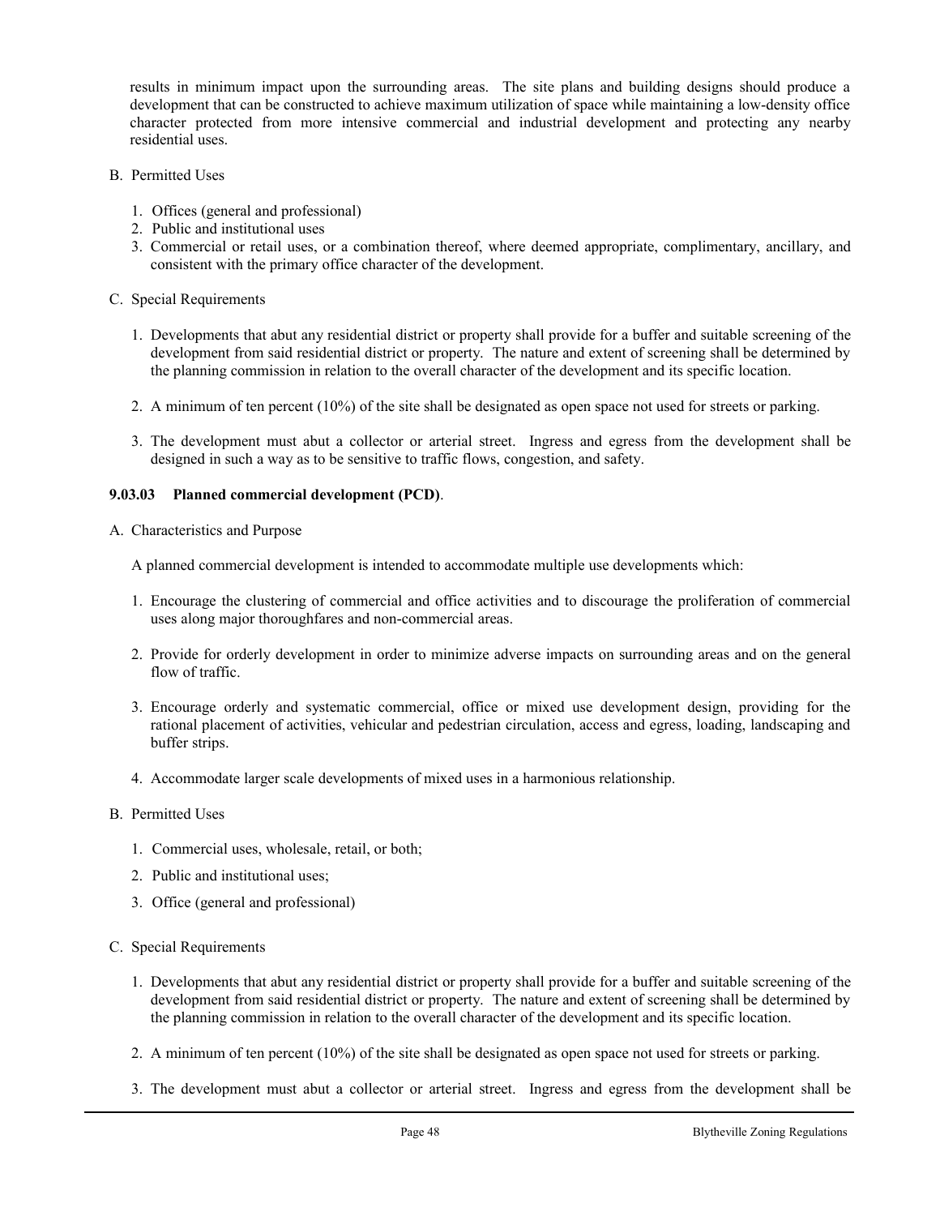results in minimum impact upon the surrounding areas. The site plans and building designs should produce a development that can be constructed to achieve maximum utilization of space while maintaining a low-density office character protected from more intensive commercial and industrial development and protecting any nearby residential uses.

B. Permitted Uses

1. Offices (general and professional)
2. Public and institutional uses
3. Commercial or retail uses, or a combination thereof, where deemed appropriate, complimentary, ancillary, and consistent with the primary office character of the development.

C. Special Requirements

1. Developments that abut any residential district or property shall provide for a buffer and suitable screening of the development from said residential district or property. The nature and extent of screening shall be determined by the planning commission in relation to the overall character of the development and its specific location.

2. A minimum of ten percent (10%) of the site shall be designated as open space not used for streets or parking.

3. The development must abut a collector or arterial street. Ingress and egress from the development shall be designed in such a way as to be sensitive to traffic flows, congestion, and safety.

**9.03.03 Planned commercial development (PCD)**.

A. Characteristics and Purpose

A planned commercial development is intended to accommodate multiple use developments which:

1. Encourage the clustering of commercial and office activities and to discourage the proliferation of commercial uses along major thoroughfares and non-commercial areas.

2. Provide for orderly development in order to minimize adverse impacts on surrounding areas and on the general flow of traffic.

3. Encourage orderly and systematic commercial, office or mixed use development design, providing for the rational placement of activities, vehicular and pedestrian circulation, access and egress, loading, landscaping and buffer strips.

4. Accommodate larger scale developments of mixed uses in a harmonious relationship.

B. Permitted Uses

1. Commercial uses, wholesale, retail, or both;

2. Public and institutional uses;

3. Office (general and professional)

C. Special Requirements

1. Developments that abut any residential district or property shall provide for a buffer and suitable screening of the development from said residential district or property. The nature and extent of screening shall be determined by the planning commission in relation to the overall character of the development and its specific location.

2. A minimum of ten percent (10%) of the site shall be designated as open space not used for streets or parking.

3. The development must abut a collector or arterial street. Ingress and egress from the development shall be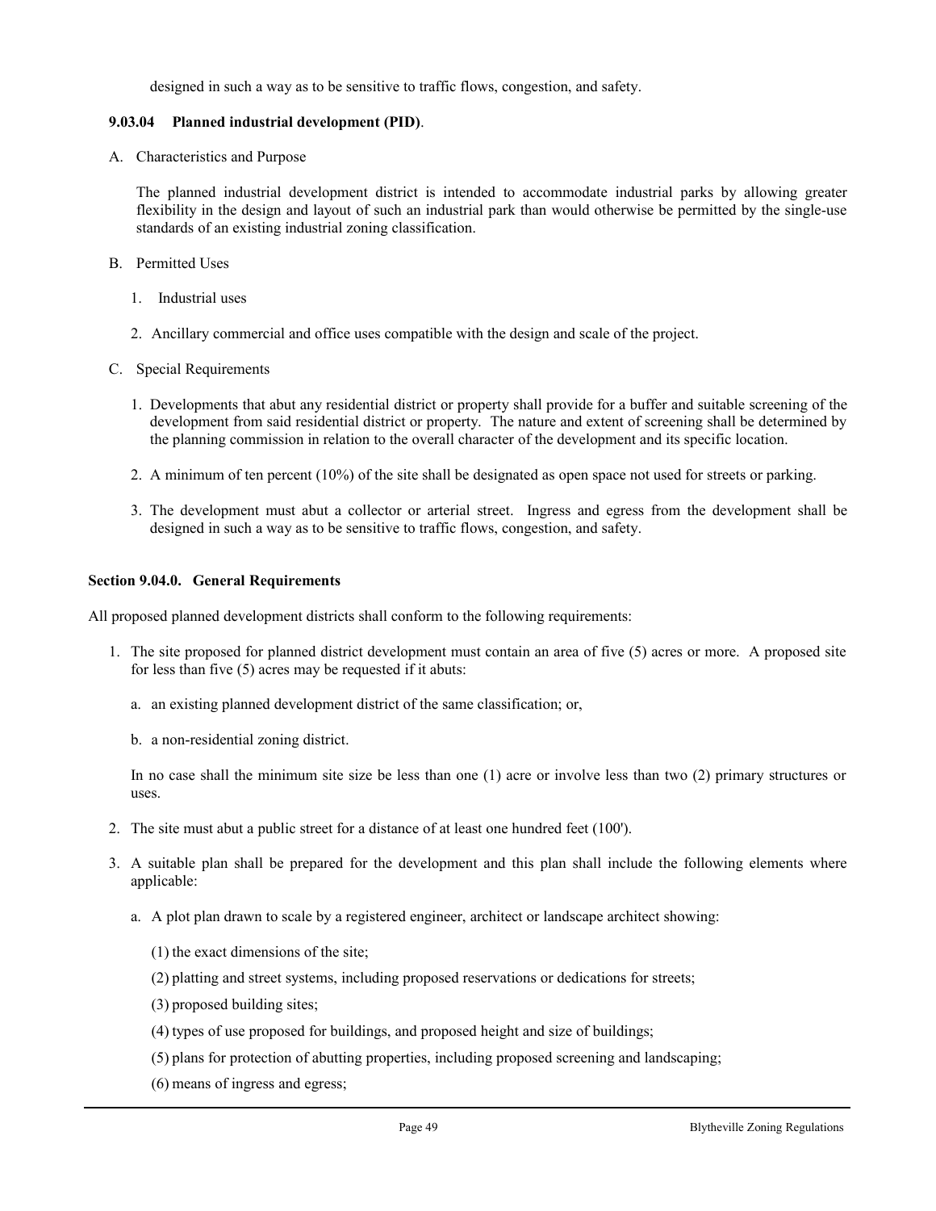designed in such a way as to be sensitive to traffic flows, congestion, and safety.

### 9.03.04 Planned industrial development (PID).

A. Characteristics and Purpose

The planned industrial development district is intended to accommodate industrial parks by allowing greater flexibility in the design and layout of such an industrial park than would otherwise be permitted by the single-use standards of an existing industrial zoning classification.

B. Permitted Uses

1. Industrial uses

2. Ancillary commercial and office uses compatible with the design and scale of the project.

C. Special Requirements

1. Developments that abut any residential district or property shall provide for a buffer and suitable screening of the development from said residential district or property. The nature and extent of screening shall be determined by the planning commission in relation to the overall character of the development and its specific location.

2. A minimum of ten percent (10%) of the site shall be designated as open space not used for streets or parking.

3. The development must abut a collector or arterial street. Ingress and egress from the development shall be designed in such a way as to be sensitive to traffic flows, congestion, and safety.

## Section 9.04.0. General Requirements

All proposed planned development districts shall conform to the following requirements:

1. The site proposed for planned district development must contain an area of five (5) acres or more. A proposed site for less than five (5) acres may be requested if it abuts:

   a. an existing planned development district of the same classification; or,

   b. a non-residential zoning district.

   In no case shall the minimum site size be less than one (1) acre or involve less than two (2) primary structures or uses.

2. The site must abut a public street for a distance of at least one hundred feet (100').

3. A suitable plan shall be prepared for the development and this plan shall include the following elements where applicable:

   a. A plot plan drawn to scale by a registered engineer, architect or landscape architect showing:

      (1) the exact dimensions of the site;

      (2) platting and street systems, including proposed reservations or dedications for streets;

      (3) proposed building sites;

      (4) types of use proposed for buildings, and proposed height and size of buildings;

      (5) plans for protection of abutting properties, including proposed screening and landscaping;

      (6) means of ingress and egress;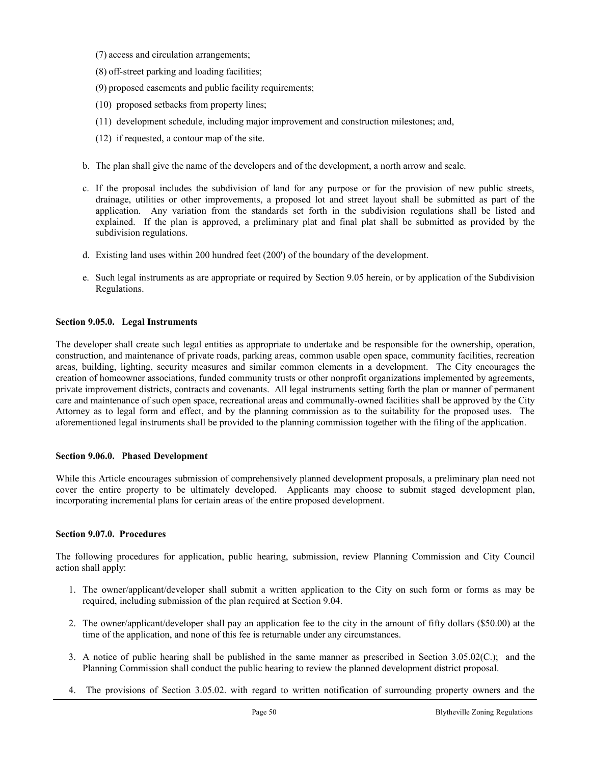(7) access and circulation arrangements;

(8) off-street parking and loading facilities;

(9) proposed easements and public facility requirements;

(10) proposed setbacks from property lines;

(11) development schedule, including major improvement and construction milestones; and,

(12) if requested, a contour map of the site.

b. The plan shall give the name of the developers and of the development, a north arrow and scale.

c. If the proposal includes the subdivision of land for any purpose or for the provision of new public streets, drainage, utilities or other improvements, a proposed lot and street layout shall be submitted as part of the application. Any variation from the standards set forth in the subdivision regulations shall be listed and explained. If the plan is approved, a preliminary plat and final plat shall be submitted as provided by the subdivision regulations.

d. Existing land uses within 200 hundred feet (200') of the boundary of the development.

e. Such legal instruments as are appropriate or required by Section 9.05 herein, or by application of the Subdivision Regulations.

**Section 9.05.0. Legal Instruments**

The developer shall create such legal entities as appropriate to undertake and be responsible for the ownership, operation, construction, and maintenance of private roads, parking areas, common usable open space, community facilities, recreation areas, building, lighting, security measures and similar common elements in a development. The City encourages the creation of homeowner associations, funded community trusts or other nonprofit organizations implemented by agreements, private improvement districts, contracts and covenants. All legal instruments setting forth the plan or manner of permanent care and maintenance of such open space, recreational areas and communally-owned facilities shall be approved by the City Attorney as to legal form and effect, and by the planning commission as to the suitability for the proposed uses. The aforementioned legal instruments shall be provided to the planning commission together with the filing of the application.

**Section 9.06.0. Phased Development**

While this Article encourages submission of comprehensively planned development proposals, a preliminary plan need not cover the entire property to be ultimately developed. Applicants may choose to submit staged development plan, incorporating incremental plans for certain areas of the entire proposed development.

**Section 9.07.0. Procedures**

The following procedures for application, public hearing, submission, review Planning Commission and City Council action shall apply:

1. The owner/applicant/developer shall submit a written application to the City on such form or forms as may be required, including submission of the plan required at Section 9.04.

2. The owner/applicant/developer shall pay an application fee to the city in the amount of fifty dollars ($50.00) at the time of the application, and none of this fee is returnable under any circumstances.

3. A notice of public hearing shall be published in the same manner as prescribed in Section 3.05.02(C.); and the Planning Commission shall conduct the public hearing to review the planned development district proposal.

4. The provisions of Section 3.05.02. with regard to written notification of surrounding property owners and the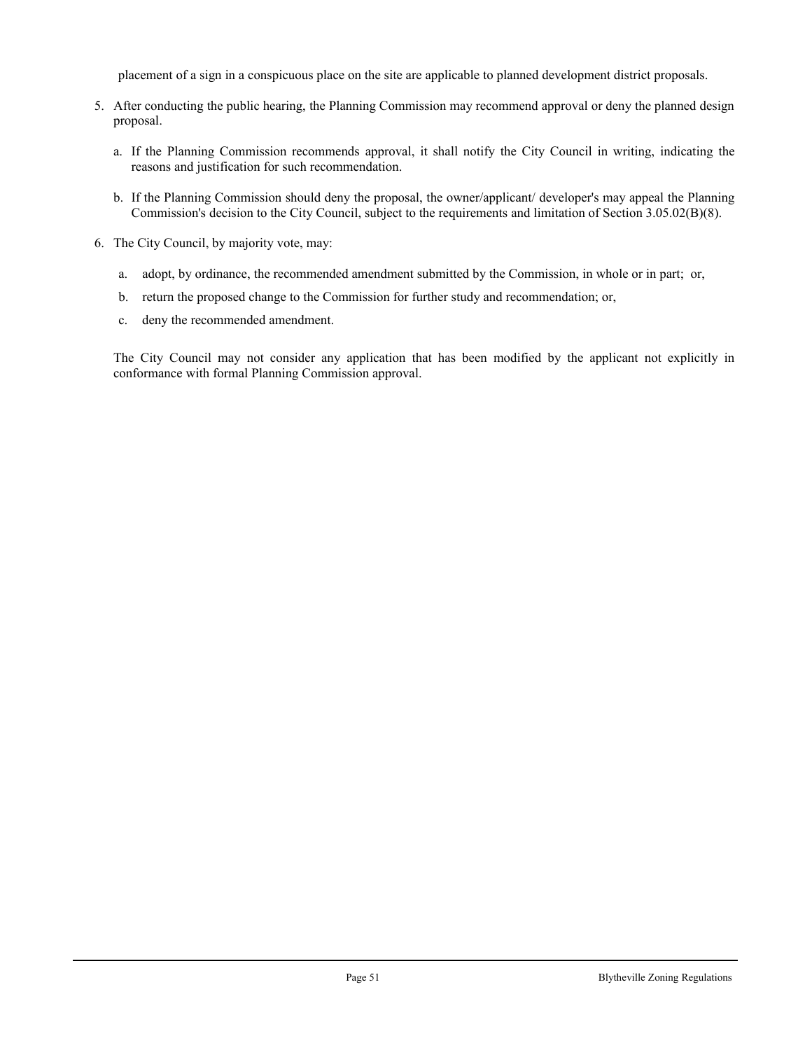placement of a sign in a conspicuous place on the site are applicable to planned development district proposals.

5. After conducting the public hearing, the Planning Commission may recommend approval or deny the planned design proposal.

   a. If the Planning Commission recommends approval, it shall notify the City Council in writing, indicating the reasons and justification for such recommendation.

   b. If the Planning Commission should deny the proposal, the owner/applicant/ developer's may appeal the Planning Commission's decision to the City Council, subject to the requirements and limitation of Section 3.05.02(B)(8).

6. The City Council, by majority vote, may:

   a. adopt, by ordinance, the recommended amendment submitted by the Commission, in whole or in part; or,

   b. return the proposed change to the Commission for further study and recommendation; or,

   c. deny the recommended amendment.

   The City Council may not consider any application that has been modified by the applicant not explicitly in conformance with formal Planning Commission approval.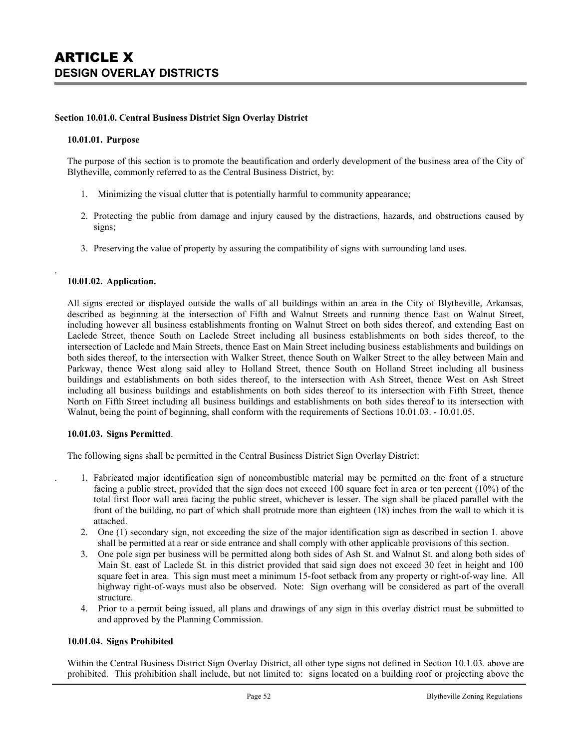# ARTICLE X
## DESIGN OVERLAY DISTRICTS

**Section 10.01.0. Central Business District Sign Overlay District**

**10.01.01. Purpose**

The purpose of this section is to promote the beautification and orderly development of the business area of the City of Blytheville, commonly referred to as the Central Business District, by:

1. Minimizing the visual clutter that is potentially harmful to community appearance;
2. Protecting the public from damage and injury caused by the distractions, hazards, and obstructions caused by signs;
3. Preserving the value of property by assuring the compatibility of signs with surrounding land uses.

**10.01.02. Application.**

All signs erected or displayed outside the walls of all buildings within an area in the City of Blytheville, Arkansas, described as beginning at the intersection of Fifth and Walnut Streets and running thence East on Walnut Street, including however all business establishments fronting on Walnut Street on both sides thereof, and extending East on Laclede Street, thence South on Laclede Street including all business establishments on both sides thereof, to the intersection of Laclede and Main Streets, thence East on Main Street including business establishments and buildings on both sides thereof, to the intersection with Walker Street, thence South on Walker Street to the alley between Main and Parkway, thence West along said alley to Holland Street, thence South on Holland Street including all business buildings and establishments on both sides thereof, to the intersection with Ash Street, thence West on Ash Street including all business buildings and establishments on both sides thereof to its intersection with Fifth Street, thence North on Fifth Street including all business buildings and establishments on both sides thereof to its intersection with Walnut, being the point of beginning, shall conform with the requirements of Sections 10.01.03. - 10.01.05.

**10.01.03. Signs Permitted**.

The following signs shall be permitted in the Central Business District Sign Overlay District:

1. Fabricated major identification sign of noncombustible material may be permitted on the front of a structure facing a public street, provided that the sign does not exceed 100 square feet in area or ten percent (10%) of the total first floor wall area facing the public street, whichever is lesser. The sign shall be placed parallel with the front of the building, no part of which shall protrude more than eighteen (18) inches from the wall to which it is attached.
2. One (1) secondary sign, not exceeding the size of the major identification sign as described in section 1. above shall be permitted at a rear or side entrance and shall comply with other applicable provisions of this section.
3. One pole sign per business will be permitted along both sides of Ash St. and Walnut St. and along both sides of Main St. east of Laclede St. in this district provided that said sign does not exceed 30 feet in height and 100 square feet in area. This sign must meet a minimum 15-foot setback from any property or right-of-way line. All highway right-of-ways must also be observed. Note: Sign overhang will be considered as part of the overall structure.
4. Prior to a permit being issued, all plans and drawings of any sign in this overlay district must be submitted to and approved by the Planning Commission.

**10.01.04. Signs Prohibited**

Within the Central Business District Sign Overlay District, all other type signs not defined in Section 10.1.03. above are prohibited. This prohibition shall include, but not limited to: signs located on a building roof or projecting above the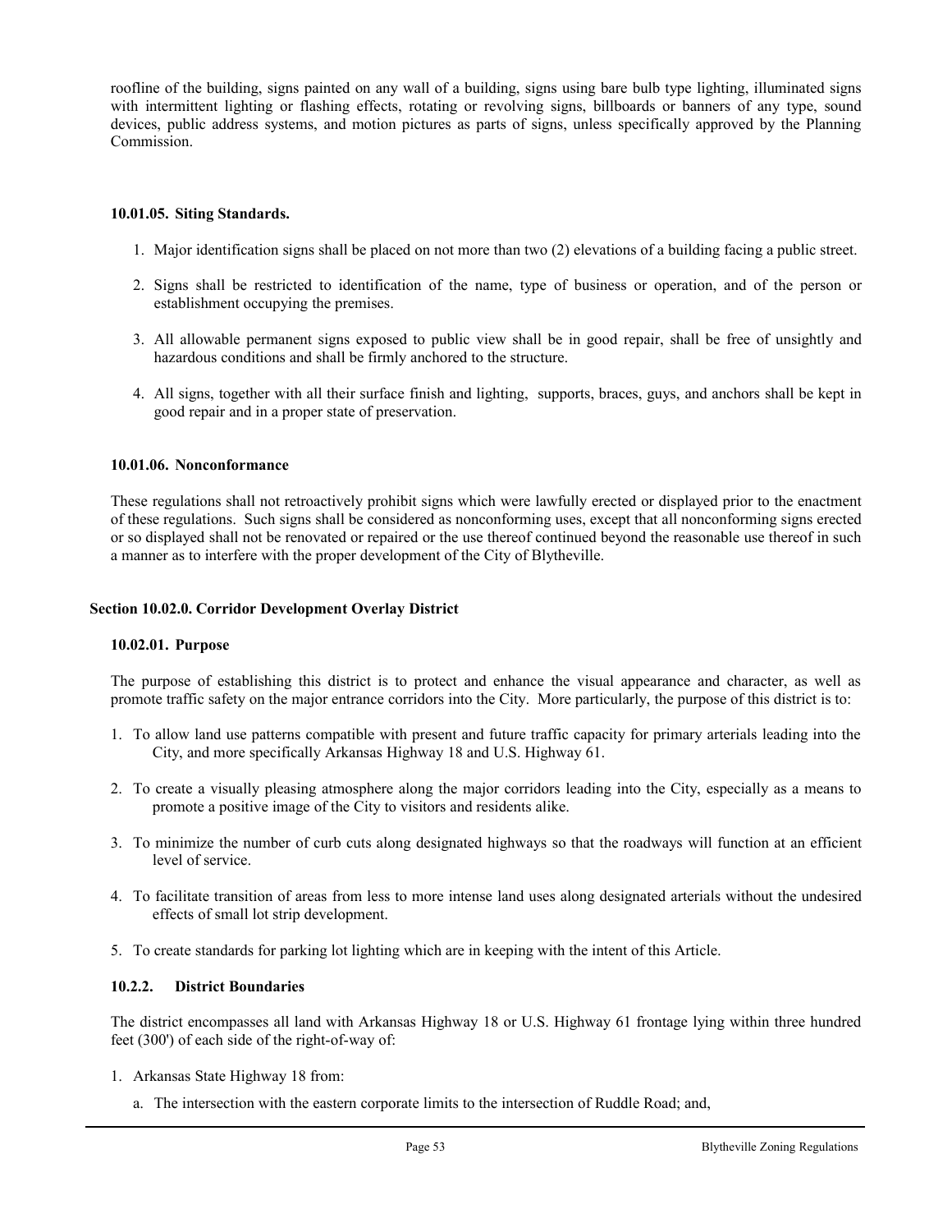roofline of the building, signs painted on any wall of a building, signs using bare bulb type lighting, illuminated signs with intermittent lighting or flashing effects, rotating or revolving signs, billboards or banners of any type, sound devices, public address systems, and motion pictures as parts of signs, unless specifically approved by the Planning Commission.

### 10.01.05. Siting Standards.

1. Major identification signs shall be placed on not more than two (2) elevations of a building facing a public street.
2. Signs shall be restricted to identification of the name, type of business or operation, and of the person or establishment occupying the premises.
3. All allowable permanent signs exposed to public view shall be in good repair, shall be free of unsightly and hazardous conditions and shall be firmly anchored to the structure.
4. All signs, together with all their surface finish and lighting, supports, braces, guys, and anchors shall be kept in good repair and in a proper state of preservation.

### 10.01.06. Nonconformance

These regulations shall not retroactively prohibit signs which were lawfully erected or displayed prior to the enactment of these regulations. Such signs shall be considered as nonconforming uses, except that all nonconforming signs erected or so displayed shall not be renovated or repaired or the use thereof continued beyond the reasonable use thereof in such a manner as to interfere with the proper development of the City of Blytheville.

## Section 10.02.0. Corridor Development Overlay District

### 10.02.01. Purpose

The purpose of establishing this district is to protect and enhance the visual appearance and character, as well as promote traffic safety on the major entrance corridors into the City. More particularly, the purpose of this district is to:

1. To allow land use patterns compatible with present and future traffic capacity for primary arterials leading into the City, and more specifically Arkansas Highway 18 and U.S. Highway 61.
2. To create a visually pleasing atmosphere along the major corridors leading into the City, especially as a means to promote a positive image of the City to visitors and residents alike.
3. To minimize the number of curb cuts along designated highways so that the roadways will function at an efficient level of service.
4. To facilitate transition of areas from less to more intense land uses along designated arterials without the undesired effects of small lot strip development.
5. To create standards for parking lot lighting which are in keeping with the intent of this Article.

### 10.2.2. District Boundaries

The district encompasses all land with Arkansas Highway 18 or U.S. Highway 61 frontage lying within three hundred feet (300') of each side of the right-of-way of:

1. Arkansas State Highway 18 from:
   a. The intersection with the eastern corporate limits to the intersection of Ruddle Road; and,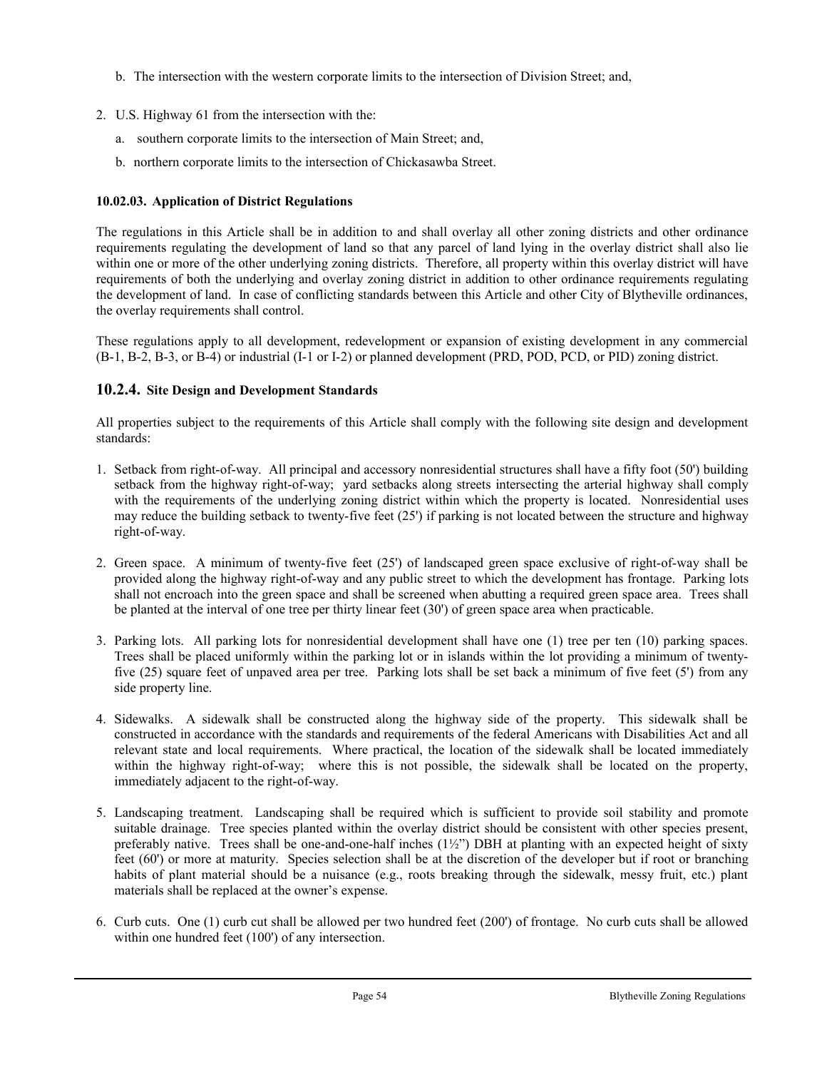b. The intersection with the western corporate limits to the intersection of Division Street; and,

2. U.S. Highway 61 from the intersection with the:

   a. southern corporate limits to the intersection of Main Street; and,

   b. northern corporate limits to the intersection of Chickasawba Street.

**10.02.03. Application of District Regulations**

The regulations in this Article shall be in addition to and shall overlay all other zoning districts and other ordinance requirements regulating the development of land so that any parcel of land lying in the overlay district shall also lie within one or more of the other underlying zoning districts. Therefore, all property within this overlay district will have requirements of both the underlying and overlay zoning district in addition to other ordinance requirements regulating the development of land. In case of conflicting standards between this Article and other City of Blytheville ordinances, the overlay requirements shall control.

These regulations apply to all development, redevelopment or expansion of existing development in any commercial (B-1, B-2, B-3, or B-4) or industrial (I-1 or I-2) or planned development (PRD, POD, PCD, or PID) zoning district.

## 10.2.4. Site Design and Development Standards

All properties subject to the requirements of this Article shall comply with the following site design and development standards:

1. Setback from right-of-way. All principal and accessory nonresidential structures shall have a fifty foot (50') building setback from the highway right-of-way; yard setbacks along streets intersecting the arterial highway shall comply with the requirements of the underlying zoning district within which the property is located. Nonresidential uses may reduce the building setback to twenty-five feet (25') if parking is not located between the structure and highway right-of-way.

2. Green space. A minimum of twenty-five feet (25') of landscaped green space exclusive of right-of-way shall be provided along the highway right-of-way and any public street to which the development has frontage. Parking lots shall not encroach into the green space and shall be screened when abutting a required green space area. Trees shall be planted at the interval of one tree per thirty linear feet (30') of green space area when practicable.

3. Parking lots. All parking lots for nonresidential development shall have one (1) tree per ten (10) parking spaces. Trees shall be placed uniformly within the parking lot or in islands within the lot providing a minimum of twenty-five (25) square feet of unpaved area per tree. Parking lots shall be set back a minimum of five feet (5') from any side property line.

4. Sidewalks. A sidewalk shall be constructed along the highway side of the property. This sidewalk shall be constructed in accordance with the standards and requirements of the federal Americans with Disabilities Act and all relevant state and local requirements. Where practical, the location of the sidewalk shall be located immediately within the highway right-of-way; where this is not possible, the sidewalk shall be located on the property, immediately adjacent to the right-of-way.

5. Landscaping treatment. Landscaping shall be required which is sufficient to provide soil stability and promote suitable drainage. Tree species planted within the overlay district should be consistent with other species present, preferably native. Trees shall be one-and-one-half inches (1½") DBH at planting with an expected height of sixty feet (60') or more at maturity. Species selection shall be at the discretion of the developer but if root or branching habits of plant material should be a nuisance (e.g., roots breaking through the sidewalk, messy fruit, etc.) plant materials shall be replaced at the owner's expense.

6. Curb cuts. One (1) curb cut shall be allowed per two hundred feet (200') of frontage. No curb cuts shall be allowed within one hundred feet (100') of any intersection.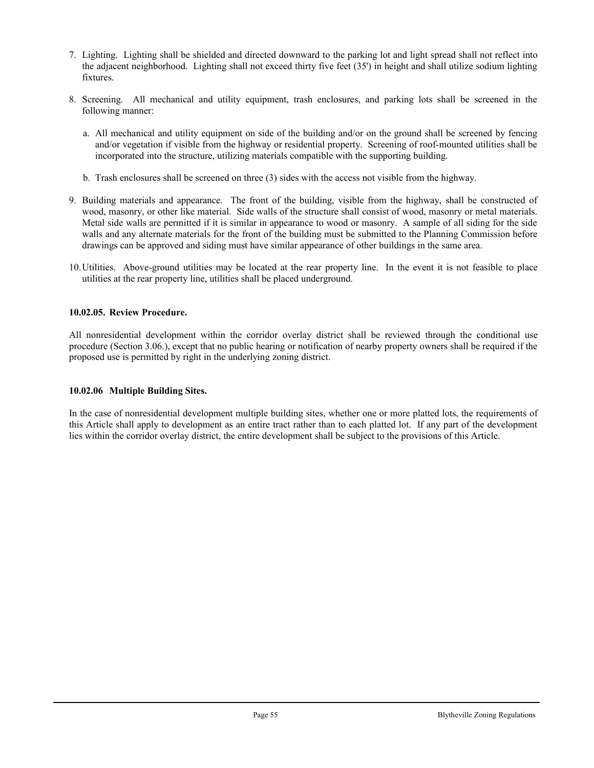7. Lighting. Lighting shall be shielded and directed downward to the parking lot and light spread shall not reflect into the adjacent neighborhood. Lighting shall not exceed thirty five feet (35') in height and shall utilize sodium lighting fixtures.

8. Screening. All mechanical and utility equipment, trash enclosures, and parking lots shall be screened in the following manner:

   a. All mechanical and utility equipment on side of the building and/or on the ground shall be screened by fencing and/or vegetation if visible from the highway or residential property. Screening of roof-mounted utilities shall be incorporated into the structure, utilizing materials compatible with the supporting building.

   b. Trash enclosures shall be screened on three (3) sides with the access not visible from the highway.

9. Building materials and appearance. The front of the building, visible from the highway, shall be constructed of wood, masonry, or other like material. Side walls of the structure shall consist of wood, masonry or metal materials. Metal side walls are permitted if it is similar in appearance to wood or masonry. A sample of all siding for the side walls and any alternate materials for the front of the building must be submitted to the Planning Commission before drawings can be approved and siding must have similar appearance of other buildings in the same area.

10. Utilities. Above-ground utilities may be located at the rear property line. In the event it is not feasible to place utilities at the rear property line, utilities shall be placed underground.

**10.02.05. Review Procedure.**

All nonresidential development within the corridor overlay district shall be reviewed through the conditional use procedure (Section 3.06.), except that no public hearing or notification of nearby property owners shall be required if the proposed use is permitted by right in the underlying zoning district.

**10.02.06 Multiple Building Sites.**

In the case of nonresidential development multiple building sites, whether one or more platted lots, the requirements of this Article shall apply to development as an entire tract rather than to each platted lot. If any part of the development lies within the corridor overlay district, the entire development shall be subject to the provisions of this Article.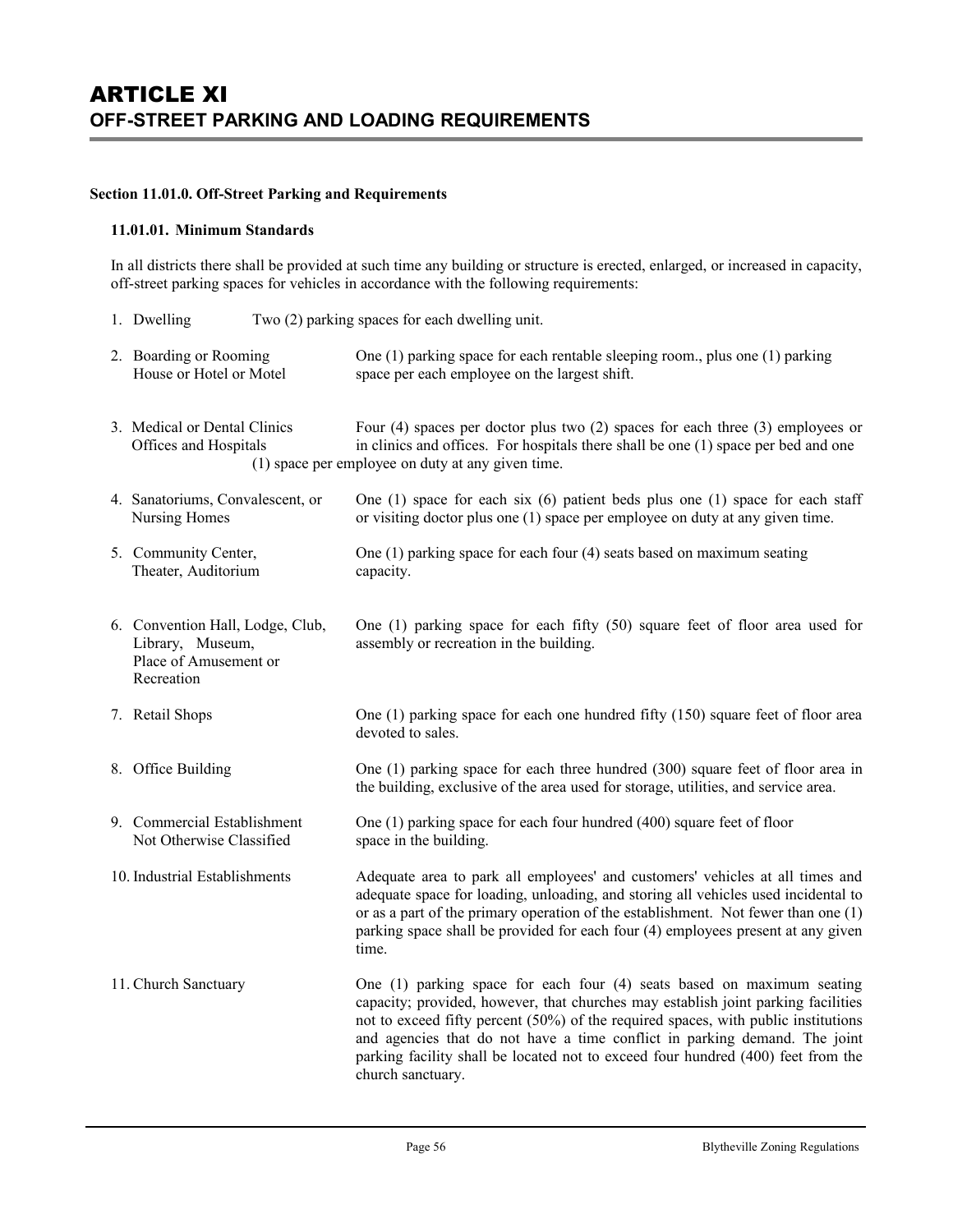# ARTICLE XI
## OFF-STREET PARKING AND LOADING REQUIREMENTS

### Section 11.01.0. Off-Street Parking and Requirements

#### 11.01.01. Minimum Standards

In all districts there shall be provided at such time any building or structure is erected, enlarged, or increased in capacity, off-street parking spaces for vehicles in accordance with the following requirements:

1. Dwelling — Two (2) parking spaces for each dwelling unit.

2. Boarding or Rooming House or Hotel or Motel — One (1) parking space for each rentable sleeping room., plus one (1) parking space per each employee on the largest shift.

3. Medical or Dental Clinics Offices and Hospitals — Four (4) spaces per doctor plus two (2) spaces for each three (3) employees or in clinics and offices. For hospitals there shall be one (1) space per bed and one (1) space per employee on duty at any given time.

4. Sanatoriums, Convalescent, or Nursing Homes — One (1) space for each six (6) patient beds plus one (1) space for each staff or visiting doctor plus one (1) space per employee on duty at any given time.

5. Community Center, Theater, Auditorium — One (1) parking space for each four (4) seats based on maximum seating capacity.

6. Convention Hall, Lodge, Club, Library, Museum, Place of Amusement or Recreation — One (1) parking space for each fifty (50) square feet of floor area used for assembly or recreation in the building.

7. Retail Shops — One (1) parking space for each one hundred fifty (150) square feet of floor area devoted to sales.

8. Office Building — One (1) parking space for each three hundred (300) square feet of floor area in the building, exclusive of the area used for storage, utilities, and service area.

9. Commercial Establishment Not Otherwise Classified — One (1) parking space for each four hundred (400) square feet of floor space in the building.

10. Industrial Establishments — Adequate area to park all employees' and customers' vehicles at all times and adequate space for loading, unloading, and storing all vehicles used incidental to or as a part of the primary operation of the establishment. Not fewer than one (1) parking space shall be provided for each four (4) employees present at any given time.

11. Church Sanctuary — One (1) parking space for each four (4) seats based on maximum seating capacity; provided, however, that churches may establish joint parking facilities not to exceed fifty percent (50%) of the required spaces, with public institutions and agencies that do not have a time conflict in parking demand. The joint parking facility shall be located not to exceed four hundred (400) feet from the church sanctuary.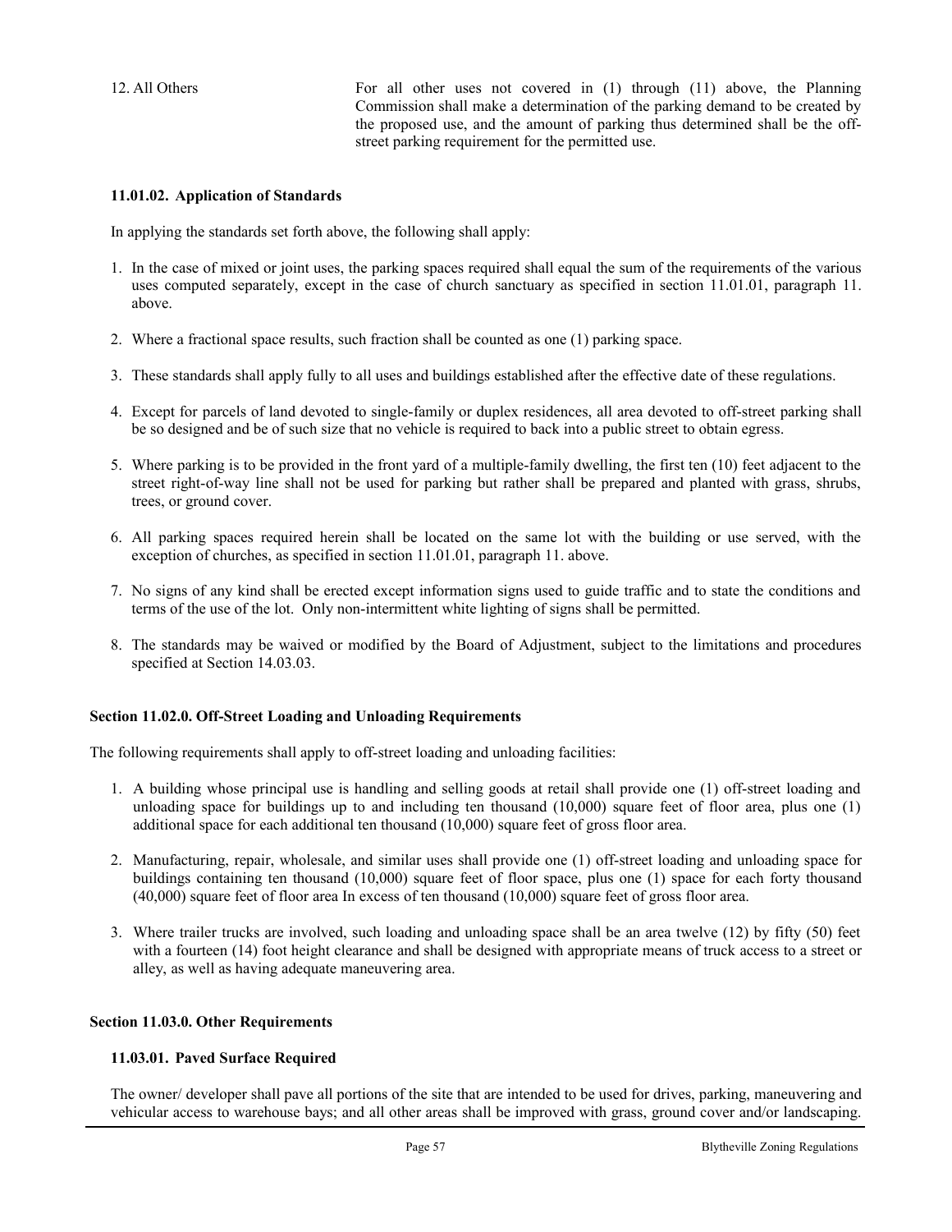| | |
|---|---|
| 12. All Others | For all other uses not covered in (1) through (11) above, the Planning Commission shall make a determination of the parking demand to be created by the proposed use, and the amount of parking thus determined shall be the off-street parking requirement for the permitted use. |

### 11.01.02. Application of Standards

In applying the standards set forth above, the following shall apply:

1. In the case of mixed or joint uses, the parking spaces required shall equal the sum of the requirements of the various uses computed separately, except in the case of church sanctuary as specified in section 11.01.01, paragraph 11. above.
2. Where a fractional space results, such fraction shall be counted as one (1) parking space.
3. These standards shall apply fully to all uses and buildings established after the effective date of these regulations.
4. Except for parcels of land devoted to single-family or duplex residences, all area devoted to off-street parking shall be so designed and be of such size that no vehicle is required to back into a public street to obtain egress.
5. Where parking is to be provided in the front yard of a multiple-family dwelling, the first ten (10) feet adjacent to the street right-of-way line shall not be used for parking but rather shall be prepared and planted with grass, shrubs, trees, or ground cover.
6. All parking spaces required herein shall be located on the same lot with the building or use served, with the exception of churches, as specified in section 11.01.01, paragraph 11. above.
7. No signs of any kind shall be erected except information signs used to guide traffic and to state the conditions and terms of the use of the lot. Only non-intermittent white lighting of signs shall be permitted.
8. The standards may be waived or modified by the Board of Adjustment, subject to the limitations and procedures specified at Section 14.03.03.

## Section 11.02.0. Off-Street Loading and Unloading Requirements

The following requirements shall apply to off-street loading and unloading facilities:

1. A building whose principal use is handling and selling goods at retail shall provide one (1) off-street loading and unloading space for buildings up to and including ten thousand (10,000) square feet of floor area, plus one (1) additional space for each additional ten thousand (10,000) square feet of gross floor area.
2. Manufacturing, repair, wholesale, and similar uses shall provide one (1) off-street loading and unloading space for buildings containing ten thousand (10,000) square feet of floor space, plus one (1) space for each forty thousand (40,000) square feet of floor area In excess of ten thousand (10,000) square feet of gross floor area.
3. Where trailer trucks are involved, such loading and unloading space shall be an area twelve (12) by fifty (50) feet with a fourteen (14) foot height clearance and shall be designed with appropriate means of truck access to a street or alley, as well as having adequate maneuvering area.

## Section 11.03.0. Other Requirements

### 11.03.01. Paved Surface Required

The owner/ developer shall pave all portions of the site that are intended to be used for drives, parking, maneuvering and vehicular access to warehouse bays; and all other areas shall be improved with grass, ground cover and/or landscaping.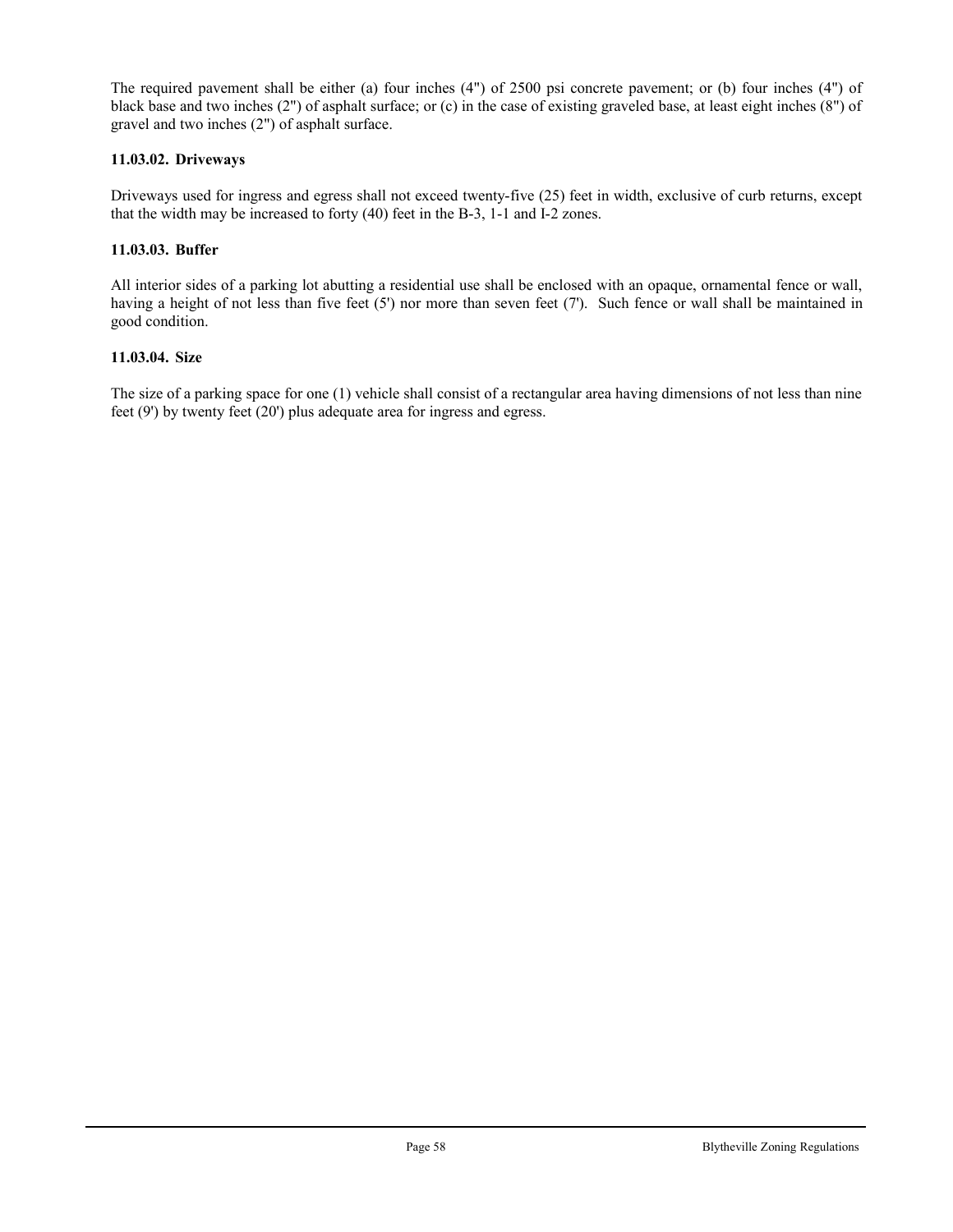The required pavement shall be either (a) four inches (4") of 2500 psi concrete pavement; or (b) four inches (4") of black base and two inches (2") of asphalt surface; or (c) in the case of existing graveled base, at least eight inches (8") of gravel and two inches (2") of asphalt surface.

### 11.03.02. Driveways

Driveways used for ingress and egress shall not exceed twenty-five (25) feet in width, exclusive of curb returns, except that the width may be increased to forty (40) feet in the B-3, 1-1 and I-2 zones.

### 11.03.03. Buffer

All interior sides of a parking lot abutting a residential use shall be enclosed with an opaque, ornamental fence or wall, having a height of not less than five feet (5') nor more than seven feet (7'). Such fence or wall shall be maintained in good condition.

### 11.03.04. Size

The size of a parking space for one (1) vehicle shall consist of a rectangular area having dimensions of not less than nine feet (9') by twenty feet (20') plus adequate area for ingress and egress.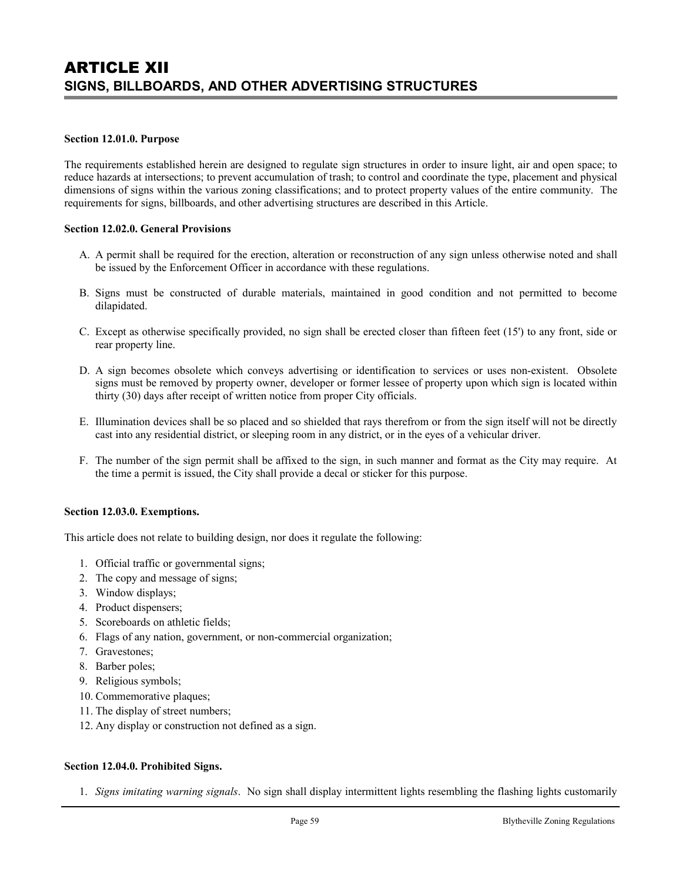# ARTICLE XII
## SIGNS, BILLBOARDS, AND OTHER ADVERTISING STRUCTURES

**Section 12.01.0. Purpose**

The requirements established herein are designed to regulate sign structures in order to insure light, air and open space; to reduce hazards at intersections; to prevent accumulation of trash; to control and coordinate the type, placement and physical dimensions of signs within the various zoning classifications; and to protect property values of the entire community. The requirements for signs, billboards, and other advertising structures are described in this Article.

**Section 12.02.0. General Provisions**

A. A permit shall be required for the erection, alteration or reconstruction of any sign unless otherwise noted and shall be issued by the Enforcement Officer in accordance with these regulations.

B. Signs must be constructed of durable materials, maintained in good condition and not permitted to become dilapidated.

C. Except as otherwise specifically provided, no sign shall be erected closer than fifteen feet (15') to any front, side or rear property line.

D. A sign becomes obsolete which conveys advertising or identification to services or uses non-existent. Obsolete signs must be removed by property owner, developer or former lessee of property upon which sign is located within thirty (30) days after receipt of written notice from proper City officials.

E. Illumination devices shall be so placed and so shielded that rays therefrom or from the sign itself will not be directly cast into any residential district, or sleeping room in any district, or in the eyes of a vehicular driver.

F. The number of the sign permit shall be affixed to the sign, in such manner and format as the City may require. At the time a permit is issued, the City shall provide a decal or sticker for this purpose.

**Section 12.03.0. Exemptions.**

This article does not relate to building design, nor does it regulate the following:

1. Official traffic or governmental signs;
2. The copy and message of signs;
3. Window displays;
4. Product dispensers;
5. Scoreboards on athletic fields;
6. Flags of any nation, government, or non-commercial organization;
7. Gravestones;
8. Barber poles;
9. Religious symbols;
10. Commemorative plaques;
11. The display of street numbers;
12. Any display or construction not defined as a sign.

**Section 12.04.0. Prohibited Signs.**

1. *Signs imitating warning signals*. No sign shall display intermittent lights resembling the flashing lights customarily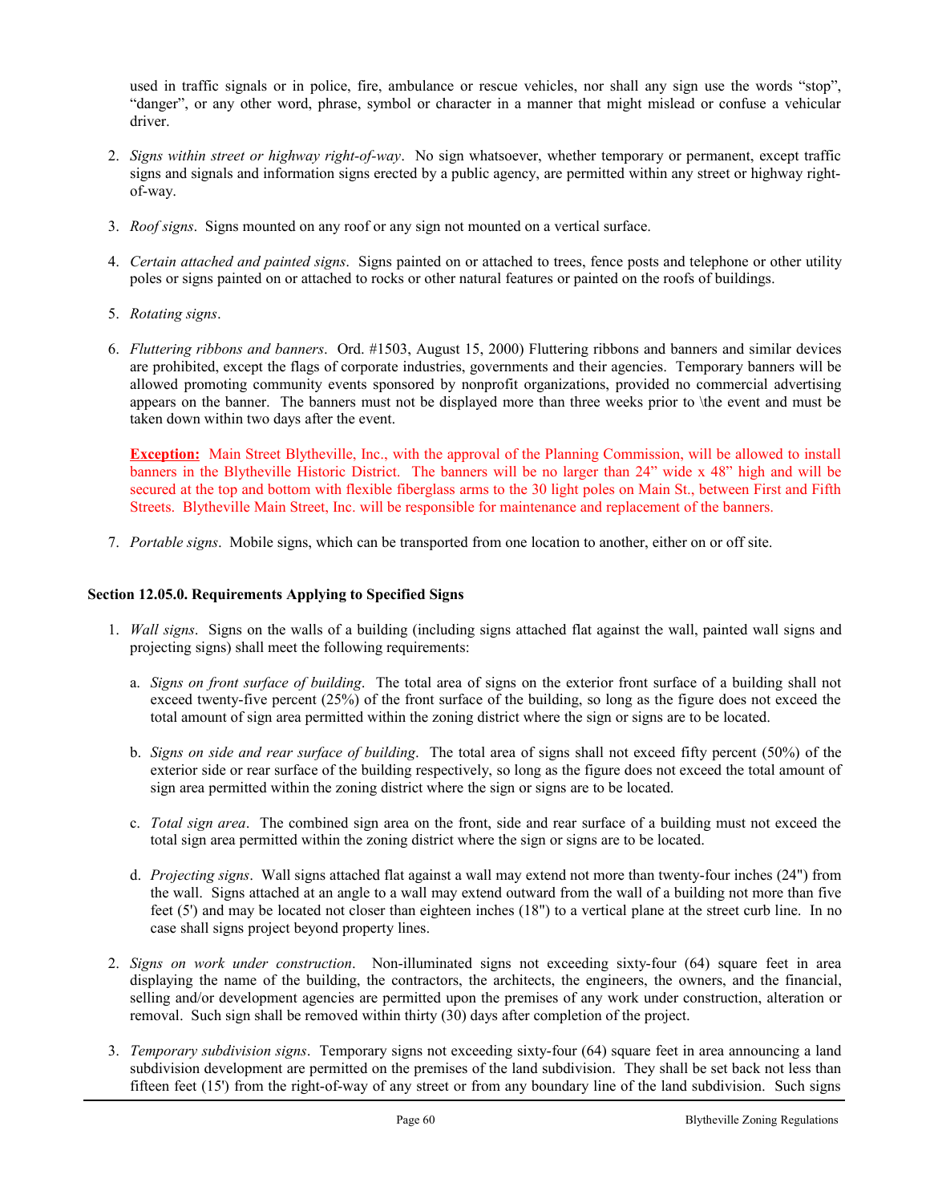used in traffic signals or in police, fire, ambulance or rescue vehicles, nor shall any sign use the words "stop", "danger", or any other word, phrase, symbol or character in a manner that might mislead or confuse a vehicular driver.

2. *Signs within street or highway right-of-way*. No sign whatsoever, whether temporary or permanent, except traffic signs and signals and information signs erected by a public agency, are permitted within any street or highway right-of-way.

3. *Roof signs*. Signs mounted on any roof or any sign not mounted on a vertical surface.

4. *Certain attached and painted signs*. Signs painted on or attached to trees, fence posts and telephone or other utility poles or signs painted on or attached to rocks or other natural features or painted on the roofs of buildings.

5. *Rotating signs*.

6. *Fluttering ribbons and banners*. Ord. #1503, August 15, 2000) Fluttering ribbons and banners and similar devices are prohibited, except the flags of corporate industries, governments and their agencies. Temporary banners will be allowed promoting community events sponsored by nonprofit organizations, provided no commercial advertising appears on the banner. The banners must not be displayed more than three weeks prior to \the event and must be taken down within two days after the event.

   **Exception:** Main Street Blytheville, Inc., with the approval of the Planning Commission, will be allowed to install banners in the Blytheville Historic District. The banners will be no larger than 24" wide x 48" high and will be secured at the top and bottom with flexible fiberglass arms to the 30 light poles on Main St., between First and Fifth Streets. Blytheville Main Street, Inc. will be responsible for maintenance and replacement of the banners.

7. *Portable signs*. Mobile signs, which can be transported from one location to another, either on or off site.

### Section 12.05.0. Requirements Applying to Specified Signs

1. *Wall signs*. Signs on the walls of a building (including signs attached flat against the wall, painted wall signs and projecting signs) shall meet the following requirements:

   a. *Signs on front surface of building*. The total area of signs on the exterior front surface of a building shall not exceed twenty-five percent (25%) of the front surface of the building, so long as the figure does not exceed the total amount of sign area permitted within the zoning district where the sign or signs are to be located.

   b. *Signs on side and rear surface of building*. The total area of signs shall not exceed fifty percent (50%) of the exterior side or rear surface of the building respectively, so long as the figure does not exceed the total amount of sign area permitted within the zoning district where the sign or signs are to be located.

   c. *Total sign area*. The combined sign area on the front, side and rear surface of a building must not exceed the total sign area permitted within the zoning district where the sign or signs are to be located.

   d. *Projecting signs*. Wall signs attached flat against a wall may extend not more than twenty-four inches (24") from the wall. Signs attached at an angle to a wall may extend outward from the wall of a building not more than five feet (5') and may be located not closer than eighteen inches (18") to a vertical plane at the street curb line. In no case shall signs project beyond property lines.

2. *Signs on work under construction*. Non-illuminated signs not exceeding sixty-four (64) square feet in area displaying the name of the building, the contractors, the architects, the engineers, the owners, and the financial, selling and/or development agencies are permitted upon the premises of any work under construction, alteration or removal. Such sign shall be removed within thirty (30) days after completion of the project.

3. *Temporary subdivision signs*. Temporary signs not exceeding sixty-four (64) square feet in area announcing a land subdivision development are permitted on the premises of the land subdivision. They shall be set back not less than fifteen feet (15') from the right-of-way of any street or from any boundary line of the land subdivision. Such signs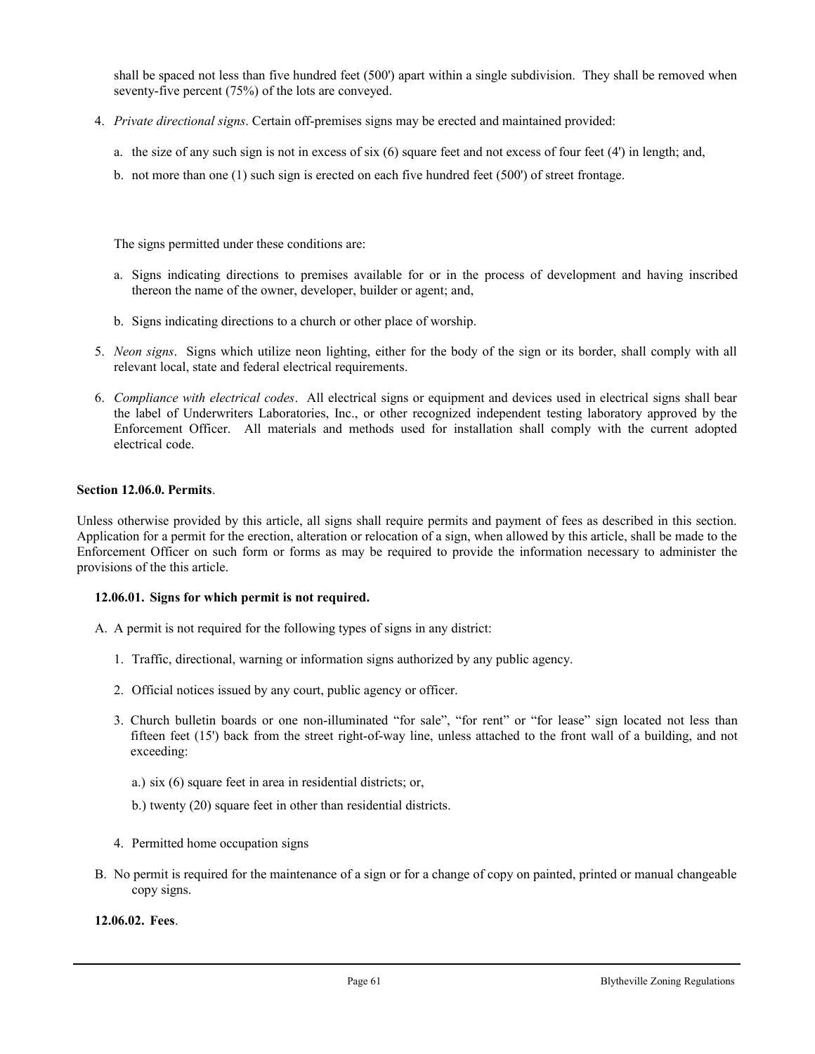shall be spaced not less than five hundred feet (500') apart within a single subdivision. They shall be removed when seventy-five percent (75%) of the lots are conveyed.

4. *Private directional signs*. Certain off-premises signs may be erected and maintained provided:

   a. the size of any such sign is not in excess of six (6) square feet and not excess of four feet (4') in length; and,

   b. not more than one (1) such sign is erected on each five hundred feet (500') of street frontage.

   The signs permitted under these conditions are:

   a. Signs indicating directions to premises available for or in the process of development and having inscribed thereon the name of the owner, developer, builder or agent; and,

   b. Signs indicating directions to a church or other place of worship.

5. *Neon signs*. Signs which utilize neon lighting, either for the body of the sign or its border, shall comply with all relevant local, state and federal electrical requirements.

6. *Compliance with electrical codes*. All electrical signs or equipment and devices used in electrical signs shall bear the label of Underwriters Laboratories, Inc., or other recognized independent testing laboratory approved by the Enforcement Officer. All materials and methods used for installation shall comply with the current adopted electrical code.

**Section 12.06.0. Permits**.

Unless otherwise provided by this article, all signs shall require permits and payment of fees as described in this section. Application for a permit for the erection, alteration or relocation of a sign, when allowed by this article, shall be made to the Enforcement Officer on such form or forms as may be required to provide the information necessary to administer the provisions of the this article.

**12.06.01. Signs for which permit is not required.**

A. A permit is not required for the following types of signs in any district:

   1. Traffic, directional, warning or information signs authorized by any public agency.

   2. Official notices issued by any court, public agency or officer.

   3. Church bulletin boards or one non-illuminated “for sale”, “for rent” or “for lease” sign located not less than fifteen feet (15') back from the street right-of-way line, unless attached to the front wall of a building, and not exceeding:

      a.) six (6) square feet in area in residential districts; or,

      b.) twenty (20) square feet in other than residential districts.

   4. Permitted home occupation signs

B. No permit is required for the maintenance of a sign or for a change of copy on painted, printed or manual changeable copy signs.

**12.06.02. Fees**.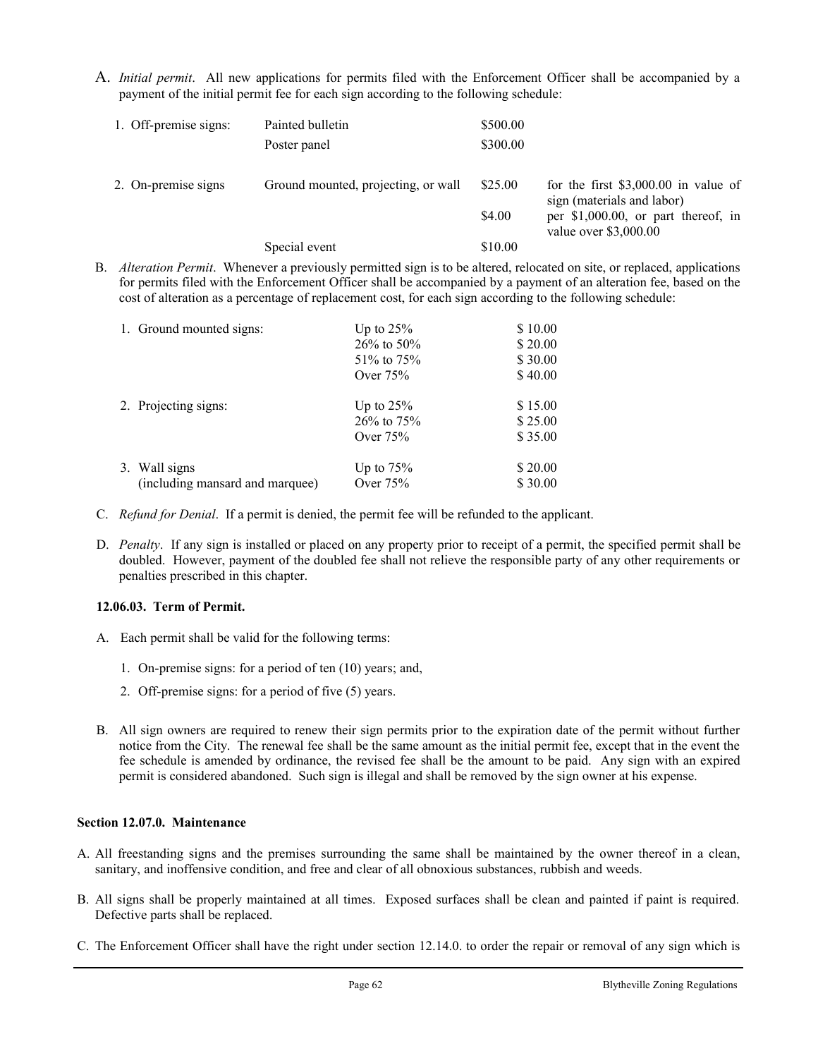A. *Initial permit*. All new applications for permits filed with the Enforcement Officer shall be accompanied by a payment of the initial permit fee for each sign according to the following schedule:

| | | | |
|---|---|---|---|
| 1. Off-premise signs: | Painted bulletin | $500.00 | |
| | Poster panel | $300.00 | |
| 2. On-premise signs | Ground mounted, projecting, or wall | $25.00 | for the first $3,000.00 in value of sign (materials and labor) |
| | | $4.00 | per $1,000.00, or part thereof, in value over $3,000.00 |
| | Special event | $10.00 | |

B. *Alteration Permit*. Whenever a previously permitted sign is to be altered, relocated on site, or replaced, applications for permits filed with the Enforcement Officer shall be accompanied by a payment of an alteration fee, based on the cost of alteration as a percentage of replacement cost, for each sign according to the following schedule:

| | | |
|---|---|---|
| 1. Ground mounted signs: | Up to 25% | $ 10.00 |
| | 26% to 50% | $ 20.00 |
| | 51% to 75% | $ 30.00 |
| | Over 75% | $ 40.00 |
| 2. Projecting signs: | Up to 25% | $ 15.00 |
| | 26% to 75% | $ 25.00 |
| | Over 75% | $ 35.00 |
| 3. Wall signs (including mansard and marquee) | Up to 75% | $ 20.00 |
| | Over 75% | $ 30.00 |

C. *Refund for Denial*. If a permit is denied, the permit fee will be refunded to the applicant.

D. *Penalty*. If any sign is installed or placed on any property prior to receipt of a permit, the specified permit shall be doubled. However, payment of the doubled fee shall not relieve the responsible party of any other requirements or penalties prescribed in this chapter.

**12.06.03. Term of Permit.**

A. Each permit shall be valid for the following terms:

1. On-premise signs: for a period of ten (10) years; and,
2. Off-premise signs: for a period of five (5) years.

B. All sign owners are required to renew their sign permits prior to the expiration date of the permit without further notice from the City. The renewal fee shall be the same amount as the initial permit fee, except that in the event the fee schedule is amended by ordinance, the revised fee shall be the amount to be paid. Any sign with an expired permit is considered abandoned. Such sign is illegal and shall be removed by the sign owner at his expense.

**Section 12.07.0. Maintenance**

A. All freestanding signs and the premises surrounding the same shall be maintained by the owner thereof in a clean, sanitary, and inoffensive condition, and free and clear of all obnoxious substances, rubbish and weeds.

B. All signs shall be properly maintained at all times. Exposed surfaces shall be clean and painted if paint is required. Defective parts shall be replaced.

C. The Enforcement Officer shall have the right under section 12.14.0. to order the repair or removal of any sign which is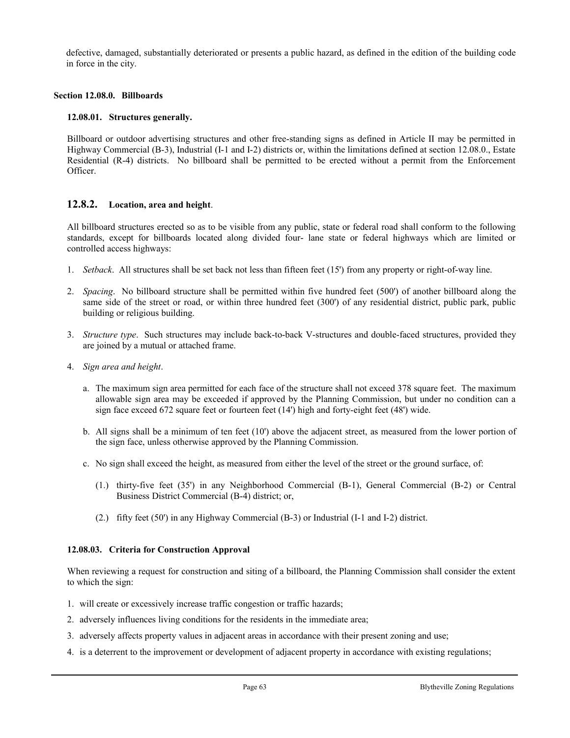defective, damaged, substantially deteriorated or presents a public hazard, as defined in the edition of the building code in force in the city.

## Section 12.08.0. Billboards

### 12.08.01. Structures generally.

Billboard or outdoor advertising structures and other free-standing signs as defined in Article II may be permitted in Highway Commercial (B-3), Industrial (I-1 and I-2) districts or, within the limitations defined at section 12.08.0., Estate Residential (R-4) districts. No billboard shall be permitted to be erected without a permit from the Enforcement Officer.

### 12.8.2. Location, area and height.

All billboard structures erected so as to be visible from any public, state or federal road shall conform to the following standards, except for billboards located along divided four- lane state or federal highways which are limited or controlled access highways:

1. *Setback*. All structures shall be set back not less than fifteen feet (15') from any property or right-of-way line.
2. *Spacing*. No billboard structure shall be permitted within five hundred feet (500') of another billboard along the same side of the street or road, or within three hundred feet (300') of any residential district, public park, public building or religious building.
3. *Structure type*. Such structures may include back-to-back V-structures and double-faced structures, provided they are joined by a mutual or attached frame.
4. *Sign area and height*.
   a. The maximum sign area permitted for each face of the structure shall not exceed 378 square feet. The maximum allowable sign area may be exceeded if approved by the Planning Commission, but under no condition can a sign face exceed 672 square feet or fourteen feet (14') high and forty-eight feet (48') wide.
   b. All signs shall be a minimum of ten feet (10') above the adjacent street, as measured from the lower portion of the sign face, unless otherwise approved by the Planning Commission.
   c. No sign shall exceed the height, as measured from either the level of the street or the ground surface, of:
      (1.) thirty-five feet (35') in any Neighborhood Commercial (B-1), General Commercial (B-2) or Central Business District Commercial (B-4) district; or,
      (2.) fifty feet (50') in any Highway Commercial (B-3) or Industrial (I-1 and I-2) district.

### 12.08.03. Criteria for Construction Approval

When reviewing a request for construction and siting of a billboard, the Planning Commission shall consider the extent to which the sign:

1. will create or excessively increase traffic congestion or traffic hazards;
2. adversely influences living conditions for the residents in the immediate area;
3. adversely affects property values in adjacent areas in accordance with their present zoning and use;
4. is a deterrent to the improvement or development of adjacent property in accordance with existing regulations;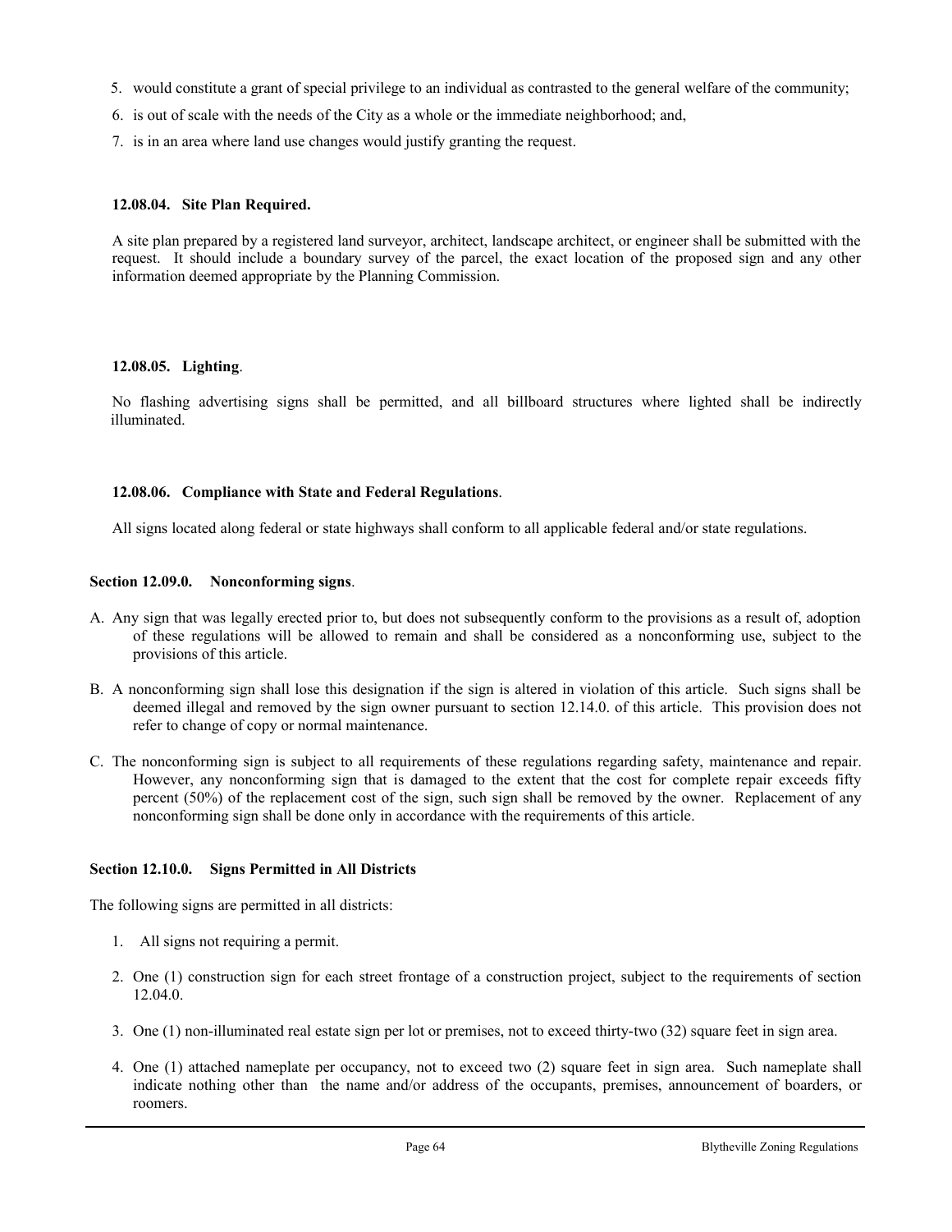5. would constitute a grant of special privilege to an individual as contrasted to the general welfare of the community;
6. is out of scale with the needs of the City as a whole or the immediate neighborhood; and,
7. is in an area where land use changes would justify granting the request.

**12.08.04. Site Plan Required.**

A site plan prepared by a registered land surveyor, architect, landscape architect, or engineer shall be submitted with the request. It should include a boundary survey of the parcel, the exact location of the proposed sign and any other information deemed appropriate by the Planning Commission.

**12.08.05. Lighting**.

No flashing advertising signs shall be permitted, and all billboard structures where lighted shall be indirectly illuminated.

**12.08.06. Compliance with State and Federal Regulations**.

All signs located along federal or state highways shall conform to all applicable federal and/or state regulations.

### Section 12.09.0. Nonconforming signs.

A. Any sign that was legally erected prior to, but does not subsequently conform to the provisions as a result of, adoption of these regulations will be allowed to remain and shall be considered as a nonconforming use, subject to the provisions of this article.

B. A nonconforming sign shall lose this designation if the sign is altered in violation of this article. Such signs shall be deemed illegal and removed by the sign owner pursuant to section 12.14.0. of this article. This provision does not refer to change of copy or normal maintenance.

C. The nonconforming sign is subject to all requirements of these regulations regarding safety, maintenance and repair. However, any nonconforming sign that is damaged to the extent that the cost for complete repair exceeds fifty percent (50%) of the replacement cost of the sign, such sign shall be removed by the owner. Replacement of any nonconforming sign shall be done only in accordance with the requirements of this article.

### Section 12.10.0. Signs Permitted in All Districts

The following signs are permitted in all districts:

1. All signs not requiring a permit.
2. One (1) construction sign for each street frontage of a construction project, subject to the requirements of section 12.04.0.
3. One (1) non-illuminated real estate sign per lot or premises, not to exceed thirty-two (32) square feet in sign area.
4. One (1) attached nameplate per occupancy, not to exceed two (2) square feet in sign area. Such nameplate shall indicate nothing other than the name and/or address of the occupants, premises, announcement of boarders, or roomers.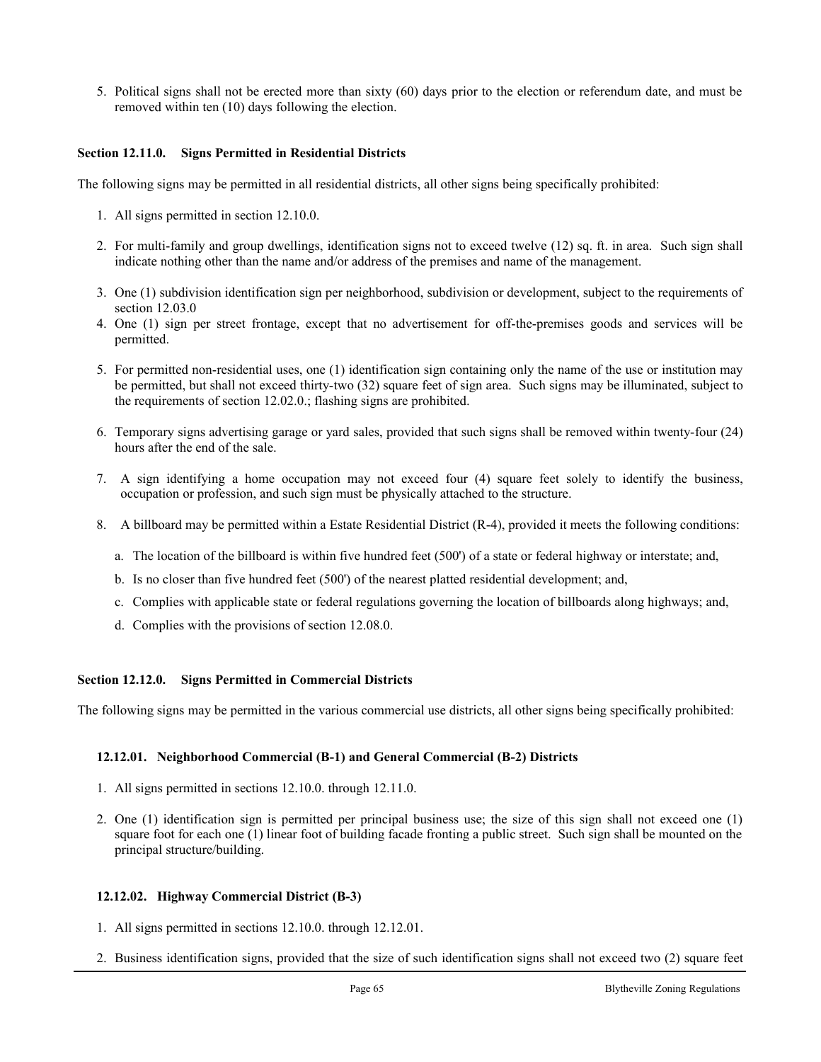5. Political signs shall not be erected more than sixty (60) days prior to the election or referendum date, and must be removed within ten (10) days following the election.

### Section 12.11.0. Signs Permitted in Residential Districts

The following signs may be permitted in all residential districts, all other signs being specifically prohibited:

1. All signs permitted in section 12.10.0.
2. For multi-family and group dwellings, identification signs not to exceed twelve (12) sq. ft. in area. Such sign shall indicate nothing other than the name and/or address of the premises and name of the management.
3. One (1) subdivision identification sign per neighborhood, subdivision or development, subject to the requirements of section 12.03.0
4. One (1) sign per street frontage, except that no advertisement for off-the-premises goods and services will be permitted.
5. For permitted non-residential uses, one (1) identification sign containing only the name of the use or institution may be permitted, but shall not exceed thirty-two (32) square feet of sign area. Such signs may be illuminated, subject to the requirements of section 12.02.0.; flashing signs are prohibited.
6. Temporary signs advertising garage or yard sales, provided that such signs shall be removed within twenty-four (24) hours after the end of the sale.
7. A sign identifying a home occupation may not exceed four (4) square feet solely to identify the business, occupation or profession, and such sign must be physically attached to the structure.
8. A billboard may be permitted within a Estate Residential District (R-4), provided it meets the following conditions:
   a. The location of the billboard is within five hundred feet (500') of a state or federal highway or interstate; and,
   b. Is no closer than five hundred feet (500') of the nearest platted residential development; and,
   c. Complies with applicable state or federal regulations governing the location of billboards along highways; and,
   d. Complies with the provisions of section 12.08.0.

### Section 12.12.0. Signs Permitted in Commercial Districts

The following signs may be permitted in the various commercial use districts, all other signs being specifically prohibited:

#### 12.12.01. Neighborhood Commercial (B-1) and General Commercial (B-2) Districts

1. All signs permitted in sections 12.10.0. through 12.11.0.
2. One (1) identification sign is permitted per principal business use; the size of this sign shall not exceed one (1) square foot for each one (1) linear foot of building facade fronting a public street. Such sign shall be mounted on the principal structure/building.

#### 12.12.02. Highway Commercial District (B-3)

1. All signs permitted in sections 12.10.0. through 12.12.01.
2. Business identification signs, provided that the size of such identification signs shall not exceed two (2) square feet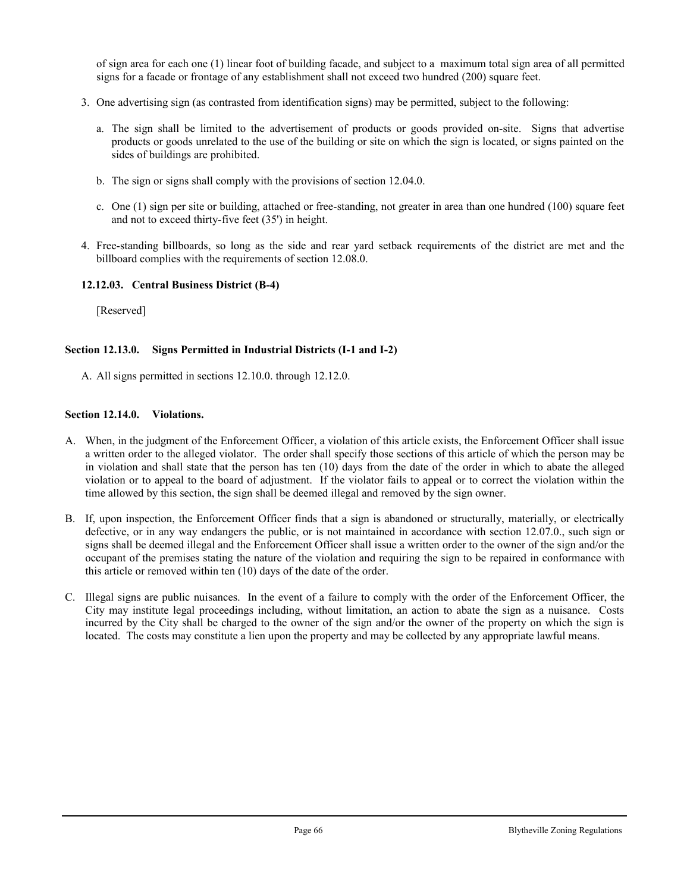of sign area for each one (1) linear foot of building facade, and subject to a maximum total sign area of all permitted signs for a facade or frontage of any establishment shall not exceed two hundred (200) square feet.

3. One advertising sign (as contrasted from identification signs) may be permitted, subject to the following:

   a. The sign shall be limited to the advertisement of products or goods provided on-site. Signs that advertise products or goods unrelated to the use of the building or site on which the sign is located, or signs painted on the sides of buildings are prohibited.

   b. The sign or signs shall comply with the provisions of section 12.04.0.

   c. One (1) sign per site or building, attached or free-standing, not greater in area than one hundred (100) square feet and not to exceed thirty-five feet (35') in height.

4. Free-standing billboards, so long as the side and rear yard setback requirements of the district are met and the billboard complies with the requirements of section 12.08.0.

#### 12.12.03. Central Business District (B-4)

[Reserved]

### Section 12.13.0. Signs Permitted in Industrial Districts (I-1 and I-2)

A. All signs permitted in sections 12.10.0. through 12.12.0.

### Section 12.14.0. Violations.

A. When, in the judgment of the Enforcement Officer, a violation of this article exists, the Enforcement Officer shall issue a written order to the alleged violator. The order shall specify those sections of this article of which the person may be in violation and shall state that the person has ten (10) days from the date of the order in which to abate the alleged violation or to appeal to the board of adjustment. If the violator fails to appeal or to correct the violation within the time allowed by this section, the sign shall be deemed illegal and removed by the sign owner.

B. If, upon inspection, the Enforcement Officer finds that a sign is abandoned or structurally, materially, or electrically defective, or in any way endangers the public, or is not maintained in accordance with section 12.07.0., such sign or signs shall be deemed illegal and the Enforcement Officer shall issue a written order to the owner of the sign and/or the occupant of the premises stating the nature of the violation and requiring the sign to be repaired in conformance with this article or removed within ten (10) days of the date of the order.

C. Illegal signs are public nuisances. In the event of a failure to comply with the order of the Enforcement Officer, the City may institute legal proceedings including, without limitation, an action to abate the sign as a nuisance. Costs incurred by the City shall be charged to the owner of the sign and/or the owner of the property on which the sign is located. The costs may constitute a lien upon the property and may be collected by any appropriate lawful means.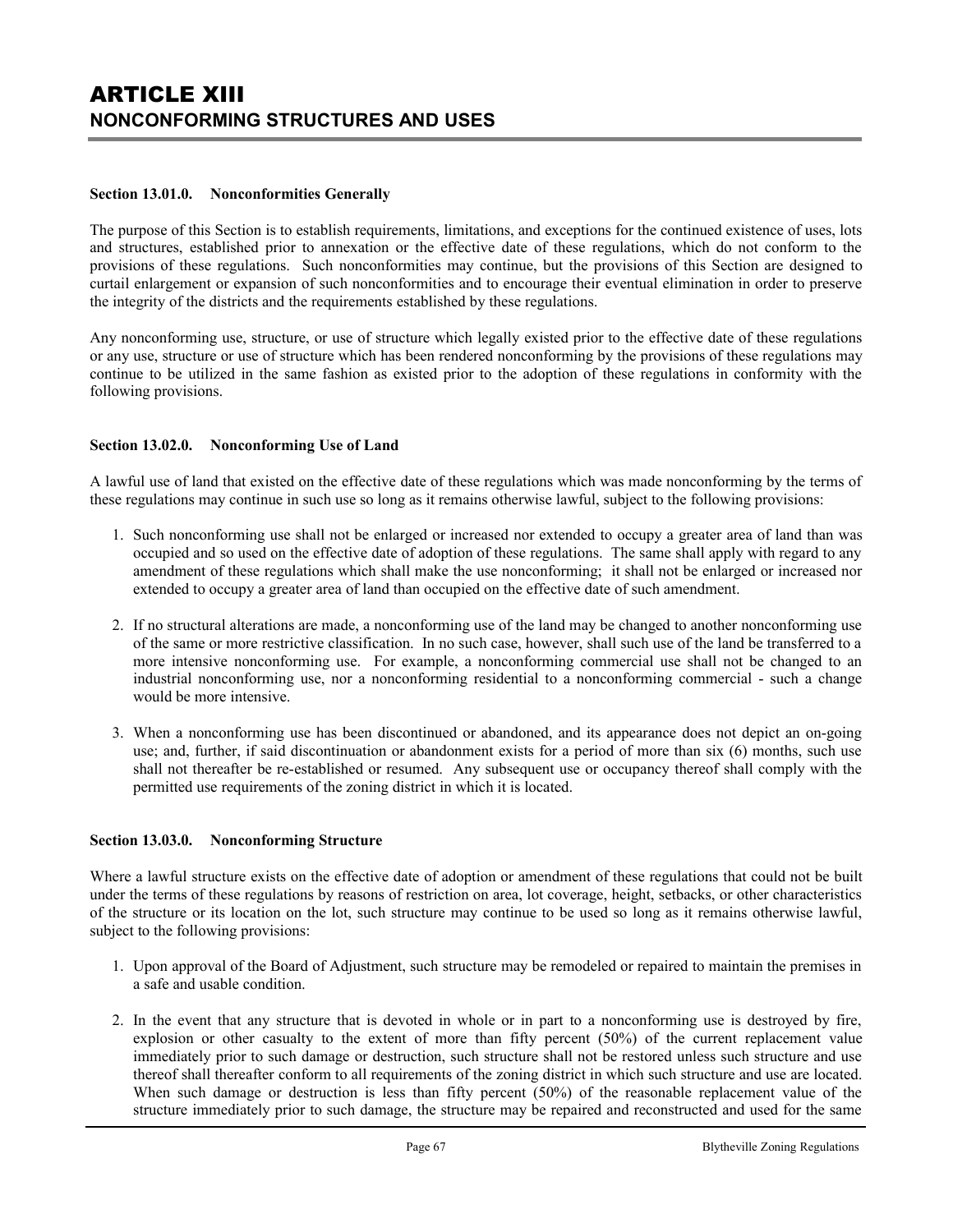# ARTICLE XIII
## NONCONFORMING STRUCTURES AND USES

**Section 13.01.0. Nonconformities Generally**

The purpose of this Section is to establish requirements, limitations, and exceptions for the continued existence of uses, lots and structures, established prior to annexation or the effective date of these regulations, which do not conform to the provisions of these regulations. Such nonconformities may continue, but the provisions of this Section are designed to curtail enlargement or expansion of such nonconformities and to encourage their eventual elimination in order to preserve the integrity of the districts and the requirements established by these regulations.

Any nonconforming use, structure, or use of structure which legally existed prior to the effective date of these regulations or any use, structure or use of structure which has been rendered nonconforming by the provisions of these regulations may continue to be utilized in the same fashion as existed prior to the adoption of these regulations in conformity with the following provisions.

**Section 13.02.0. Nonconforming Use of Land**

A lawful use of land that existed on the effective date of these regulations which was made nonconforming by the terms of these regulations may continue in such use so long as it remains otherwise lawful, subject to the following provisions:

1. Such nonconforming use shall not be enlarged or increased nor extended to occupy a greater area of land than was occupied and so used on the effective date of adoption of these regulations. The same shall apply with regard to any amendment of these regulations which shall make the use nonconforming; it shall not be enlarged or increased nor extended to occupy a greater area of land than occupied on the effective date of such amendment.

2. If no structural alterations are made, a nonconforming use of the land may be changed to another nonconforming use of the same or more restrictive classification. In no such case, however, shall such use of the land be transferred to a more intensive nonconforming use. For example, a nonconforming commercial use shall not be changed to an industrial nonconforming use, nor a nonconforming residential to a nonconforming commercial - such a change would be more intensive.

3. When a nonconforming use has been discontinued or abandoned, and its appearance does not depict an on-going use; and, further, if said discontinuation or abandonment exists for a period of more than six (6) months, such use shall not thereafter be re-established or resumed. Any subsequent use or occupancy thereof shall comply with the permitted use requirements of the zoning district in which it is located.

**Section 13.03.0. Nonconforming Structure**

Where a lawful structure exists on the effective date of adoption or amendment of these regulations that could not be built under the terms of these regulations by reasons of restriction on area, lot coverage, height, setbacks, or other characteristics of the structure or its location on the lot, such structure may continue to be used so long as it remains otherwise lawful, subject to the following provisions:

1. Upon approval of the Board of Adjustment, such structure may be remodeled or repaired to maintain the premises in a safe and usable condition.

2. In the event that any structure that is devoted in whole or in part to a nonconforming use is destroyed by fire, explosion or other casualty to the extent of more than fifty percent (50%) of the current replacement value immediately prior to such damage or destruction, such structure shall not be restored unless such structure and use thereof shall thereafter conform to all requirements of the zoning district in which such structure and use are located. When such damage or destruction is less than fifty percent (50%) of the reasonable replacement value of the structure immediately prior to such damage, the structure may be repaired and reconstructed and used for the same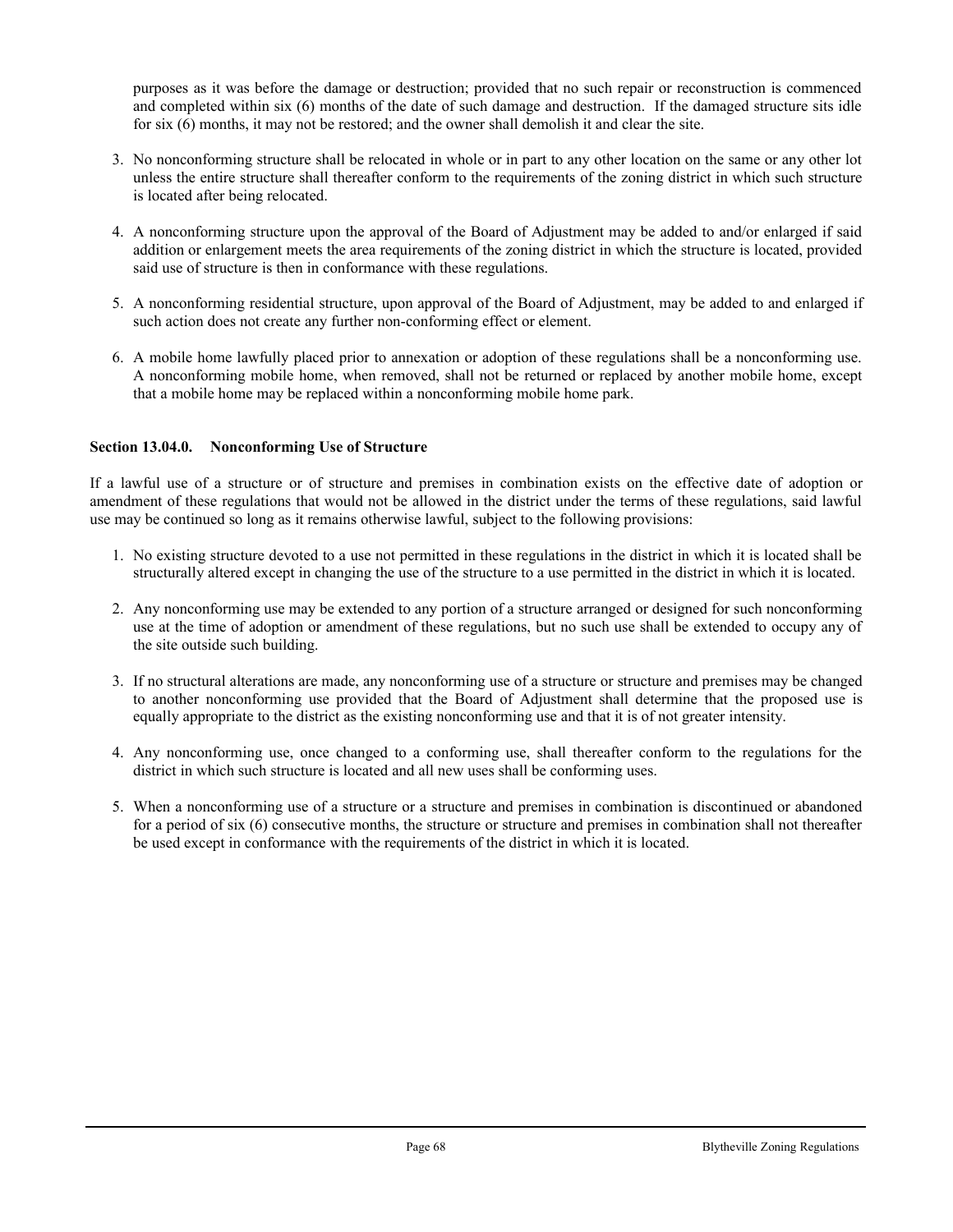purposes as it was before the damage or destruction; provided that no such repair or reconstruction is commenced and completed within six (6) months of the date of such damage and destruction. If the damaged structure sits idle for six (6) months, it may not be restored; and the owner shall demolish it and clear the site.

3. No nonconforming structure shall be relocated in whole or in part to any other location on the same or any other lot unless the entire structure shall thereafter conform to the requirements of the zoning district in which such structure is located after being relocated.

4. A nonconforming structure upon the approval of the Board of Adjustment may be added to and/or enlarged if said addition or enlargement meets the area requirements of the zoning district in which the structure is located, provided said use of structure is then in conformance with these regulations.

5. A nonconforming residential structure, upon approval of the Board of Adjustment, may be added to and enlarged if such action does not create any further non-conforming effect or element.

6. A mobile home lawfully placed prior to annexation or adoption of these regulations shall be a nonconforming use. A nonconforming mobile home, when removed, shall not be returned or replaced by another mobile home, except that a mobile home may be replaced within a nonconforming mobile home park.

**Section 13.04.0. Nonconforming Use of Structure**

If a lawful use of a structure or of structure and premises in combination exists on the effective date of adoption or amendment of these regulations that would not be allowed in the district under the terms of these regulations, said lawful use may be continued so long as it remains otherwise lawful, subject to the following provisions:

1. No existing structure devoted to a use not permitted in these regulations in the district in which it is located shall be structurally altered except in changing the use of the structure to a use permitted in the district in which it is located.

2. Any nonconforming use may be extended to any portion of a structure arranged or designed for such nonconforming use at the time of adoption or amendment of these regulations, but no such use shall be extended to occupy any of the site outside such building.

3. If no structural alterations are made, any nonconforming use of a structure or structure and premises may be changed to another nonconforming use provided that the Board of Adjustment shall determine that the proposed use is equally appropriate to the district as the existing nonconforming use and that it is of not greater intensity.

4. Any nonconforming use, once changed to a conforming use, shall thereafter conform to the regulations for the district in which such structure is located and all new uses shall be conforming uses.

5. When a nonconforming use of a structure or a structure and premises in combination is discontinued or abandoned for a period of six (6) consecutive months, the structure or structure and premises in combination shall not thereafter be used except in conformance with the requirements of the district in which it is located.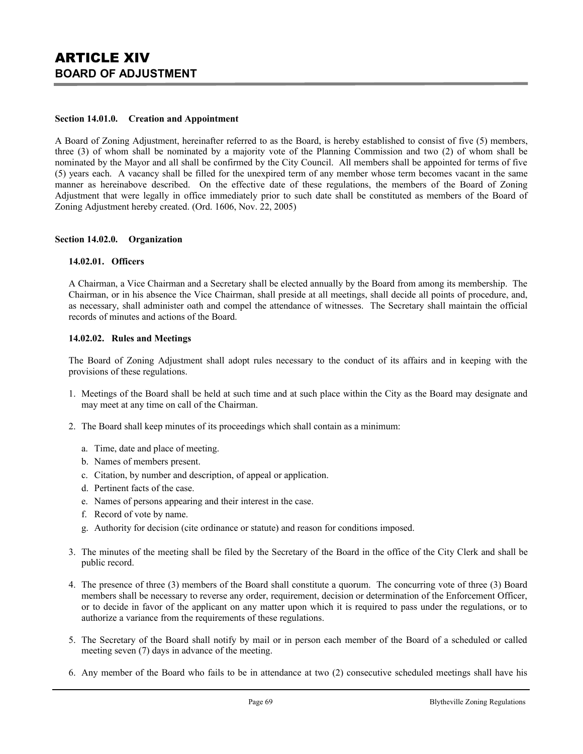# ARTICLE XIV
## BOARD OF ADJUSTMENT

### Section 14.01.0. Creation and Appointment

A Board of Zoning Adjustment, hereinafter referred to as the Board, is hereby established to consist of five (5) members, three (3) of whom shall be nominated by a majority vote of the Planning Commission and two (2) of whom shall be nominated by the Mayor and all shall be confirmed by the City Council. All members shall be appointed for terms of five (5) years each. A vacancy shall be filled for the unexpired term of any member whose term becomes vacant in the same manner as hereinabove described. On the effective date of these regulations, the members of the Board of Zoning Adjustment that were legally in office immediately prior to such date shall be constituted as members of the Board of Zoning Adjustment hereby created. (Ord. 1606, Nov. 22, 2005)

### Section 14.02.0. Organization

#### 14.02.01. Officers

A Chairman, a Vice Chairman and a Secretary shall be elected annually by the Board from among its membership. The Chairman, or in his absence the Vice Chairman, shall preside at all meetings, shall decide all points of procedure, and, as necessary, shall administer oath and compel the attendance of witnesses. The Secretary shall maintain the official records of minutes and actions of the Board.

#### 14.02.02. Rules and Meetings

The Board of Zoning Adjustment shall adopt rules necessary to the conduct of its affairs and in keeping with the provisions of these regulations.

1. Meetings of the Board shall be held at such time and at such place within the City as the Board may designate and may meet at any time on call of the Chairman.
2. The Board shall keep minutes of its proceedings which shall contain as a minimum:
   a. Time, date and place of meeting.
   b. Names of members present.
   c. Citation, by number and description, of appeal or application.
   d. Pertinent facts of the case.
   e. Names of persons appearing and their interest in the case.
   f. Record of vote by name.
   g. Authority for decision (cite ordinance or statute) and reason for conditions imposed.
3. The minutes of the meeting shall be filed by the Secretary of the Board in the office of the City Clerk and shall be public record.
4. The presence of three (3) members of the Board shall constitute a quorum. The concurring vote of three (3) Board members shall be necessary to reverse any order, requirement, decision or determination of the Enforcement Officer, or to decide in favor of the applicant on any matter upon which it is required to pass under the regulations, or to authorize a variance from the requirements of these regulations.
5. The Secretary of the Board shall notify by mail or in person each member of the Board of a scheduled or called meeting seven (7) days in advance of the meeting.
6. Any member of the Board who fails to be in attendance at two (2) consecutive scheduled meetings shall have his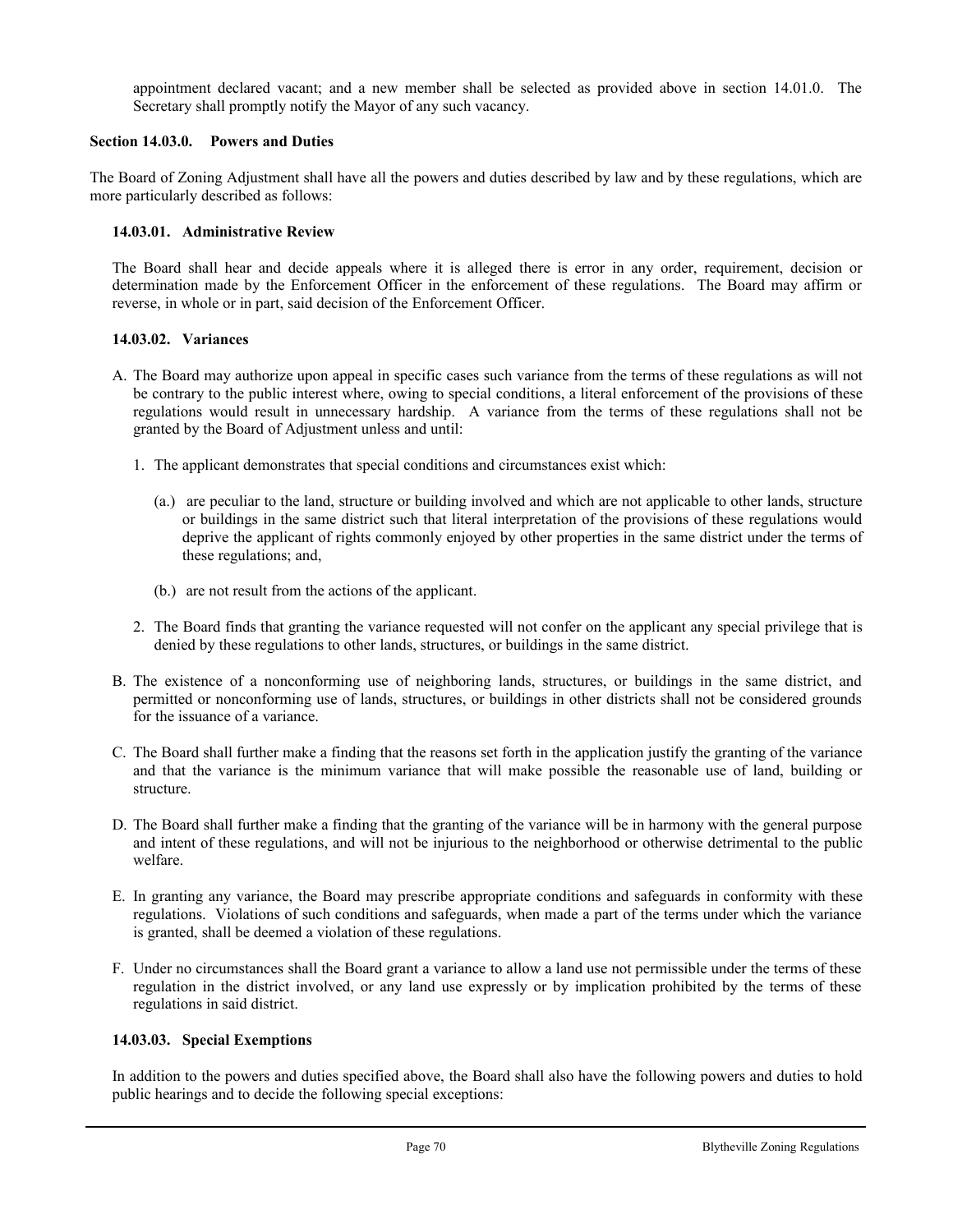appointment declared vacant; and a new member shall be selected as provided above in section 14.01.0. The Secretary shall promptly notify the Mayor of any such vacancy.

### Section 14.03.0. Powers and Duties

The Board of Zoning Adjustment shall have all the powers and duties described by law and by these regulations, which are more particularly described as follows:

#### 14.03.01. Administrative Review

The Board shall hear and decide appeals where it is alleged there is error in any order, requirement, decision or determination made by the Enforcement Officer in the enforcement of these regulations. The Board may affirm or reverse, in whole or in part, said decision of the Enforcement Officer.

#### 14.03.02. Variances

A. The Board may authorize upon appeal in specific cases such variance from the terms of these regulations as will not be contrary to the public interest where, owing to special conditions, a literal enforcement of the provisions of these regulations would result in unnecessary hardship. A variance from the terms of these regulations shall not be granted by the Board of Adjustment unless and until:

   1. The applicant demonstrates that special conditions and circumstances exist which:

      (a.) are peculiar to the land, structure or building involved and which are not applicable to other lands, structure or buildings in the same district such that literal interpretation of the provisions of these regulations would deprive the applicant of rights commonly enjoyed by other properties in the same district under the terms of these regulations; and,

      (b.) are not result from the actions of the applicant.

   2. The Board finds that granting the variance requested will not confer on the applicant any special privilege that is denied by these regulations to other lands, structures, or buildings in the same district.

B. The existence of a nonconforming use of neighboring lands, structures, or buildings in the same district, and permitted or nonconforming use of lands, structures, or buildings in other districts shall not be considered grounds for the issuance of a variance.

C. The Board shall further make a finding that the reasons set forth in the application justify the granting of the variance and that the variance is the minimum variance that will make possible the reasonable use of land, building or structure.

D. The Board shall further make a finding that the granting of the variance will be in harmony with the general purpose and intent of these regulations, and will not be injurious to the neighborhood or otherwise detrimental to the public welfare.

E. In granting any variance, the Board may prescribe appropriate conditions and safeguards in conformity with these regulations. Violations of such conditions and safeguards, when made a part of the terms under which the variance is granted, shall be deemed a violation of these regulations.

F. Under no circumstances shall the Board grant a variance to allow a land use not permissible under the terms of these regulation in the district involved, or any land use expressly or by implication prohibited by the terms of these regulations in said district.

#### 14.03.03. Special Exemptions

In addition to the powers and duties specified above, the Board shall also have the following powers and duties to hold public hearings and to decide the following special exceptions: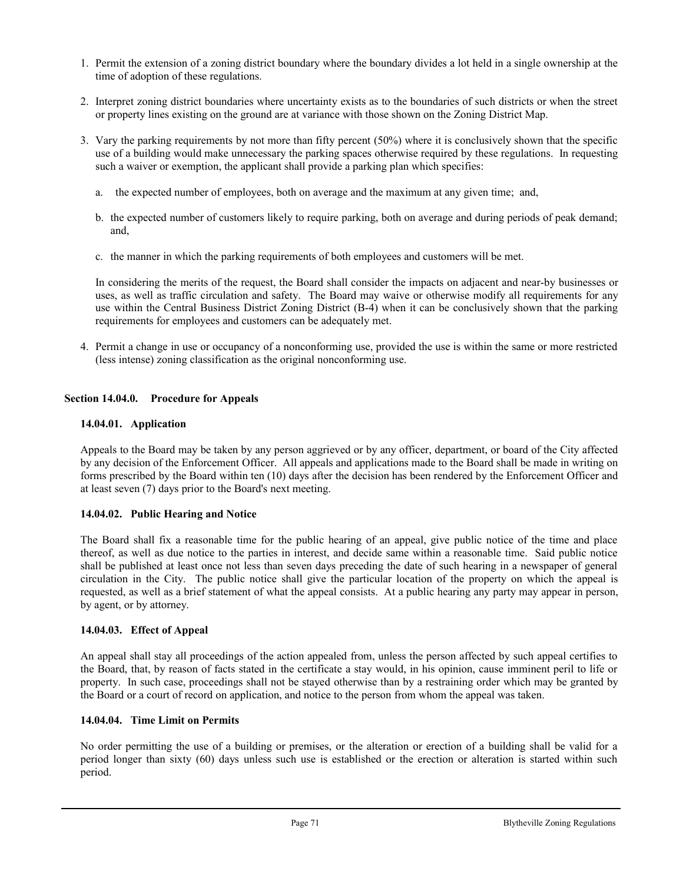1. Permit the extension of a zoning district boundary where the boundary divides a lot held in a single ownership at the time of adoption of these regulations.

2. Interpret zoning district boundaries where uncertainty exists as to the boundaries of such districts or when the street or property lines existing on the ground are at variance with those shown on the Zoning District Map.

3. Vary the parking requirements by not more than fifty percent (50%) where it is conclusively shown that the specific use of a building would make unnecessary the parking spaces otherwise required by these regulations. In requesting such a waiver or exemption, the applicant shall provide a parking plan which specifies:

   a. the expected number of employees, both on average and the maximum at any given time; and,

   b. the expected number of customers likely to require parking, both on average and during periods of peak demand; and,

   c. the manner in which the parking requirements of both employees and customers will be met.

   In considering the merits of the request, the Board shall consider the impacts on adjacent and near-by businesses or uses, as well as traffic circulation and safety. The Board may waive or otherwise modify all requirements for any use within the Central Business District Zoning District (B-4) when it can be conclusively shown that the parking requirements for employees and customers can be adequately met.

4. Permit a change in use or occupancy of a nonconforming use, provided the use is within the same or more restricted (less intense) zoning classification as the original nonconforming use.

## Section 14.04.0. Procedure for Appeals

### 14.04.01. Application

Appeals to the Board may be taken by any person aggrieved or by any officer, department, or board of the City affected by any decision of the Enforcement Officer. All appeals and applications made to the Board shall be made in writing on forms prescribed by the Board within ten (10) days after the decision has been rendered by the Enforcement Officer and at least seven (7) days prior to the Board's next meeting.

### 14.04.02. Public Hearing and Notice

The Board shall fix a reasonable time for the public hearing of an appeal, give public notice of the time and place thereof, as well as due notice to the parties in interest, and decide same within a reasonable time. Said public notice shall be published at least once not less than seven days preceding the date of such hearing in a newspaper of general circulation in the City. The public notice shall give the particular location of the property on which the appeal is requested, as well as a brief statement of what the appeal consists. At a public hearing any party may appear in person, by agent, or by attorney.

### 14.04.03. Effect of Appeal

An appeal shall stay all proceedings of the action appealed from, unless the person affected by such appeal certifies to the Board, that, by reason of facts stated in the certificate a stay would, in his opinion, cause imminent peril to life or property. In such case, proceedings shall not be stayed otherwise than by a restraining order which may be granted by the Board or a court of record on application, and notice to the person from whom the appeal was taken.

### 14.04.04. Time Limit on Permits

No order permitting the use of a building or premises, or the alteration or erection of a building shall be valid for a period longer than sixty (60) days unless such use is established or the erection or alteration is started within such period.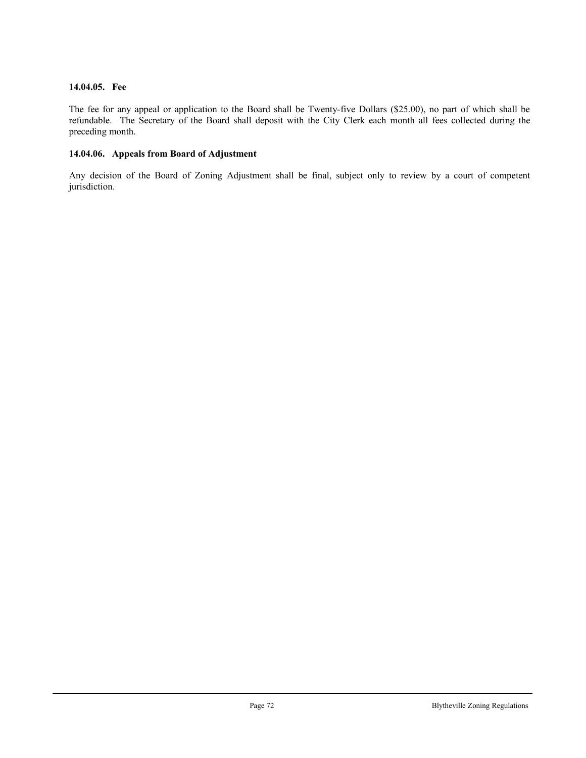### 14.04.05. Fee

The fee for any appeal or application to the Board shall be Twenty-five Dollars ($25.00), no part of which shall be refundable. The Secretary of the Board shall deposit with the City Clerk each month all fees collected during the preceding month.

### 14.04.06. Appeals from Board of Adjustment

Any decision of the Board of Zoning Adjustment shall be final, subject only to review by a court of competent jurisdiction.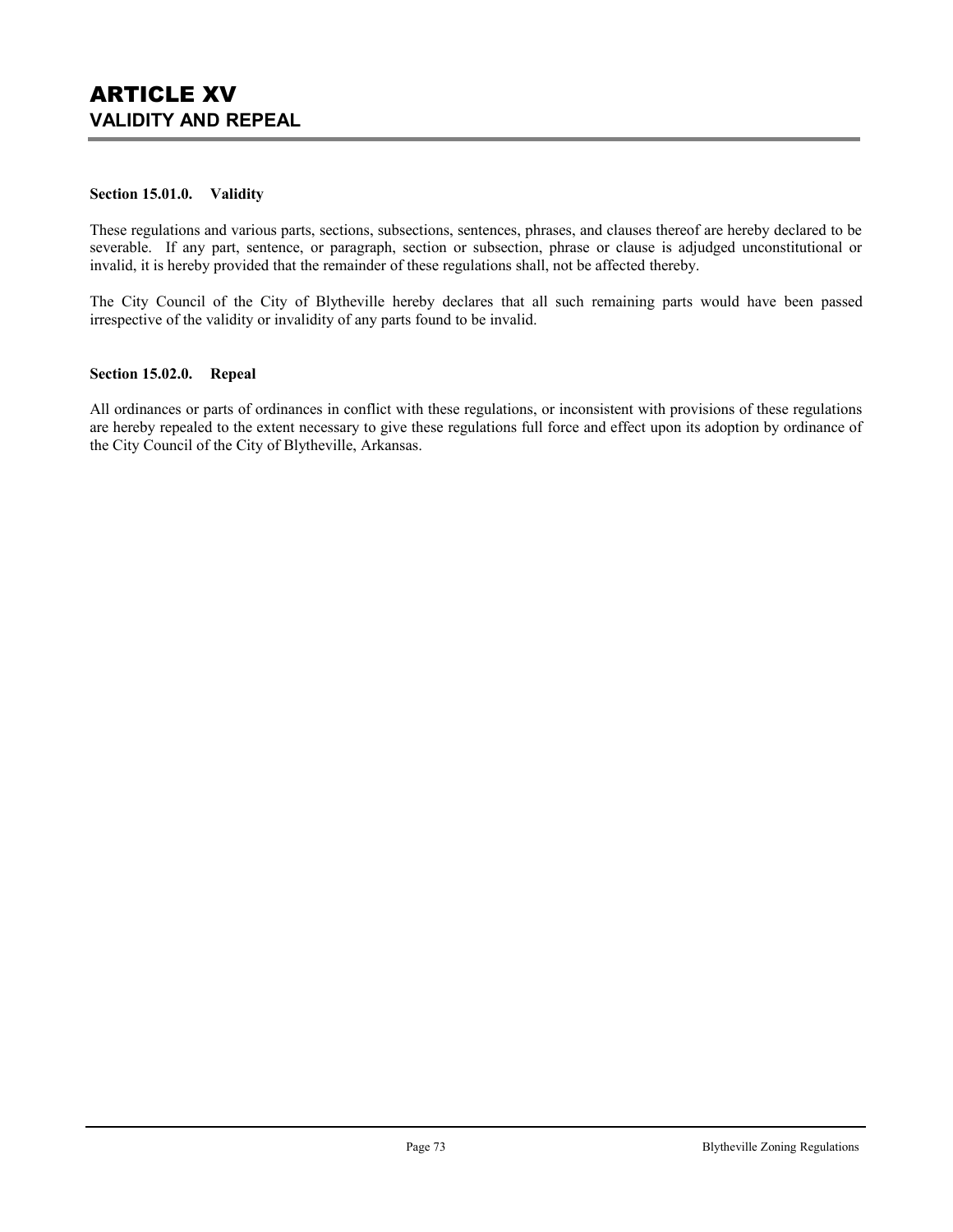# ARTICLE XV
## VALIDITY AND REPEAL

**Section 15.01.0. Validity**

These regulations and various parts, sections, subsections, sentences, phrases, and clauses thereof are hereby declared to be severable. If any part, sentence, or paragraph, section or subsection, phrase or clause is adjudged unconstitutional or invalid, it is hereby provided that the remainder of these regulations shall, not be affected thereby.

The City Council of the City of Blytheville hereby declares that all such remaining parts would have been passed irrespective of the validity or invalidity of any parts found to be invalid.

**Section 15.02.0. Repeal**

All ordinances or parts of ordinances in conflict with these regulations, or inconsistent with provisions of these regulations are hereby repealed to the extent necessary to give these regulations full force and effect upon its adoption by ordinance of the City Council of the City of Blytheville, Arkansas.